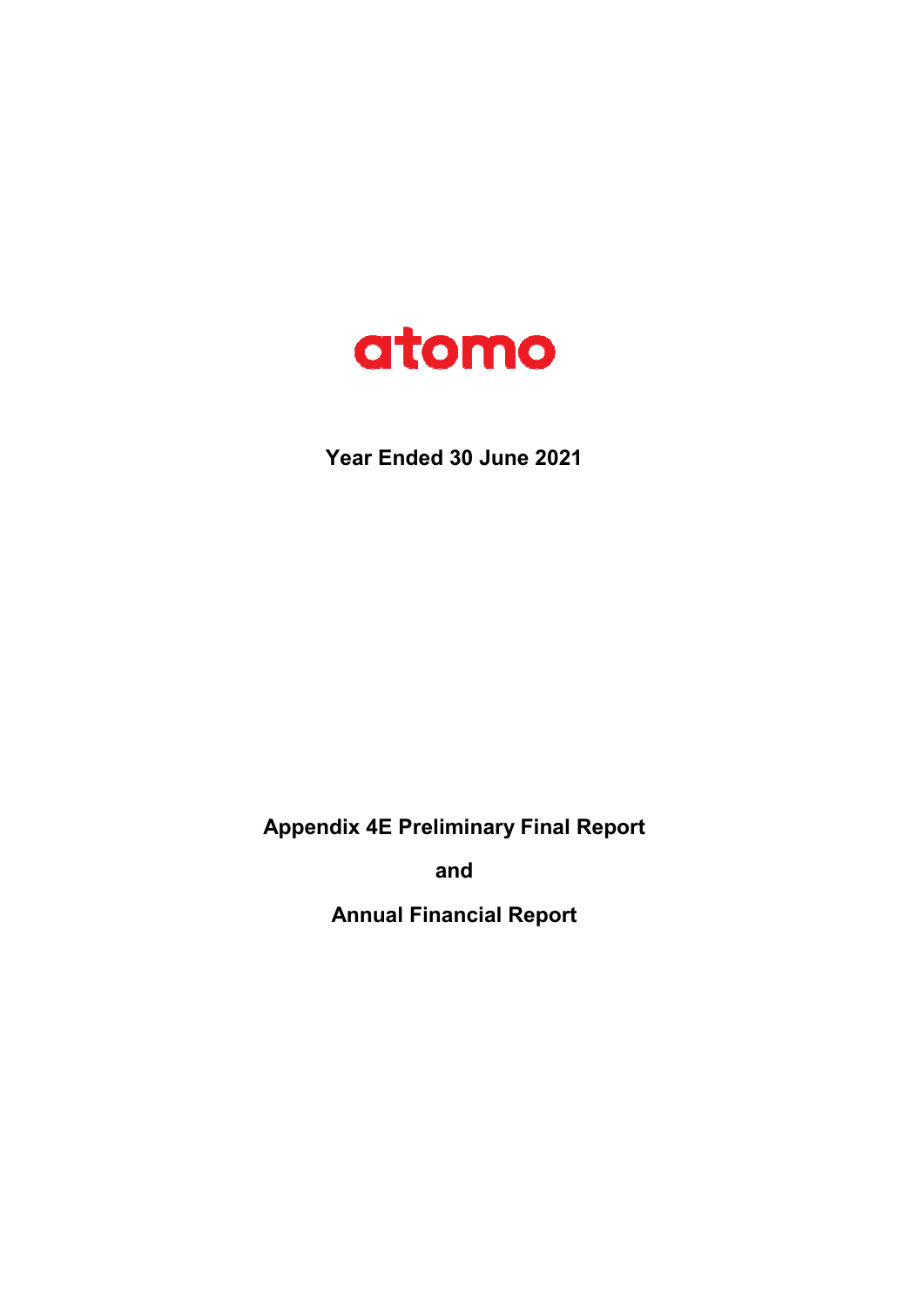# atomo

**Year Ended 30 June 2021**

**Appendix 4E Preliminary Final Report**

**and**

**Annual Financial Report**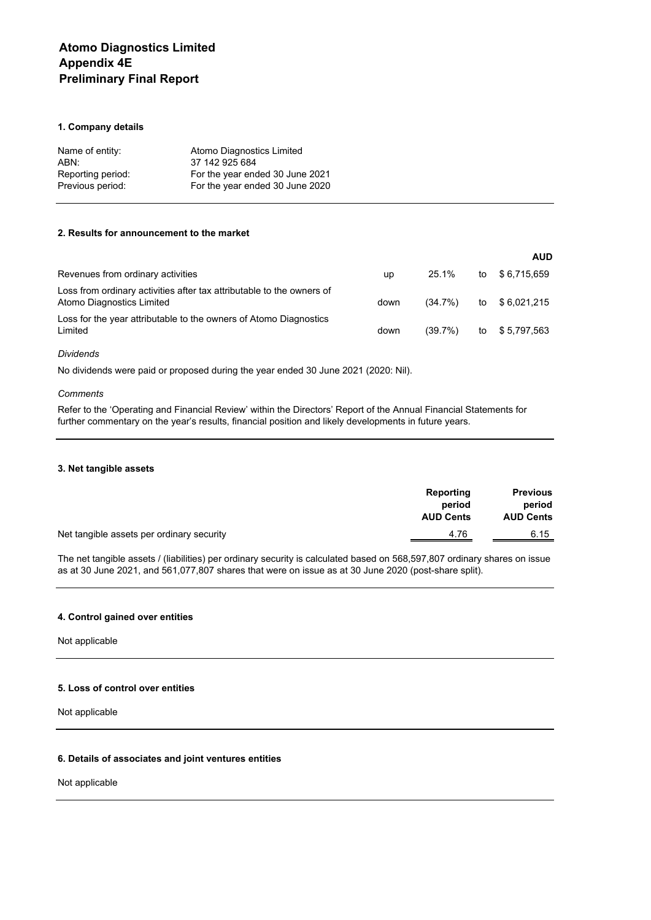# Atomo Diagnostics Limited
# Appendix 4E
# Preliminary Final Report

### 1. Company details

| | |
|---|---|
| Name of entity: | Atomo Diagnostics Limited |
| ABN: | 37 142 925 684 |
| Reporting period: | For the year ended 30 June 2021 |
| Previous period: | For the year ended 30 June 2020 |

### 2. Results for announcement to the market

| | | | | AUD |
|---|---|---|---|---|
| Revenues from ordinary activities | up | 25.1% | to | $ 6,715,659 |
| Loss from ordinary activities after tax attributable to the owners of Atomo Diagnostics Limited | down | (34.7%) | to | $ 6,021,215 |
| Loss for the year attributable to the owners of Atomo Diagnostics Limited | down | (39.7%) | to | $ 5,797,563 |

*Dividends*

No dividends were paid or proposed during the year ended 30 June 2021 (2020: Nil).

*Comments*

Refer to the 'Operating and Financial Review' within the Directors' Report of the Annual Financial Statements for further commentary on the year's results, financial position and likely developments in future years.

### 3. Net tangible assets

| | Reporting period AUD Cents | Previous period AUD Cents |
|---|---|---|
| Net tangible assets per ordinary security | 4.76 | 6.15 |

The net tangible assets / (liabilities) per ordinary security is calculated based on 568,597,807 ordinary shares on issue as at 30 June 2021, and 561,077,807 shares that were on issue as at 30 June 2020 (post-share split).

### 4. Control gained over entities

Not applicable

### 5. Loss of control over entities

Not applicable

### 6. Details of associates and joint ventures entities

Not applicable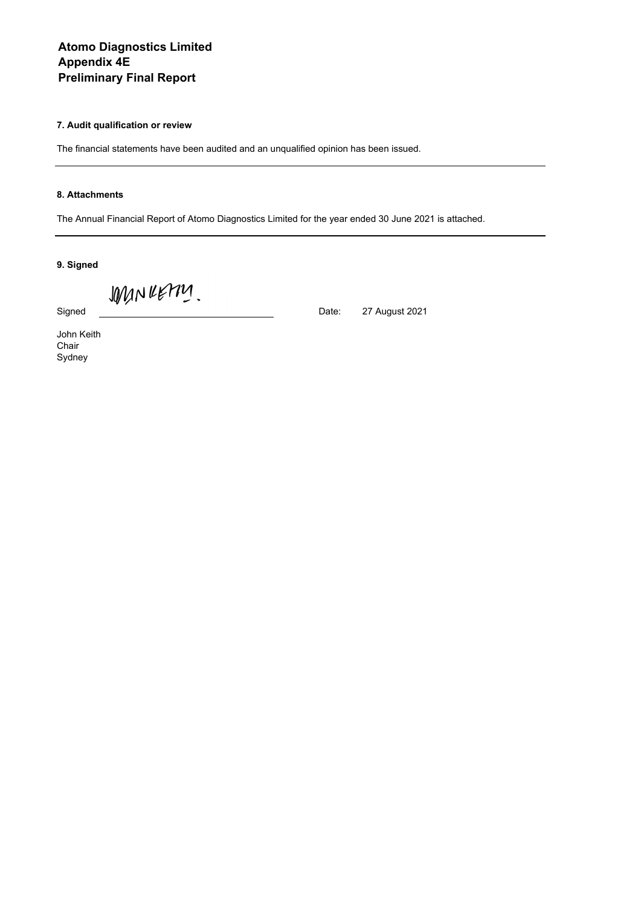# Atomo Diagnostics Limited
# Appendix 4E
# Preliminary Final Report

**7. Audit qualification or review**

The financial statements have been audited and an unqualified opinion has been issued.

---

**8. Attachments**

The Annual Financial Report of Atomo Diagnostics Limited for the year ended 30 June 2021 is attached.

---

**9. Signed**

Signed ______________________________ Date: 27 August 2021

John Keith
Chair
Sydney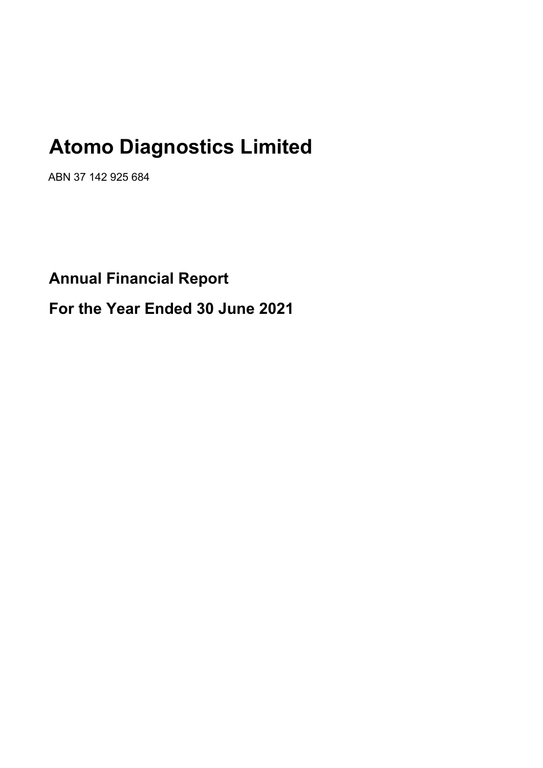# Atomo Diagnostics Limited

ABN 37 142 925 684

## Annual Financial Report

## For the Year Ended 30 June 2021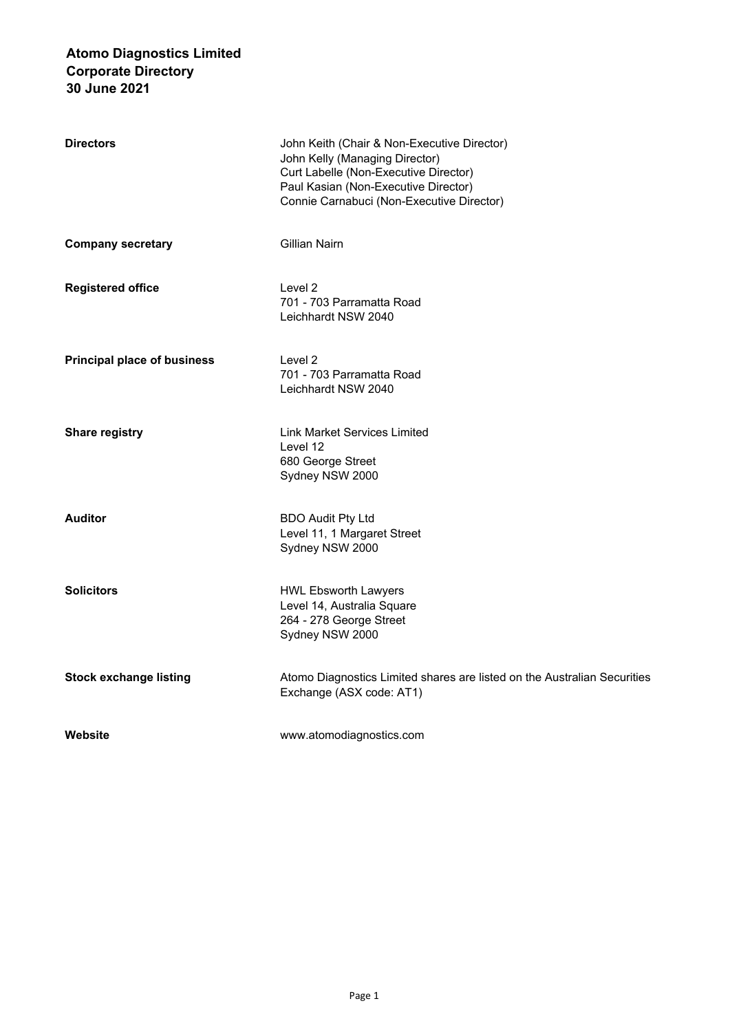# Atomo Diagnostics Limited
## Corporate Directory
## 30 June 2021

| | |
|---|---|
| **Directors** | John Keith (Chair & Non-Executive Director)<br>John Kelly (Managing Director)<br>Curt Labelle (Non-Executive Director)<br>Paul Kasian (Non-Executive Director)<br>Connie Carnabuci (Non-Executive Director) |
| **Company secretary** | Gillian Nairn |
| **Registered office** | Level 2<br>701 - 703 Parramatta Road<br>Leichhardt NSW 2040 |
| **Principal place of business** | Level 2<br>701 - 703 Parramatta Road<br>Leichhardt NSW 2040 |
| **Share registry** | Link Market Services Limited<br>Level 12<br>680 George Street<br>Sydney NSW 2000 |
| **Auditor** | BDO Audit Pty Ltd<br>Level 11, 1 Margaret Street<br>Sydney NSW 2000 |
| **Solicitors** | HWL Ebsworth Lawyers<br>Level 14, Australia Square<br>264 - 278 George Street<br>Sydney NSW 2000 |
| **Stock exchange listing** | Atomo Diagnostics Limited shares are listed on the Australian Securities Exchange (ASX code: AT1) |
| **Website** | www.atomodiagnostics.com |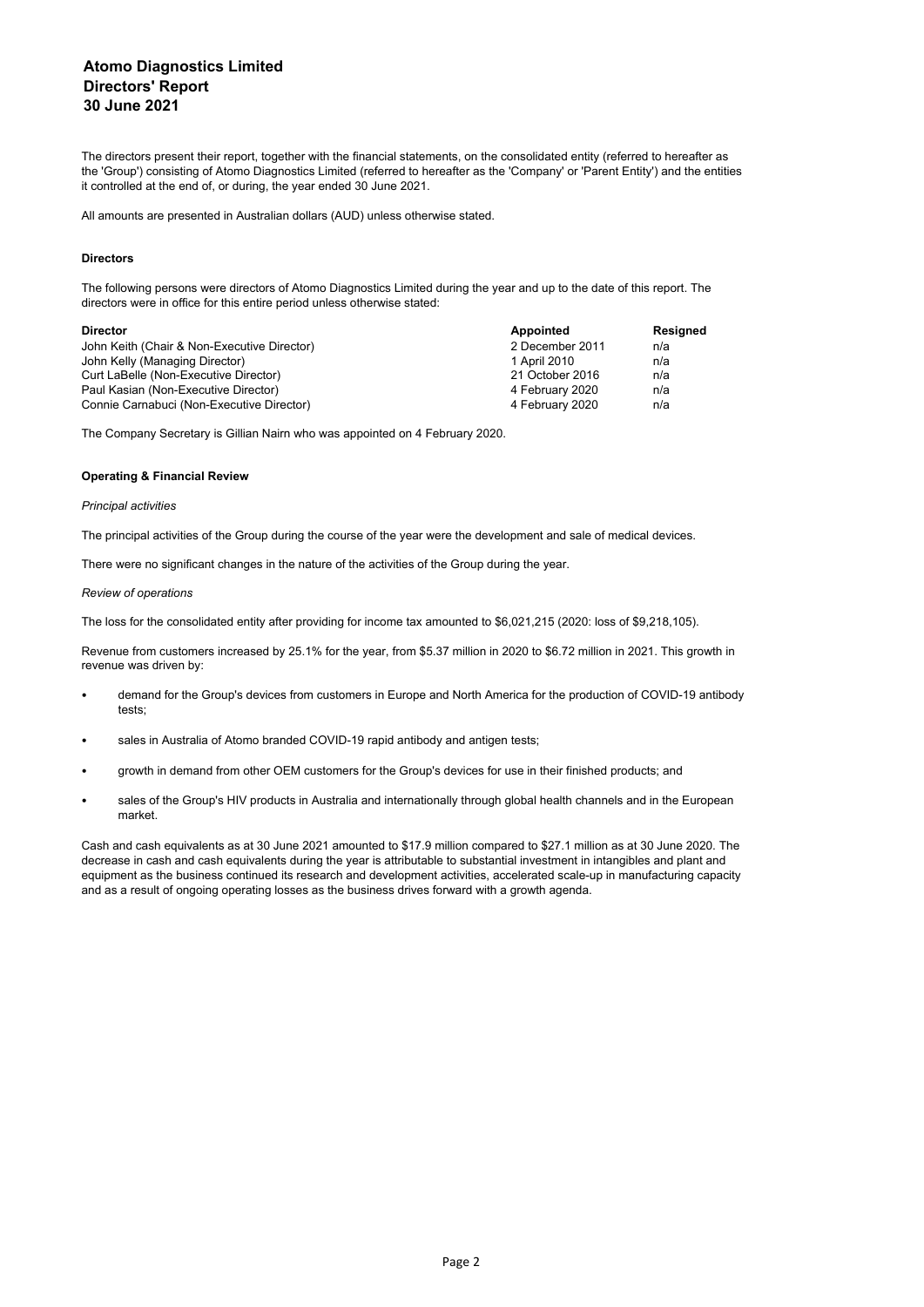# Atomo Diagnostics Limited
# Directors' Report
# 30 June 2021

The directors present their report, together with the financial statements, on the consolidated entity (referred to hereafter as the 'Group') consisting of Atomo Diagnostics Limited (referred to hereafter as the 'Company' or 'Parent Entity') and the entities it controlled at the end of, or during, the year ended 30 June 2021.

All amounts are presented in Australian dollars (AUD) unless otherwise stated.

**Directors**

The following persons were directors of Atomo Diagnostics Limited during the year and up to the date of this report. The directors were in office for this entire period unless otherwise stated:

| Director | Appointed | Resigned |
|---|---|---|
| John Keith (Chair & Non-Executive Director) | 2 December 2011 | n/a |
| John Kelly (Managing Director) | 1 April 2010 | n/a |
| Curt LaBelle (Non-Executive Director) | 21 October 2016 | n/a |
| Paul Kasian (Non-Executive Director) | 4 February 2020 | n/a |
| Connie Carnabuci (Non-Executive Director) | 4 February 2020 | n/a |

The Company Secretary is Gillian Nairn who was appointed on 4 February 2020.

**Operating & Financial Review**

*Principal activities*

The principal activities of the Group during the course of the year were the development and sale of medical devices.

There were no significant changes in the nature of the activities of the Group during the year.

*Review of operations*

The loss for the consolidated entity after providing for income tax amounted to $6,021,215 (2020: loss of $9,218,105).

Revenue from customers increased by 25.1% for the year, from $5.37 million in 2020 to $6.72 million in 2021. This growth in revenue was driven by:

- demand for the Group's devices from customers in Europe and North America for the production of COVID-19 antibody tests;
- sales in Australia of Atomo branded COVID-19 rapid antibody and antigen tests;
- growth in demand from other OEM customers for the Group's devices for use in their finished products; and
- sales of the Group's HIV products in Australia and internationally through global health channels and in the European market.

Cash and cash equivalents as at 30 June 2021 amounted to $17.9 million compared to $27.1 million as at 30 June 2020. The decrease in cash and cash equivalents during the year is attributable to substantial investment in intangibles and plant and equipment as the business continued its research and development activities, accelerated scale-up in manufacturing capacity and as a result of ongoing operating losses as the business drives forward with a growth agenda.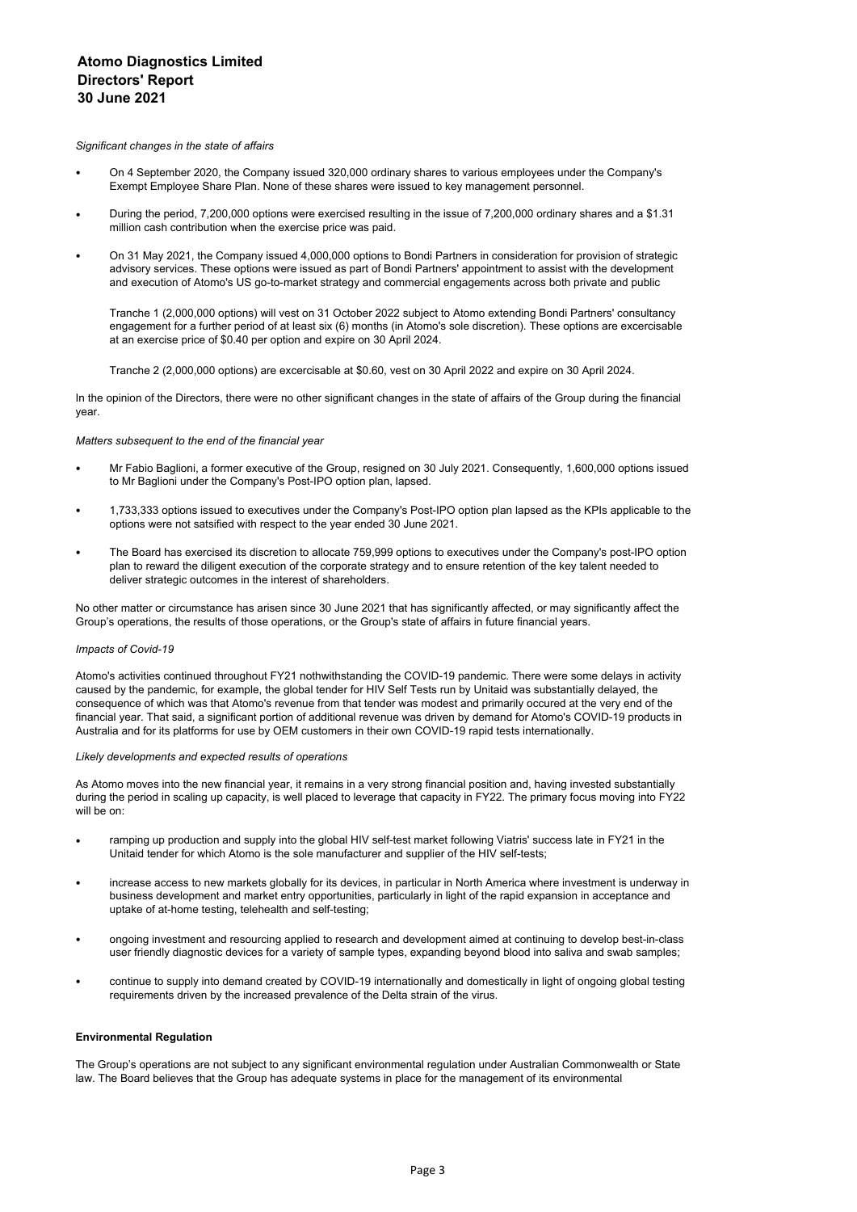*Significant changes in the state of affairs*

- On 4 September 2020, the Company issued 320,000 ordinary shares to various employees under the Company's Exempt Employee Share Plan. None of these shares were issued to key management personnel.
- During the period, 7,200,000 options were exercised resulting in the issue of 7,200,000 ordinary shares and a $1.31 million cash contribution when the exercise price was paid.
- On 31 May 2021, the Company issued 4,000,000 options to Bondi Partners in consideration for provision of strategic advisory services. These options were issued as part of Bondi Partners' appointment to assist with the development and execution of Atomo's US go-to-market strategy and commercial engagements across both private and public

  Tranche 1 (2,000,000 options) will vest on 31 October 2022 subject to Atomo extending Bondi Partners' consultancy engagement for a further period of at least six (6) months (in Atomo's sole discretion). These options are excercisable at an exercise price of $0.40 per option and expire on 30 April 2024.

  Tranche 2 (2,000,000 options) are excercisable at $0.60, vest on 30 April 2022 and expire on 30 April 2024.

In the opinion of the Directors, there were no other significant changes in the state of affairs of the Group during the financial year.

*Matters subsequent to the end of the financial year*

- Mr Fabio Baglioni, a former executive of the Group, resigned on 30 July 2021. Consequently, 1,600,000 options issued to Mr Baglioni under the Company's Post-IPO option plan, lapsed.
- 1,733,333 options issued to executives under the Company's Post-IPO option plan lapsed as the KPIs applicable to the options were not satsified with respect to the year ended 30 June 2021.
- The Board has exercised its discretion to allocate 759,999 options to executives under the Company's post-IPO option plan to reward the diligent execution of the corporate strategy and to ensure retention of the key talent needed to deliver strategic outcomes in the interest of shareholders.

No other matter or circumstance has arisen since 30 June 2021 that has significantly affected, or may significantly affect the Group's operations, the results of those operations, or the Group's state of affairs in future financial years.

*Impacts of Covid-19*

Atomo's activities continued throughout FY21 nothwithstanding the COVID-19 pandemic. There were some delays in activity caused by the pandemic, for example, the global tender for HIV Self Tests run by Unitaid was substantially delayed, the consequence of which was that Atomo's revenue from that tender was modest and primarily occured at the very end of the financial year. That said, a significant portion of additional revenue was driven by demand for Atomo's COVID-19 products in Australia and for its platforms for use by OEM customers in their own COVID-19 rapid tests internationally.

*Likely developments and expected results of operations*

As Atomo moves into the new financial year, it remains in a very strong financial position and, having invested substantially during the period in scaling up capacity, is well placed to leverage that capacity in FY22. The primary focus moving into FY22 will be on:

- ramping up production and supply into the global HIV self-test market following Viatris' success late in FY21 in the Unitaid tender for which Atomo is the sole manufacturer and supplier of the HIV self-tests;
- increase access to new markets globally for its devices, in particular in North America where investment is underway in business development and market entry opportunities, particularly in light of the rapid expansion in acceptance and uptake of at-home testing, telehealth and self-testing;
- ongoing investment and resourcing applied to research and development aimed at continuing to develop best-in-class user friendly diagnostic devices for a variety of sample types, expanding beyond blood into saliva and swab samples;
- continue to supply into demand created by COVID-19 internationally and domestically in light of ongoing global testing requirements driven by the increased prevalence of the Delta strain of the virus.

**Environmental Regulation**

The Group's operations are not subject to any significant environmental regulation under Australian Commonwealth or State law. The Board believes that the Group has adequate systems in place for the management of its environmental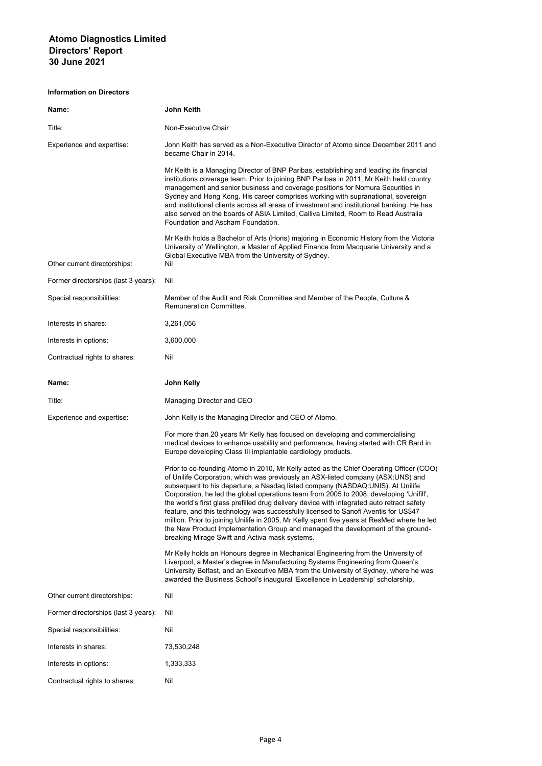# Atomo Diagnostics Limited
## Directors' Report
## 30 June 2021

**Information on Directors**

| | |
|---|---|
| **Name:** | **John Keith** |
| Title: | Non-Executive Chair |
| Experience and expertise: | John Keith has served as a Non-Executive Director of Atomo since December 2011 and became Chair in 2014.<br><br>Mr Keith is a Managing Director of BNP Paribas, establishing and leading its financial institutions coverage team. Prior to joining BNP Paribas in 2011, Mr Keith held country management and senior business and coverage positions for Nomura Securities in Sydney and Hong Kong. His career comprises working with supranational, sovereign and institutional clients across all areas of investment and institutional banking. He has also served on the boards of ASIA Limited, Calliva Limited, Room to Read Australia Foundation and Ascham Foundation.<br><br>Mr Keith holds a Bachelor of Arts (Hons) majoring in Economic History from the Victoria University of Wellington, a Master of Applied Finance from Macquarie University and a Global Executive MBA from the University of Sydney. |
| Other current directorships: | Nil |
| Former directorships (last 3 years): | Nil |
| Special responsibilities: | Member of the Audit and Risk Committee and Member of the People, Culture & Remuneration Committee. |
| Interests in shares: | 3,261,056 |
| Interests in options: | 3,600,000 |
| Contractual rights to shares: | Nil |

| | |
|---|---|
| **Name:** | **John Kelly** |
| Title: | Managing Director and CEO |
| Experience and expertise: | John Kelly is the Managing Director and CEO of Atomo.<br><br>For more than 20 years Mr Kelly has focused on developing and commercialising medical devices to enhance usability and performance, having started with CR Bard in Europe developing Class III implantable cardiology products.<br><br>Prior to co-founding Atomo in 2010, Mr Kelly acted as the Chief Operating Officer (COO) of Unilife Corporation, which was previously an ASX-listed company (ASX:UNS) and subsequent to his departure, a Nasdaq listed company (NASDAQ:UNIS). At Unilife Corporation, he led the global operations team from 2005 to 2008, developing 'Unifill', the world's first glass prefilled drug delivery device with integrated auto retract safety feature, and this technology was successfully licensed to Sanofi Aventis for US$47 million. Prior to joining Unilife in 2005, Mr Kelly spent five years at ResMed where he led the New Product Implementation Group and managed the development of the ground-breaking Mirage Swift and Activa mask systems.<br><br>Mr Kelly holds an Honours degree in Mechanical Engineering from the University of Liverpool, a Master's degree in Manufacturing Systems Engineering from Queen's University Belfast, and an Executive MBA from the University of Sydney, where he was awarded the Business School's inaugural 'Excellence in Leadership' scholarship. |
| Other current directorships: | Nil |
| Former directorships (last 3 years): | Nil |
| Special responsibilities: | Nil |
| Interests in shares: | 73,530,248 |
| Interests in options: | 1,333,333 |
| Contractual rights to shares: | Nil |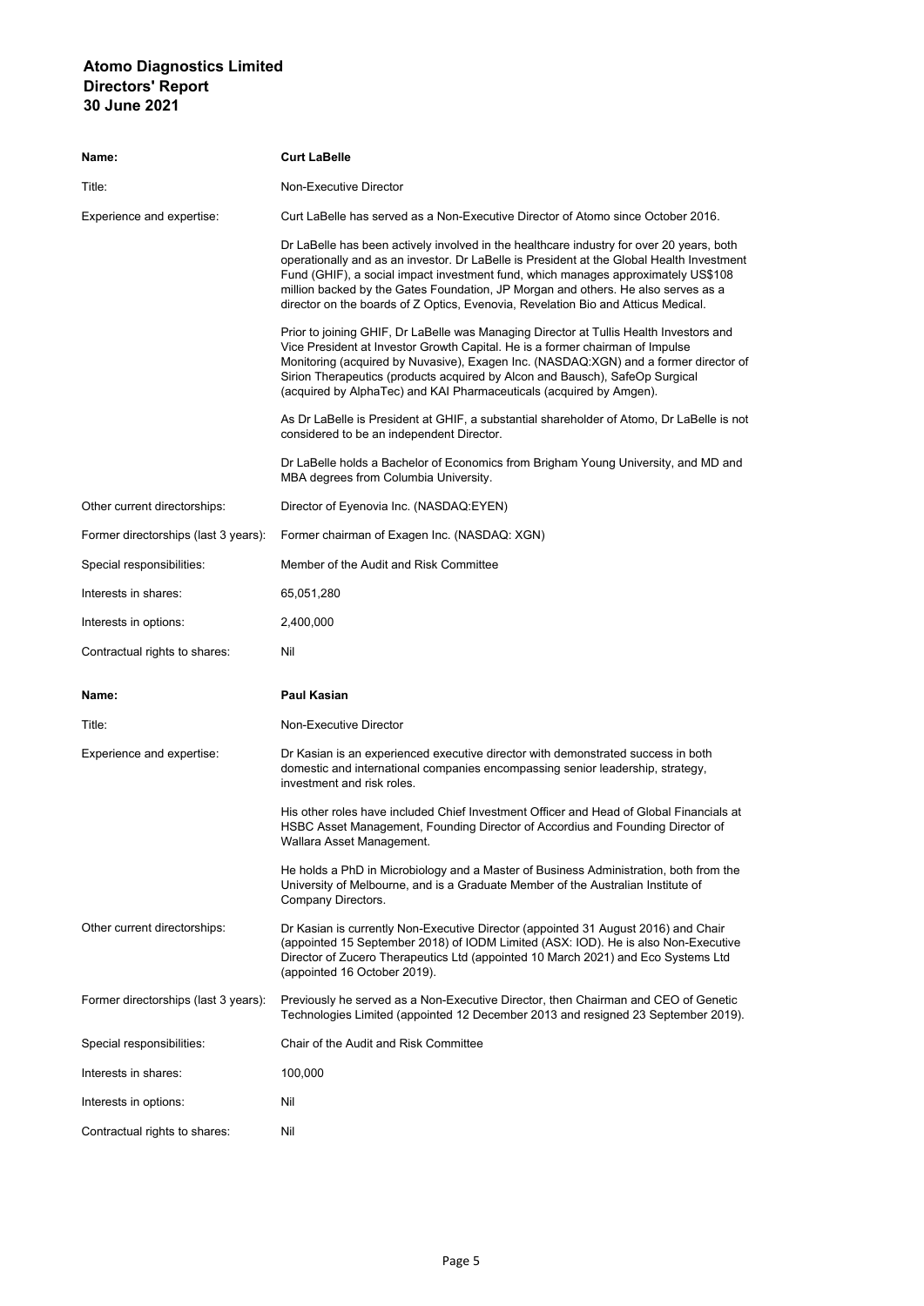| | |
|---|---|
| **Name:** | **Curt LaBelle** |
| Title: | Non-Executive Director |
| Experience and expertise: | Curt LaBelle has served as a Non-Executive Director of Atomo since October 2016.<br><br>Dr LaBelle has been actively involved in the healthcare industry for over 20 years, both operationally and as an investor. Dr LaBelle is President at the Global Health Investment Fund (GHIF), a social impact investment fund, which manages approximately US$108 million backed by the Gates Foundation, JP Morgan and others. He also serves as a director on the boards of Z Optics, Evenovia, Revelation Bio and Atticus Medical.<br><br>Prior to joining GHIF, Dr LaBelle was Managing Director at Tullis Health Investors and Vice President at Investor Growth Capital. He is a former chairman of Impulse Monitoring (acquired by Nuvasive), Exagen Inc. (NASDAQ:XGN) and a former director of Sirion Therapeutics (products acquired by Alcon and Bausch), SafeOp Surgical (acquired by AlphaTec) and KAI Pharmaceuticals (acquired by Amgen).<br><br>As Dr LaBelle is President at GHIF, a substantial shareholder of Atomo, Dr LaBelle is not considered to be an independent Director.<br><br>Dr LaBelle holds a Bachelor of Economics from Brigham Young University, and MD and MBA degrees from Columbia University. |
| Other current directorships: | Director of Eyenovia Inc. (NASDAQ:EYEN) |
| Former directorships (last 3 years): | Former chairman of Exagen Inc. (NASDAQ: XGN) |
| Special responsibilities: | Member of the Audit and Risk Committee |
| Interests in shares: | 65,051,280 |
| Interests in options: | 2,400,000 |
| Contractual rights to shares: | Nil |

| | |
|---|---|
| **Name:** | **Paul Kasian** |
| Title: | Non-Executive Director |
| Experience and expertise: | Dr Kasian is an experienced executive director with demonstrated success in both domestic and international companies encompassing senior leadership, strategy, investment and risk roles.<br><br>His other roles have included Chief Investment Officer and Head of Global Financials at HSBC Asset Management, Founding Director of Accordius and Founding Director of Wallara Asset Management.<br><br>He holds a PhD in Microbiology and a Master of Business Administration, both from the University of Melbourne, and is a Graduate Member of the Australian Institute of Company Directors. |
| Other current directorships: | Dr Kasian is currently Non-Executive Director (appointed 31 August 2016) and Chair (appointed 15 September 2018) of IODM Limited (ASX: IOD). He is also Non-Executive Director of Zucero Therapeutics Ltd (appointed 10 March 2021) and Eco Systems Ltd (appointed 16 October 2019). |
| Former directorships (last 3 years): | Previously he served as a Non-Executive Director, then Chairman and CEO of Genetic Technologies Limited (appointed 12 December 2013 and resigned 23 September 2019). |
| Special responsibilities: | Chair of the Audit and Risk Committee |
| Interests in shares: | 100,000 |
| Interests in options: | Nil |
| Contractual rights to shares: | Nil |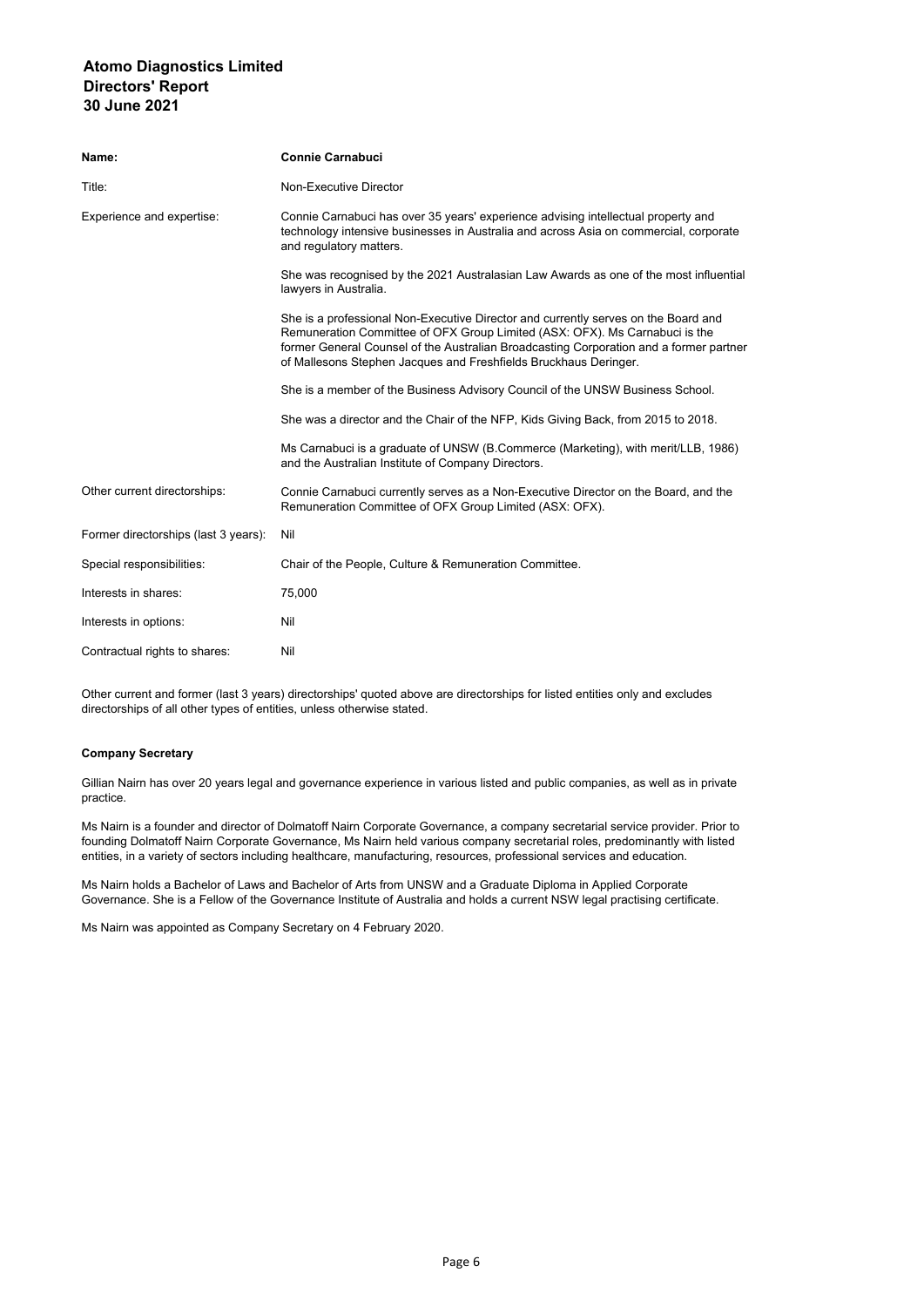| Name: | **Connie Carnabuci** |
| --- | --- |
| Title: | Non-Executive Director |
| Experience and expertise: | Connie Carnabuci has over 35 years' experience advising intellectual property and technology intensive businesses in Australia and across Asia on commercial, corporate and regulatory matters.<br><br>She was recognised by the 2021 Australasian Law Awards as one of the most influential lawyers in Australia.<br><br>She is a professional Non-Executive Director and currently serves on the Board and Remuneration Committee of OFX Group Limited (ASX: OFX). Ms Carnabuci is the former General Counsel of the Australian Broadcasting Corporation and a former partner of Mallesons Stephen Jacques and Freshfields Bruckhaus Deringer.<br><br>She is a member of the Business Advisory Council of the UNSW Business School.<br><br>She was a director and the Chair of the NFP, Kids Giving Back, from 2015 to 2018.<br><br>Ms Carnabuci is a graduate of UNSW (B.Commerce (Marketing), with merit/LLB, 1986) and the Australian Institute of Company Directors. |
| Other current directorships: | Connie Carnabuci currently serves as a Non-Executive Director on the Board, and the Remuneration Committee of OFX Group Limited (ASX: OFX). |
| Former directorships (last 3 years): | Nil |
| Special responsibilities: | Chair of the People, Culture & Remuneration Committee. |
| Interests in shares: | 75,000 |
| Interests in options: | Nil |
| Contractual rights to shares: | Nil |

Other current and former (last 3 years) directorships' quoted above are directorships for listed entities only and excludes directorships of all other types of entities, unless otherwise stated.

**Company Secretary**

Gillian Nairn has over 20 years legal and governance experience in various listed and public companies, as well as in private practice.

Ms Nairn is a founder and director of Dolmatoff Nairn Corporate Governance, a company secretarial service provider. Prior to founding Dolmatoff Nairn Corporate Governance, Ms Nairn held various company secretarial roles, predominantly with listed entities, in a variety of sectors including healthcare, manufacturing, resources, professional services and education.

Ms Nairn holds a Bachelor of Laws and Bachelor of Arts from UNSW and a Graduate Diploma in Applied Corporate Governance. She is a Fellow of the Governance Institute of Australia and holds a current NSW legal practising certificate.

Ms Nairn was appointed as Company Secretary on 4 February 2020.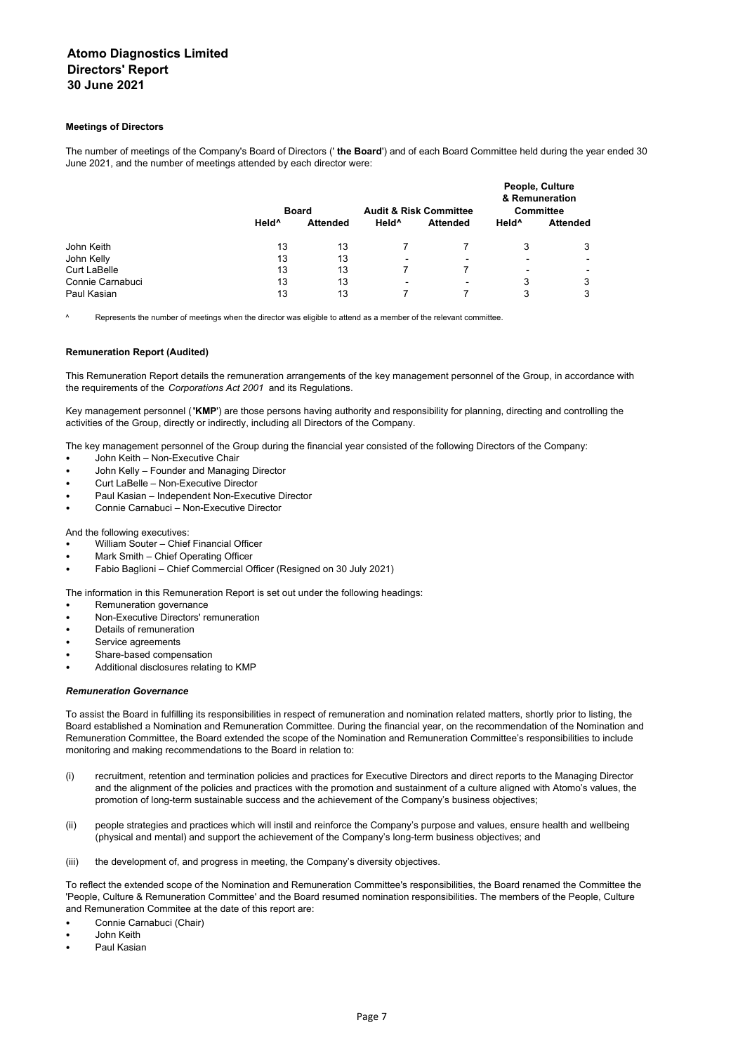# Atomo Diagnostics Limited
## Directors' Report
## 30 June 2021

**Meetings of Directors**

The number of meetings of the Company's Board of Directors (' **the Board**') and of each Board Committee held during the year ended 30 June 2021, and the number of meetings attended by each director were:

| | Board | | Audit & Risk Committee | | People, Culture & Remuneration Committee | |
|---|---|---|---|---|---|---|
| | Held^ | Attended | Held^ | Attended | Held^ | Attended |
| John Keith | 13 | 13 | 7 | 7 | 3 | 3 |
| John Kelly | 13 | 13 | - | - | - | - |
| Curt LaBelle | 13 | 13 | 7 | 7 | - | - |
| Connie Carnabuci | 13 | 13 | - | - | 3 | 3 |
| Paul Kasian | 13 | 13 | 7 | 7 | 3 | 3 |

^ Represents the number of meetings when the director was eligible to attend as a member of the relevant committee.

**Remuneration Report (Audited)**

This Remuneration Report details the remuneration arrangements of the key management personnel of the Group, in accordance with the requirements of the *Corporations Act 2001* and its Regulations.

Key management personnel (**'KMP'**) are those persons having authority and responsibility for planning, directing and controlling the activities of the Group, directly or indirectly, including all Directors of the Company.

The key management personnel of the Group during the financial year consisted of the following Directors of the Company:

- John Keith – Non-Executive Chair
- John Kelly – Founder and Managing Director
- Curt LaBelle – Non-Executive Director
- Paul Kasian – Independent Non-Executive Director
- Connie Carnabuci – Non-Executive Director

And the following executives:

- William Souter – Chief Financial Officer
- Mark Smith – Chief Operating Officer
- Fabio Baglioni – Chief Commercial Officer (Resigned on 30 July 2021)

The information in this Remuneration Report is set out under the following headings:

- Remuneration governance
- Non-Executive Directors' remuneration
- Details of remuneration
- Service agreements
- Share-based compensation
- Additional disclosures relating to KMP

***Remuneration Governance***

To assist the Board in fulfilling its responsibilities in respect of remuneration and nomination related matters, shortly prior to listing, the Board established a Nomination and Remuneration Committee. During the financial year, on the recommendation of the Nomination and Remuneration Committee, the Board extended the scope of the Nomination and Remuneration Committee's responsibilities to include monitoring and making recommendations to the Board in relation to:

(i) recruitment, retention and termination policies and practices for Executive Directors and direct reports to the Managing Director and the alignment of the policies and practices with the promotion and sustainment of a culture aligned with Atomo's values, the promotion of long-term sustainable success and the achievement of the Company's business objectives;

(ii) people strategies and practices which will instil and reinforce the Company's purpose and values, ensure health and wellbeing (physical and mental) and support the achievement of the Company's long-term business objectives; and

(iii) the development of, and progress in meeting, the Company's diversity objectives.

To reflect the extended scope of the Nomination and Remuneration Committee's responsibilities, the Board renamed the Committee the 'People, Culture & Remuneration Committee' and the Board resumed nomination responsibilities. The members of the People, Culture and Remuneration Commitee at the date of this report are:

- Connie Carnabuci (Chair)
- John Keith
- Paul Kasian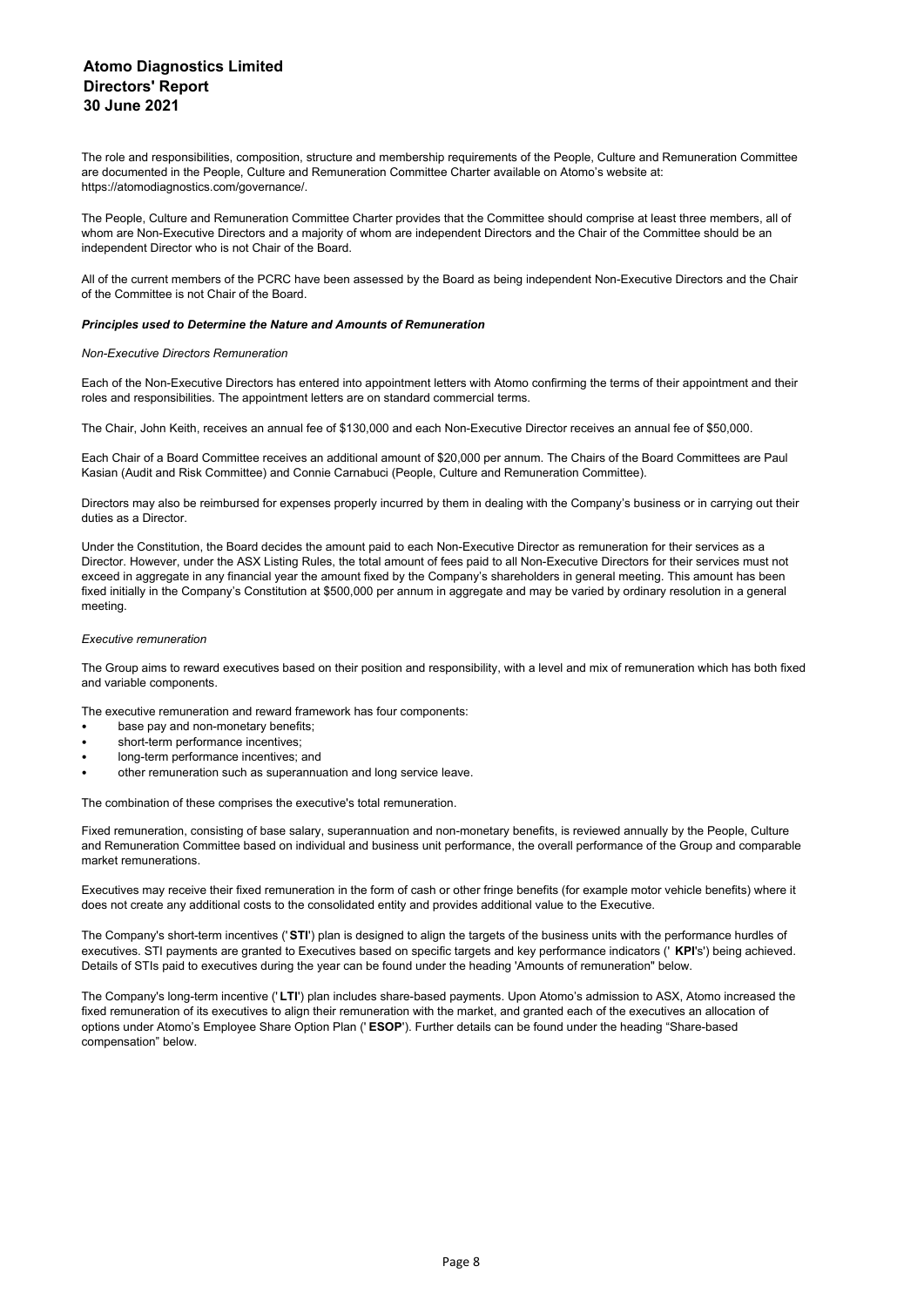The role and responsibilities, composition, structure and membership requirements of the People, Culture and Remuneration Committee are documented in the People, Culture and Remuneration Committee Charter available on Atomo's website at: https://atomodiagnostics.com/governance/.

The People, Culture and Remuneration Committee Charter provides that the Committee should comprise at least three members, all of whom are Non-Executive Directors and a majority of whom are independent Directors and the Chair of the Committee should be an independent Director who is not Chair of the Board.

All of the current members of the PCRC have been assessed by the Board as being independent Non-Executive Directors and the Chair of the Committee is not Chair of the Board.

***Principles used to Determine the Nature and Amounts of Remuneration***

*Non-Executive Directors Remuneration*

Each of the Non-Executive Directors has entered into appointment letters with Atomo confirming the terms of their appointment and their roles and responsibilities. The appointment letters are on standard commercial terms.

The Chair, John Keith, receives an annual fee of $130,000 and each Non-Executive Director receives an annual fee of $50,000.

Each Chair of a Board Committee receives an additional amount of $20,000 per annum. The Chairs of the Board Committees are Paul Kasian (Audit and Risk Committee) and Connie Carnabuci (People, Culture and Remuneration Committee).

Directors may also be reimbursed for expenses properly incurred by them in dealing with the Company's business or in carrying out their duties as a Director.

Under the Constitution, the Board decides the amount paid to each Non-Executive Director as remuneration for their services as a Director. However, under the ASX Listing Rules, the total amount of fees paid to all Non-Executive Directors for their services must not exceed in aggregate in any financial year the amount fixed by the Company's shareholders in general meeting. This amount has been fixed initially in the Company's Constitution at $500,000 per annum in aggregate and may be varied by ordinary resolution in a general meeting.

*Executive remuneration*

The Group aims to reward executives based on their position and responsibility, with a level and mix of remuneration which has both fixed and variable components.

The executive remuneration and reward framework has four components:

- base pay and non-monetary benefits;
- short-term performance incentives;
- long-term performance incentives; and
- other remuneration such as superannuation and long service leave.

The combination of these comprises the executive's total remuneration.

Fixed remuneration, consisting of base salary, superannuation and non-monetary benefits, is reviewed annually by the People, Culture and Remuneration Committee based on individual and business unit performance, the overall performance of the Group and comparable market remunerations.

Executives may receive their fixed remuneration in the form of cash or other fringe benefits (for example motor vehicle benefits) where it does not create any additional costs to the consolidated entity and provides additional value to the Executive.

The Company's short-term incentives ('**STI**') plan is designed to align the targets of the business units with the performance hurdles of executives. STI payments are granted to Executives based on specific targets and key performance indicators (' **KPI**'s') being achieved. Details of STIs paid to executives during the year can be found under the heading 'Amounts of remuneration" below.

The Company's long-term incentive ('**LTI**') plan includes share-based payments. Upon Atomo's admission to ASX, Atomo increased the fixed remuneration of its executives to align their remuneration with the market, and granted each of the executives an allocation of options under Atomo's Employee Share Option Plan (' **ESOP**'). Further details can be found under the heading "Share-based compensation" below.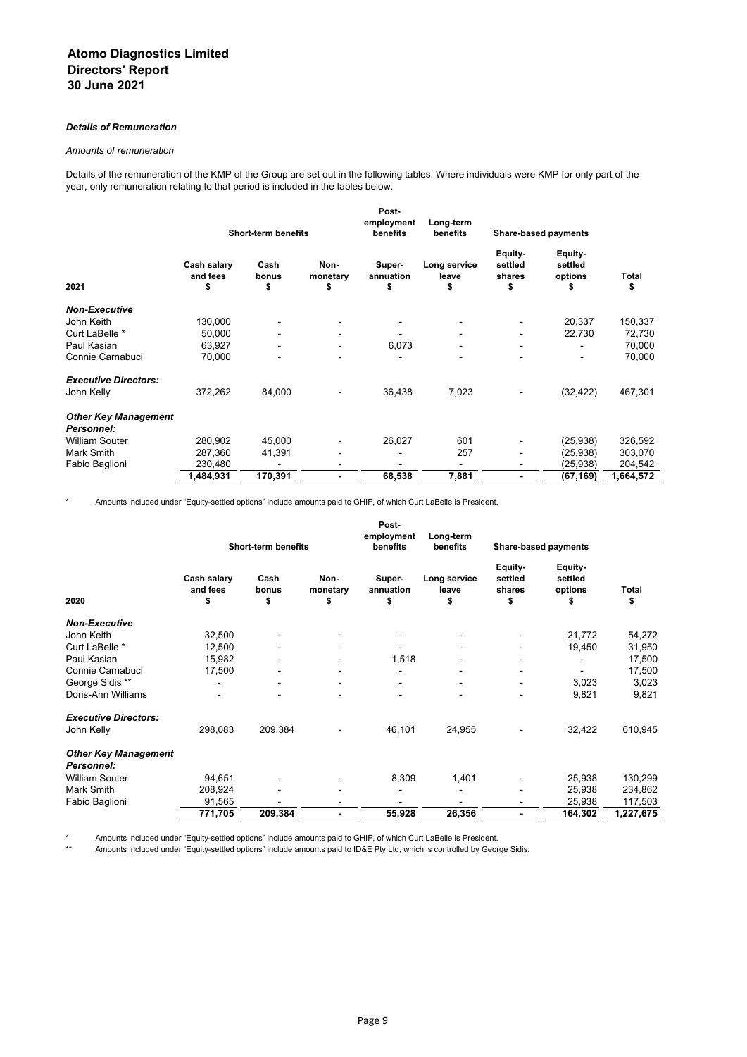### *Details of Remuneration*

*Amounts of remuneration*

Details of the remuneration of the KMP of the Group are set out in the following tables. Where individuals were KMP for only part of the year, only remuneration relating to that period is included in the tables below.

| | Short-term benefits | | | Post-employment benefits | Long-term benefits | Share-based payments | | |
|---|---|---|---|---|---|---|---|---|
| **2021** | **Cash salary and fees $** | **Cash bonus $** | **Non-monetary $** | **Super-annuation $** | **Long service leave $** | **Equity-settled shares $** | **Equity-settled options $** | **Total $** |
| ***Non-Executive*** | | | | | | | | |
| John Keith | 130,000 | - | - | - | - | - | 20,337 | 150,337 |
| Curt LaBelle * | 50,000 | - | - | - | - | - | 22,730 | 72,730 |
| Paul Kasian | 63,927 | - | - | 6,073 | - | - | - | 70,000 |
| Connie Carnabuci | 70,000 | - | - | - | - | - | - | 70,000 |
| ***Executive Directors:*** | | | | | | | | |
| John Kelly | 372,262 | 84,000 | - | 36,438 | 7,023 | - | (32,422) | 467,301 |
| ***Other Key Management Personnel:*** | | | | | | | | |
| William Souter | 280,902 | 45,000 | - | 26,027 | 601 | - | (25,938) | 326,592 |
| Mark Smith | 287,360 | 41,391 | - | - | 257 | - | (25,938) | 303,070 |
| Fabio Baglioni | 230,480 | - | - | - | - | - | (25,938) | 204,542 |
| | **1,484,931** | **170,391** | **-** | **68,538** | **7,881** | **-** | **(67,169)** | **1,664,572** |

\* Amounts included under "Equity-settled options" include amounts paid to GHIF, of which Curt LaBelle is President.

| | Short-term benefits | | | Post-employment benefits | Long-term benefits | Share-based payments | | |
|---|---|---|---|---|---|---|---|---|
| **2020** | **Cash salary and fees $** | **Cash bonus $** | **Non-monetary $** | **Super-annuation $** | **Long service leave $** | **Equity-settled shares $** | **Equity-settled options $** | **Total $** |
| ***Non-Executive*** | | | | | | | | |
| John Keith | 32,500 | - | - | - | - | - | 21,772 | 54,272 |
| Curt LaBelle * | 12,500 | - | - | - | - | - | 19,450 | 31,950 |
| Paul Kasian | 15,982 | - | - | 1,518 | - | - | - | 17,500 |
| Connie Carnabuci | 17,500 | - | - | - | - | - | - | 17,500 |
| George Sidis ** | - | - | - | - | - | - | 3,023 | 3,023 |
| Doris-Ann Williams | - | - | - | - | - | - | 9,821 | 9,821 |
| ***Executive Directors:*** | | | | | | | | |
| John Kelly | 298,083 | 209,384 | - | 46,101 | 24,955 | - | 32,422 | 610,945 |
| ***Other Key Management Personnel:*** | | | | | | | | |
| William Souter | 94,651 | - | - | 8,309 | 1,401 | - | 25,938 | 130,299 |
| Mark Smith | 208,924 | - | - | - | - | - | 25,938 | 234,862 |
| Fabio Baglioni | 91,565 | - | - | - | - | - | 25,938 | 117,503 |
| | **771,705** | **209,384** | **-** | **55,928** | **26,356** | **-** | **164,302** | **1,227,675** |

\* Amounts included under "Equity-settled options" include amounts paid to GHIF, of which Curt LaBelle is President.

\*\* Amounts included under "Equity-settled options" include amounts paid to ID&E Pty Ltd, which is controlled by George Sidis.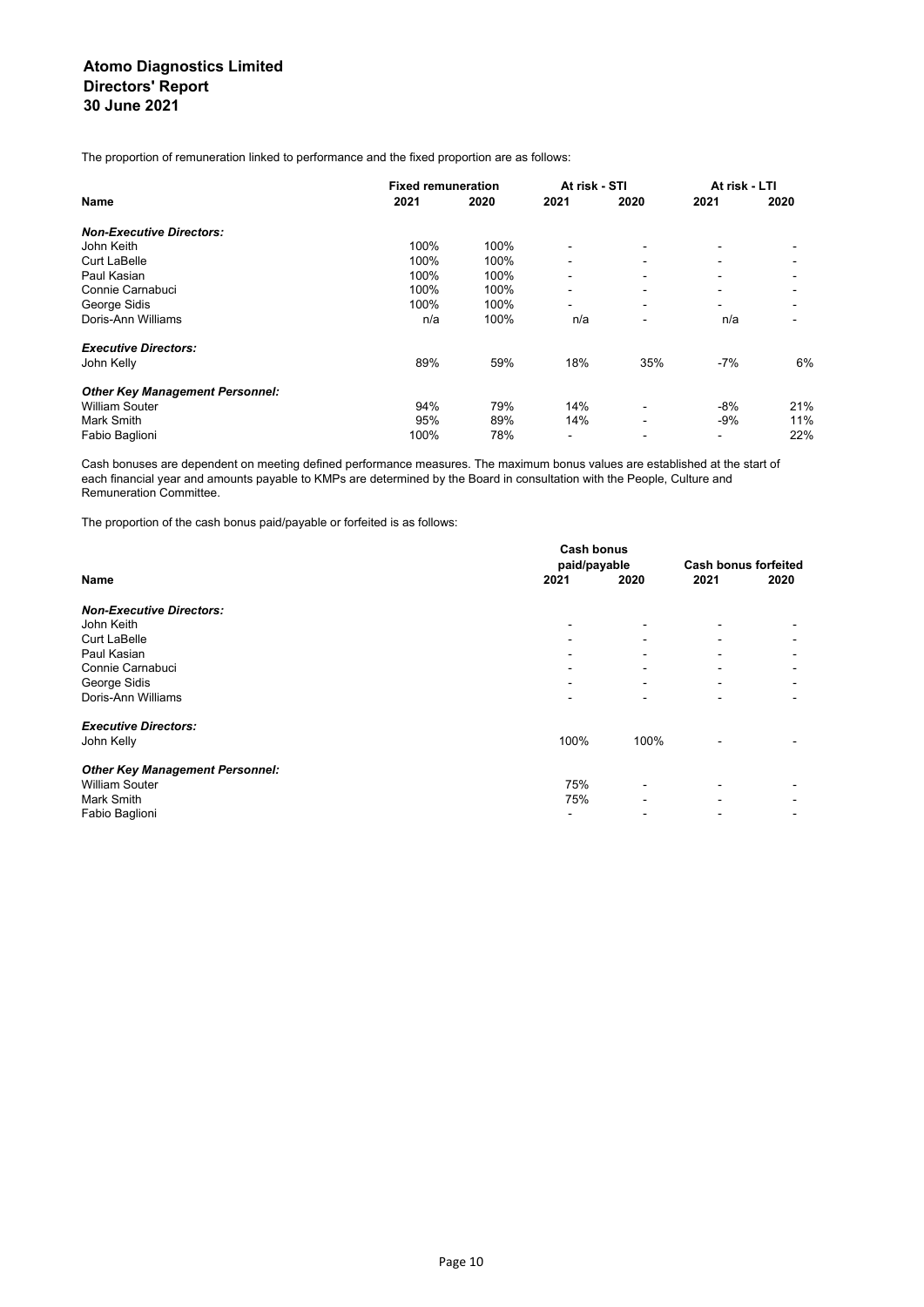The proportion of remuneration linked to performance and the fixed proportion are as follows:

| Name | Fixed remuneration 2021 | Fixed remuneration 2020 | At risk - STI 2021 | At risk - STI 2020 | At risk - LTI 2021 | At risk - LTI 2020 |
|---|---|---|---|---|---|---|
| ***Non-Executive Directors:*** | | | | | | |
| John Keith | 100% | 100% | - | - | - | - |
| Curt LaBelle | 100% | 100% | - | - | - | - |
| Paul Kasian | 100% | 100% | - | - | - | - |
| Connie Carnabuci | 100% | 100% | - | - | - | - |
| George Sidis | 100% | 100% | - | - | - | - |
| Doris-Ann Williams | n/a | 100% | n/a | - | n/a | - |
| ***Executive Directors:*** | | | | | | |
| John Kelly | 89% | 59% | 18% | 35% | -7% | 6% |
| ***Other Key Management Personnel:*** | | | | | | |
| William Souter | 94% | 79% | 14% | - | -8% | 21% |
| Mark Smith | 95% | 89% | 14% | - | -9% | 11% |
| Fabio Baglioni | 100% | 78% | - | - | - | 22% |

Cash bonuses are dependent on meeting defined performance measures. The maximum bonus values are established at the start of each financial year and amounts payable to KMPs are determined by the Board in consultation with the People, Culture and Remuneration Committee.

The proportion of the cash bonus paid/payable or forfeited is as follows:

| Name | Cash bonus paid/payable 2021 | Cash bonus paid/payable 2020 | Cash bonus forfeited 2021 | Cash bonus forfeited 2020 |
|---|---|---|---|---|
| ***Non-Executive Directors:*** | | | | |
| John Keith | - | - | - | - |
| Curt LaBelle | - | - | - | - |
| Paul Kasian | - | - | - | - |
| Connie Carnabuci | - | - | - | - |
| George Sidis | - | - | - | - |
| Doris-Ann Williams | - | - | - | - |
| ***Executive Directors:*** | | | | |
| John Kelly | 100% | 100% | - | - |
| ***Other Key Management Personnel:*** | | | | |
| William Souter | 75% | - | - | - |
| Mark Smith | 75% | - | - | - |
| Fabio Baglioni | - | - | - | - |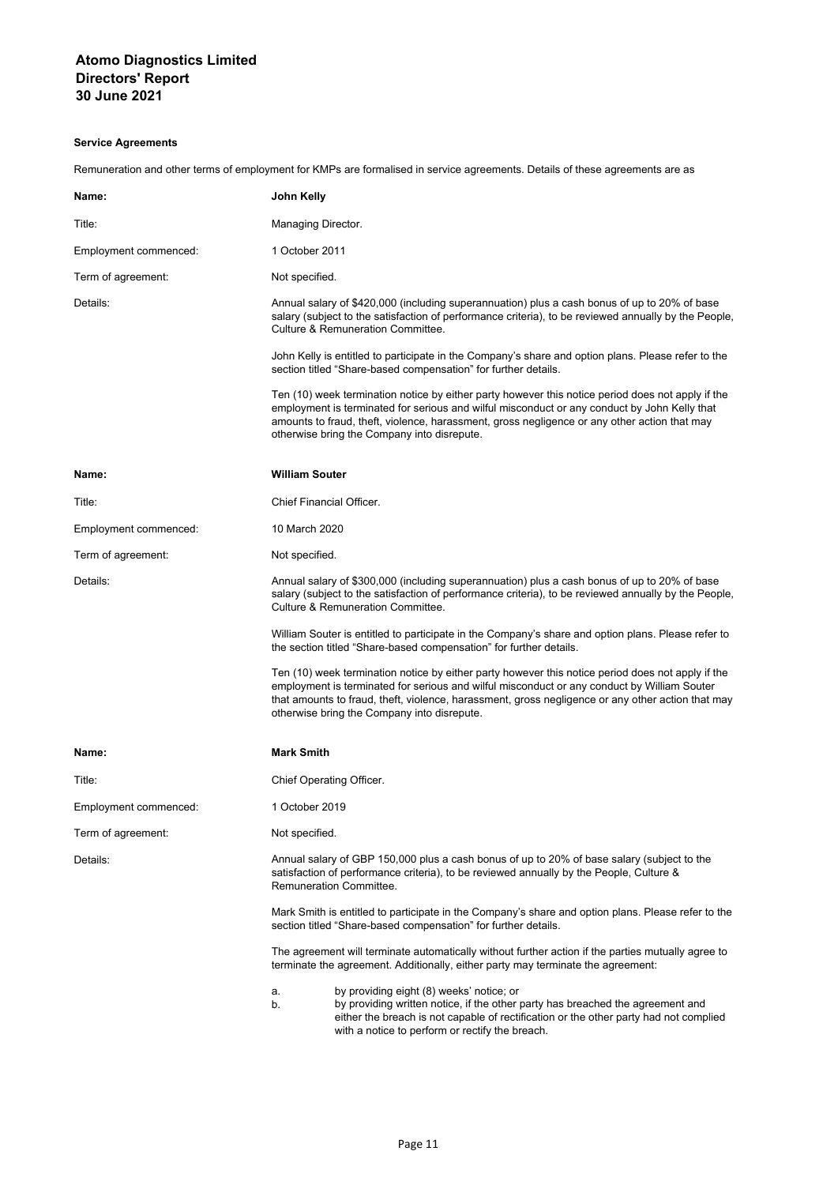**Service Agreements**

Remuneration and other terms of employment for KMPs are formalised in service agreements. Details of these agreements are as

| | |
|---|---|
| **Name:** | **John Kelly** |
| Title: | Managing Director. |
| Employment commenced: | 1 October 2011 |
| Term of agreement: | Not specified. |
| Details: | Annual salary of $420,000 (including superannuation) plus a cash bonus of up to 20% of base salary (subject to the satisfaction of performance criteria), to be reviewed annually by the People, Culture & Remuneration Committee.<br><br>John Kelly is entitled to participate in the Company's share and option plans. Please refer to the section titled "Share-based compensation" for further details.<br><br>Ten (10) week termination notice by either party however this notice period does not apply if the employment is terminated for serious and wilful misconduct or any conduct by John Kelly that amounts to fraud, theft, violence, harassment, gross negligence or any other action that may otherwise bring the Company into disrepute. |

| | |
|---|---|
| **Name:** | **William Souter** |
| Title: | Chief Financial Officer. |
| Employment commenced: | 10 March 2020 |
| Term of agreement: | Not specified. |
| Details: | Annual salary of $300,000 (including superannuation) plus a cash bonus of up to 20% of base salary (subject to the satisfaction of performance criteria), to be reviewed annually by the People, Culture & Remuneration Committee.<br><br>William Souter is entitled to participate in the Company's share and option plans. Please refer to the section titled "Share-based compensation" for further details.<br><br>Ten (10) week termination notice by either party however this notice period does not apply if the employment is terminated for serious and wilful misconduct or any conduct by William Souter that amounts to fraud, theft, violence, harassment, gross negligence or any other action that may otherwise bring the Company into disrepute. |

| | |
|---|---|
| **Name:** | **Mark Smith** |
| Title: | Chief Operating Officer. |
| Employment commenced: | 1 October 2019 |
| Term of agreement: | Not specified. |
| Details: | Annual salary of GBP 150,000 plus a cash bonus of up to 20% of base salary (subject to the satisfaction of performance criteria), to be reviewed annually by the People, Culture & Remuneration Committee.<br><br>Mark Smith is entitled to participate in the Company's share and option plans. Please refer to the section titled "Share-based compensation" for further details.<br><br>The agreement will terminate automatically without further action if the parties mutually agree to terminate the agreement. Additionally, either party may terminate the agreement:<br><br>a. by providing eight (8) weeks' notice; or<br>b. by providing written notice, if the other party has breached the agreement and either the breach is not capable of rectification or the other party had not complied with a notice to perform or rectify the breach. |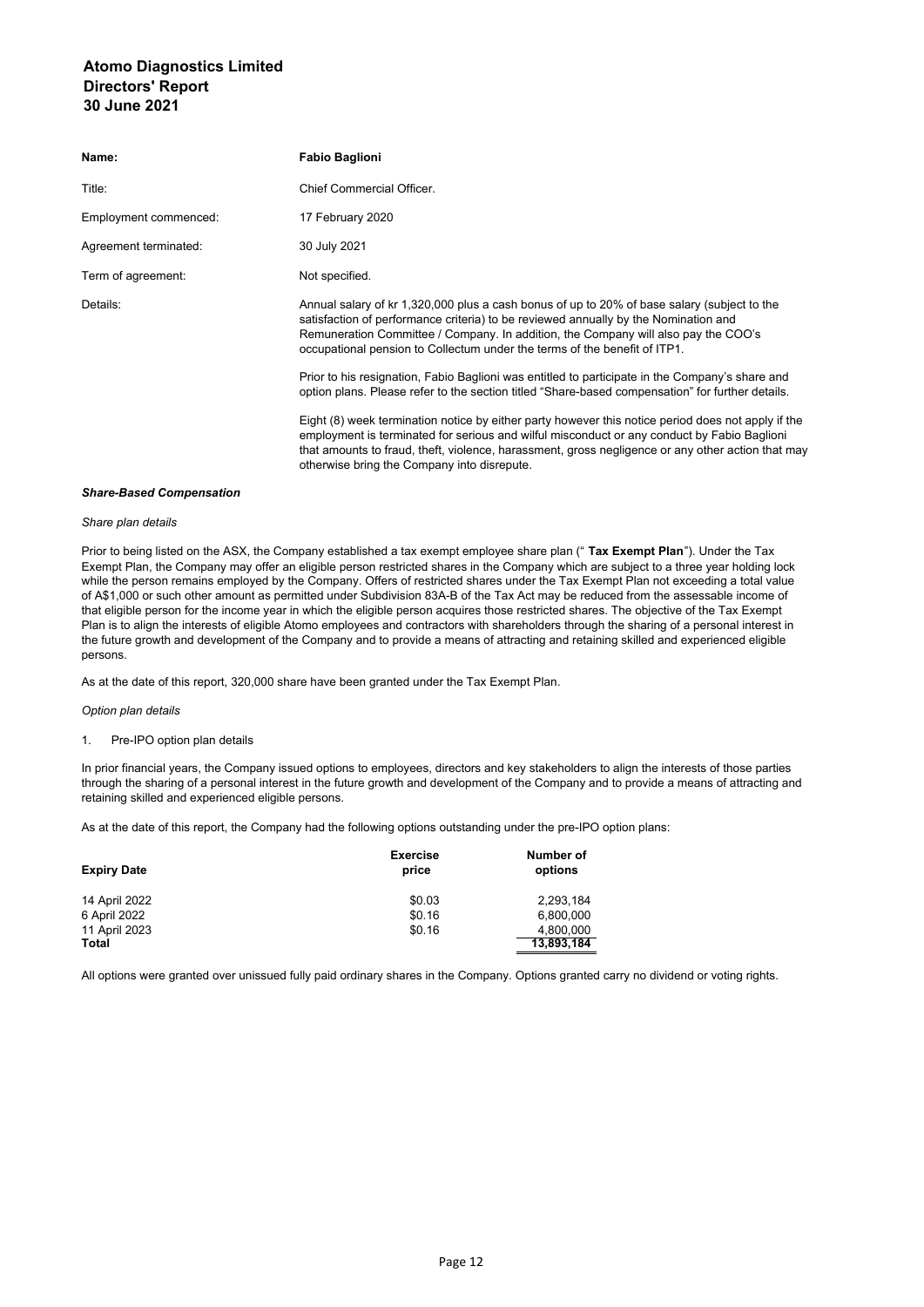| Name: | **Fabio Baglioni** |
|---|---|
| Title: | Chief Commercial Officer. |
| Employment commenced: | 17 February 2020 |
| Agreement terminated: | 30 July 2021 |
| Term of agreement: | Not specified. |
| Details: | Annual salary of kr 1,320,000 plus a cash bonus of up to 20% of base salary (subject to the satisfaction of performance criteria) to be reviewed annually by the Nomination and Remuneration Committee / Company. In addition, the Company will also pay the COO's occupational pension to Collectum under the terms of the benefit of ITP1.<br><br>Prior to his resignation, Fabio Baglioni was entitled to participate in the Company's share and option plans. Please refer to the section titled "Share-based compensation" for further details.<br><br>Eight (8) week termination notice by either party however this notice period does not apply if the employment is terminated for serious and wilful misconduct or any conduct by Fabio Baglioni that amounts to fraud, theft, violence, harassment, gross negligence or any other action that may otherwise bring the Company into disrepute. |

***Share-Based Compensation***

*Share plan details*

Prior to being listed on the ASX, the Company established a tax exempt employee share plan (" **Tax Exempt Plan**"). Under the Tax Exempt Plan, the Company may offer an eligible person restricted shares in the Company which are subject to a three year holding lock while the person remains employed by the Company. Offers of restricted shares under the Tax Exempt Plan not exceeding a total value of A$1,000 or such other amount as permitted under Subdivision 83A-B of the Tax Act may be reduced from the assessable income of that eligible person for the income year in which the eligible person acquires those restricted shares. The objective of the Tax Exempt Plan is to align the interests of eligible Atomo employees and contractors with shareholders through the sharing of a personal interest in the future growth and development of the Company and to provide a means of attracting and retaining skilled and experienced eligible persons.

As at the date of this report, 320,000 share have been granted under the Tax Exempt Plan.

*Option plan details*

1. Pre-IPO option plan details

In prior financial years, the Company issued options to employees, directors and key stakeholders to align the interests of those parties through the sharing of a personal interest in the future growth and development of the Company and to provide a means of attracting and retaining skilled and experienced eligible persons.

As at the date of this report, the Company had the following options outstanding under the pre-IPO option plans:

| Expiry Date | Exercise price | Number of options |
|---|---|---|
| 14 April 2022 | $0.03 | 2,293,184 |
| 6 April 2022 | $0.16 | 6,800,000 |
| 11 April 2023 | $0.16 | 4,800,000 |
| **Total** | | **13,893,184** |

All options were granted over unissued fully paid ordinary shares in the Company. Options granted carry no dividend or voting rights.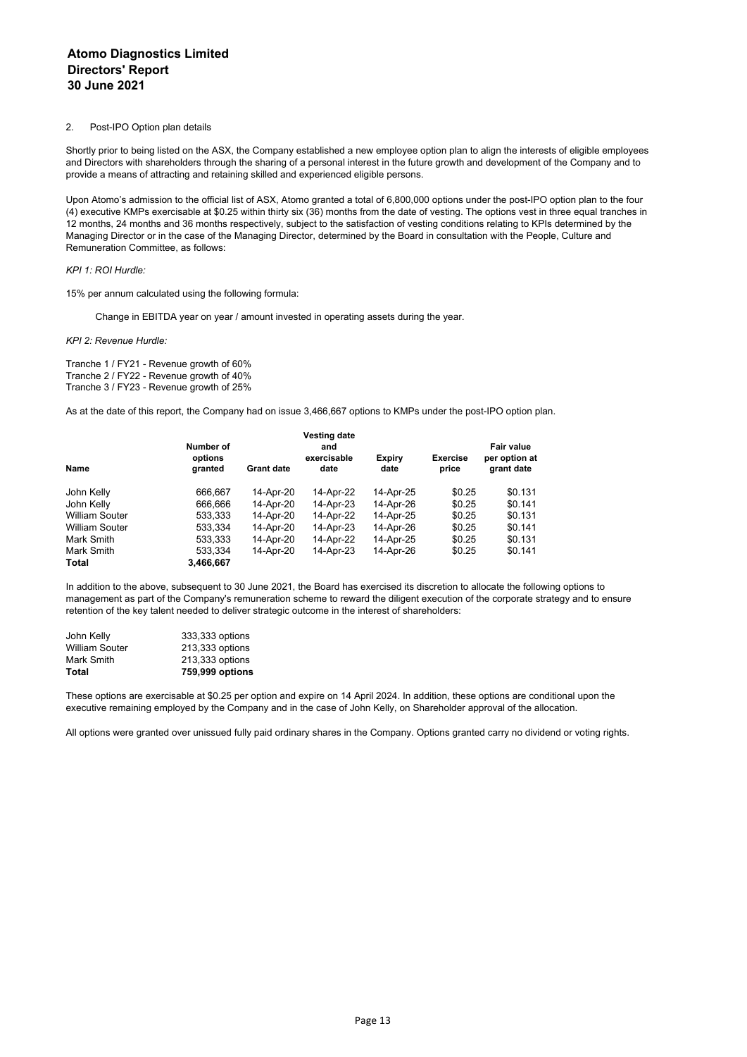2. Post-IPO Option plan details

Shortly prior to being listed on the ASX, the Company established a new employee option plan to align the interests of eligible employees and Directors with shareholders through the sharing of a personal interest in the future growth and development of the Company and to provide a means of attracting and retaining skilled and experienced eligible persons.

Upon Atomo's admission to the official list of ASX, Atomo granted a total of 6,800,000 options under the post-IPO option plan to the four (4) executive KMPs exercisable at $0.25 within thirty six (36) months from the date of vesting. The options vest in three equal tranches in 12 months, 24 months and 36 months respectively, subject to the satisfaction of vesting conditions relating to KPIs determined by the Managing Director or in the case of the Managing Director, determined by the Board in consultation with the People, Culture and Remuneration Committee, as follows:

*KPI 1: ROI Hurdle:*

15% per annum calculated using the following formula:

Change in EBITDA year on year / amount invested in operating assets during the year.

*KPI 2: Revenue Hurdle:*

Tranche 1 / FY21 - Revenue growth of 60%
Tranche 2 / FY22 - Revenue growth of 40%
Tranche 3 / FY23 - Revenue growth of 25%

As at the date of this report, the Company had on issue 3,466,667 options to KMPs under the post-IPO option plan.

| Name | Number of options granted | Grant date | Vesting date and exercisable date | Expiry date | Exercise price | Fair value per option at grant date |
|---|---|---|---|---|---|---|
| John Kelly | 666,667 | 14-Apr-20 | 14-Apr-22 | 14-Apr-25 | $0.25 | $0.131 |
| John Kelly | 666,666 | 14-Apr-20 | 14-Apr-23 | 14-Apr-26 | $0.25 | $0.141 |
| William Souter | 533,333 | 14-Apr-20 | 14-Apr-22 | 14-Apr-25 | $0.25 | $0.131 |
| William Souter | 533,334 | 14-Apr-20 | 14-Apr-23 | 14-Apr-26 | $0.25 | $0.141 |
| Mark Smith | 533,333 | 14-Apr-20 | 14-Apr-22 | 14-Apr-25 | $0.25 | $0.131 |
| Mark Smith | 533,334 | 14-Apr-20 | 14-Apr-23 | 14-Apr-26 | $0.25 | $0.141 |
| **Total** | **3,466,667** | | | | | |

In addition to the above, subsequent to 30 June 2021, the Board has exercised its discretion to allocate the following options to management as part of the Company's remuneration scheme to reward the diligent execution of the corporate strategy and to ensure retention of the key talent needed to deliver strategic outcome in the interest of shareholders:

| | |
|---|---|
| John Kelly | 333,333 options |
| William Souter | 213,333 options |
| Mark Smith | 213,333 options |
| **Total** | **759,999 options** |

These options are exercisable at $0.25 per option and expire on 14 April 2024. In addition, these options are conditional upon the executive remaining employed by the Company and in the case of John Kelly, on Shareholder approval of the allocation.

All options were granted over unissued fully paid ordinary shares in the Company. Options granted carry no dividend or voting rights.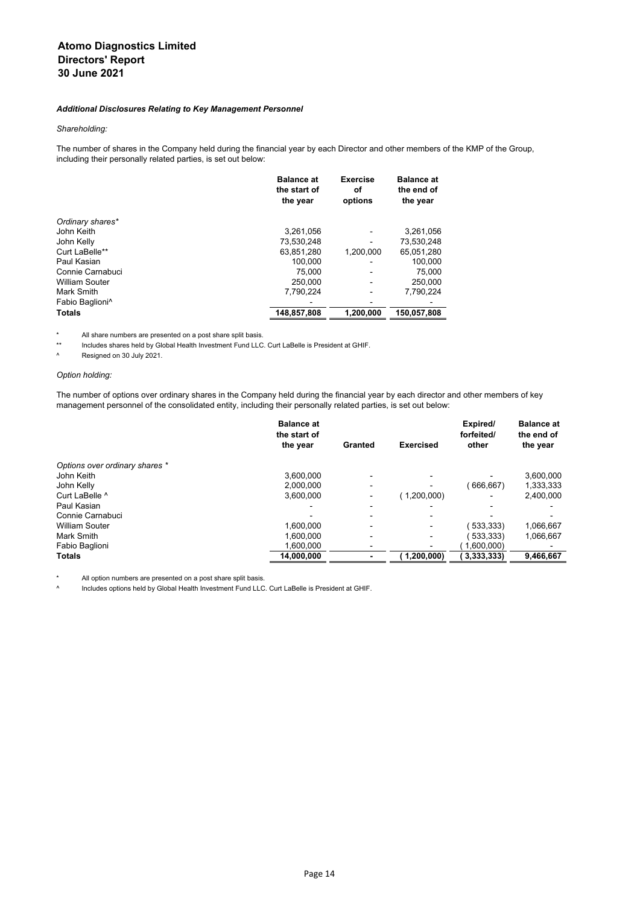# Atomo Diagnostics Limited
# Directors' Report
# 30 June 2021

### *Additional Disclosures Relating to Key Management Personnel*

*Shareholding:*

The number of shares in the Company held during the financial year by each Director and other members of the KMP of the Group, including their personally related parties, is set out below:

| | Balance at the start of the year | Exercise of options | Balance at the end of the year |
|---|---|---|---|
| *Ordinary shares** | | | |
| John Keith | 3,261,056 | - | 3,261,056 |
| John Kelly | 73,530,248 | - | 73,530,248 |
| Curt LaBelle** | 63,851,280 | 1,200,000 | 65,051,280 |
| Paul Kasian | 100,000 | - | 100,000 |
| Connie Carnabuci | 75,000 | - | 75,000 |
| William Souter | 250,000 | - | 250,000 |
| Mark Smith | 7,790,224 | - | 7,790,224 |
| Fabio Baglioni^ | - | - | - |
| **Totals** | **148,857,808** | **1,200,000** | **150,057,808** |

\* All share numbers are presented on a post share split basis.

** Includes shares held by Global Health Investment Fund LLC. Curt LaBelle is President at GHIF.

^ Resigned on 30 July 2021.

*Option holding:*

The number of options over ordinary shares in the Company held during the financial year by each director and other members of key management personnel of the consolidated entity, including their personally related parties, is set out below:

| | Balance at the start of the year | Granted | Exercised | Expired/ forfeited/ other | Balance at the end of the year |
|---|---|---|---|---|---|
| *Options over ordinary shares ** | | | | | |
| John Keith | 3,600,000 | - | - | - | 3,600,000 |
| John Kelly | 2,000,000 | - | - | ( 666,667) | 1,333,333 |
| Curt LaBelle ^ | 3,600,000 | - | ( 1,200,000) | - | 2,400,000 |
| Paul Kasian | - | - | - | - | - |
| Connie Carnabuci | - | - | - | - | - |
| William Souter | 1,600,000 | - | - | ( 533,333) | 1,066,667 |
| Mark Smith | 1,600,000 | - | - | ( 533,333) | 1,066,667 |
| Fabio Baglioni | 1,600,000 | - | - | ( 1,600,000) | - |
| **Totals** | **14,000,000** | **-** | **( 1,200,000)** | **( 3,333,333)** | **9,466,667** |

\* All option numbers are presented on a post share split basis.

^ Includes options held by Global Health Investment Fund LLC. Curt LaBelle is President at GHIF.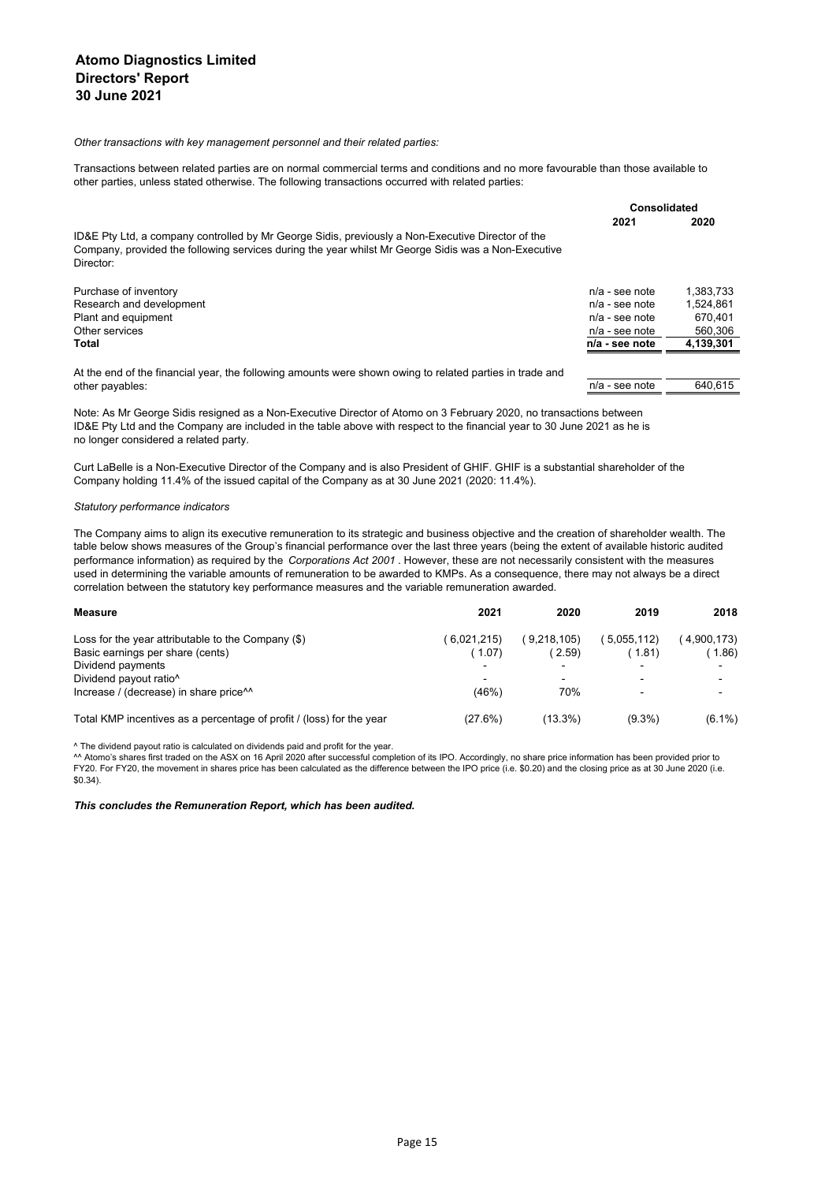*Other transactions with key management personnel and their related parties:*

Transactions between related parties are on normal commercial terms and conditions and no more favourable than those available to other parties, unless stated otherwise. The following transactions occurred with related parties:

| | Consolidated | |
|---|---|---|
| | 2021 | 2020 |
| ID&E Pty Ltd, a company controlled by Mr George Sidis, previously a Non-Executive Director of the Company, provided the following services during the year whilst Mr George Sidis was a Non-Executive Director: | | |
| Purchase of inventory | n/a - see note | 1,383,733 |
| Research and development | n/a - see note | 1,524,861 |
| Plant and equipment | n/a - see note | 670,401 |
| Other services | n/a - see note | 560,306 |
| **Total** | **n/a - see note** | **4,139,301** |
| At the end of the financial year, the following amounts were shown owing to related parties in trade and other payables: | n/a - see note | 640,615 |

Note: As Mr George Sidis resigned as a Non-Executive Director of Atomo on 3 February 2020, no transactions between ID&E Pty Ltd and the Company are included in the table above with respect to the financial year to 30 June 2021 as he is no longer considered a related party.

Curt LaBelle is a Non-Executive Director of the Company and is also President of GHIF. GHIF is a substantial shareholder of the Company holding 11.4% of the issued capital of the Company as at 30 June 2021 (2020: 11.4%).

*Statutory performance indicators*

The Company aims to align its executive remuneration to its strategic and business objective and the creation of shareholder wealth. The table below shows measures of the Group's financial performance over the last three years (being the extent of available historic audited performance information) as required by the *Corporations Act 2001*. However, these are not necessarily consistent with the measures used in determining the variable amounts of remuneration to be awarded to KMPs. As a consequence, there may not always be a direct correlation between the statutory key performance measures and the variable remuneration awarded.

| Measure | 2021 | 2020 | 2019 | 2018 |
|---|---|---|---|---|
| Loss for the year attributable to the Company ($) | (6,021,215) | (9,218,105) | (5,055,112) | (4,900,173) |
| Basic earnings per share (cents) | (1.07) | (2.59) | (1.81) | (1.86) |
| Dividend payments | - | - | - | - |
| Dividend payout ratio^ | - | - | - | - |
| Increase / (decrease) in share price^^ | (46%) | 70% | - | - |
| Total KMP incentives as a percentage of profit / (loss) for the year | (27.6%) | (13.3%) | (9.3%) | (6.1%) |

^ The dividend payout ratio is calculated on dividends paid and profit for the year.

^^ Atomo's shares first traded on the ASX on 16 April 2020 after successful completion of its IPO. Accordingly, no share price information has been provided prior to FY20. For FY20, the movement in shares price has been calculated as the difference between the IPO price (i.e. $0.20) and the closing price as at 30 June 2020 (i.e. $0.34).

***This concludes the Remuneration Report, which has been audited.***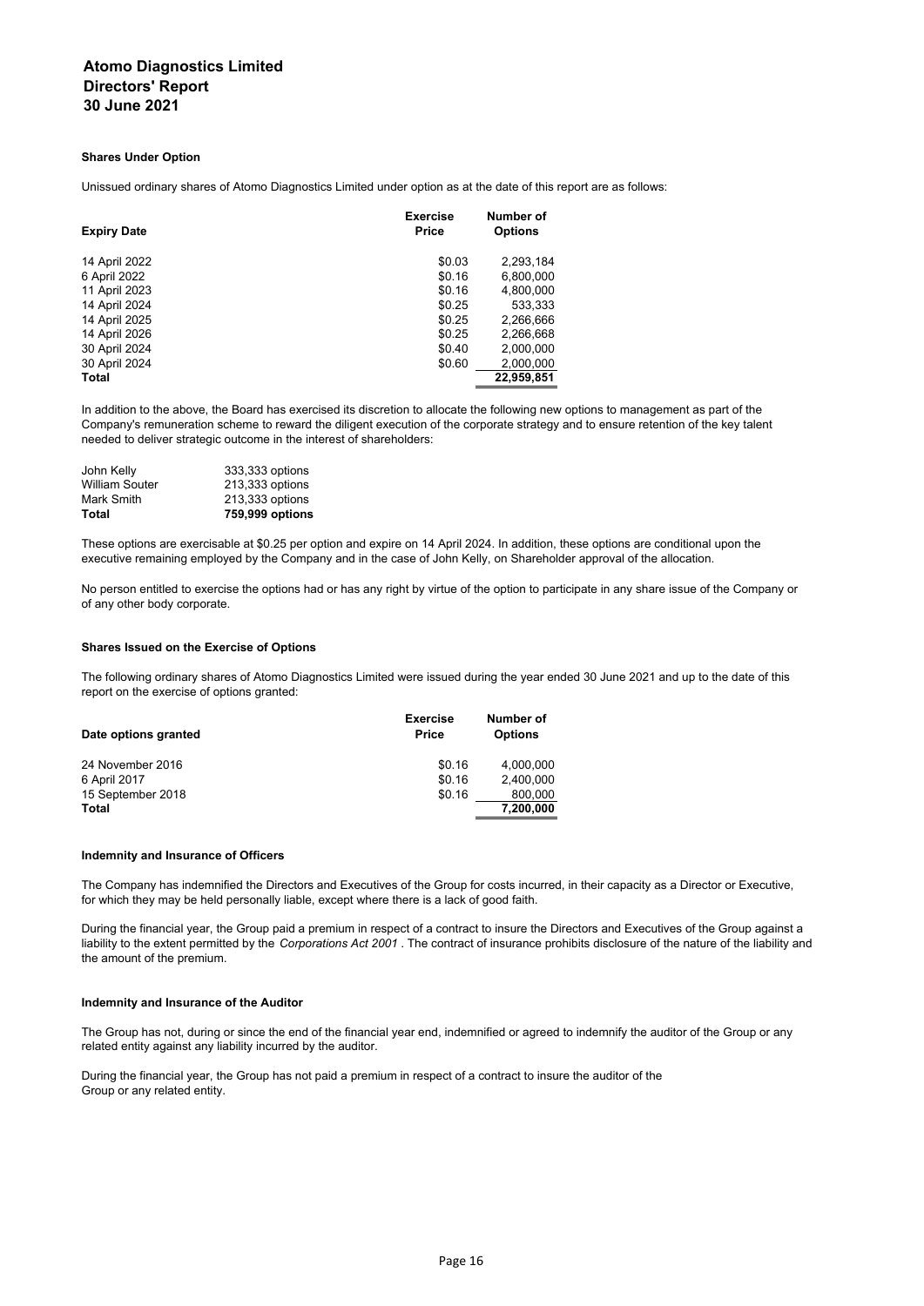### Shares Under Option

Unissued ordinary shares of Atomo Diagnostics Limited under option as at the date of this report are as follows:

| Expiry Date | Exercise Price | Number of Options |
|---|---|---|
| 14 April 2022 | $0.03 | 2,293,184 |
| 6 April 2022 | $0.16 | 6,800,000 |
| 11 April 2023 | $0.16 | 4,800,000 |
| 14 April 2024 | $0.25 | 533,333 |
| 14 April 2025 | $0.25 | 2,266,666 |
| 14 April 2026 | $0.25 | 2,266,668 |
| 30 April 2024 | $0.40 | 2,000,000 |
| 30 April 2024 | $0.60 | 2,000,000 |
| **Total** | | **22,959,851** |

In addition to the above, the Board has exercised its discretion to allocate the following new options to management as part of the Company's remuneration scheme to reward the diligent execution of the corporate strategy and to ensure retention of the key talent needed to deliver strategic outcome in the interest of shareholders:

| | |
|---|---|
| John Kelly | 333,333 options |
| William Souter | 213,333 options |
| Mark Smith | 213,333 options |
| **Total** | **759,999 options** |

These options are exercisable at $0.25 per option and expire on 14 April 2024. In addition, these options are conditional upon the executive remaining employed by the Company and in the case of John Kelly, on Shareholder approval of the allocation.

No person entitled to exercise the options had or has any right by virtue of the option to participate in any share issue of the Company or of any other body corporate.

### Shares Issued on the Exercise of Options

The following ordinary shares of Atomo Diagnostics Limited were issued during the year ended 30 June 2021 and up to the date of this report on the exercise of options granted:

| Date options granted | Exercise Price | Number of Options |
|---|---|---|
| 24 November 2016 | $0.16 | 4,000,000 |
| 6 April 2017 | $0.16 | 2,400,000 |
| 15 September 2018 | $0.16 | 800,000 |
| **Total** | | **7,200,000** |

### Indemnity and Insurance of Officers

The Company has indemnified the Directors and Executives of the Group for costs incurred, in their capacity as a Director or Executive, for which they may be held personally liable, except where there is a lack of good faith.

During the financial year, the Group paid a premium in respect of a contract to insure the Directors and Executives of the Group against a liability to the extent permitted by the *Corporations Act 2001* . The contract of insurance prohibits disclosure of the nature of the liability and the amount of the premium.

### Indemnity and Insurance of the Auditor

The Group has not, during or since the end of the financial year end, indemnified or agreed to indemnify the auditor of the Group or any related entity against any liability incurred by the auditor.

During the financial year, the Group has not paid a premium in respect of a contract to insure the auditor of the Group or any related entity.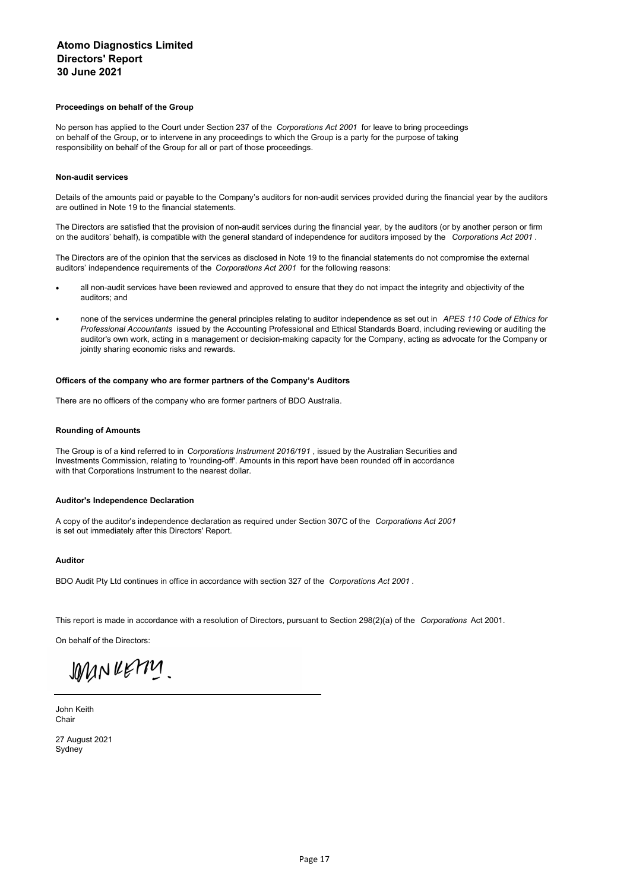**Atomo Diagnostics Limited**
**Directors' Report**
**30 June 2021**

**Proceedings on behalf of the Group**

No person has applied to the Court under Section 237 of the *Corporations Act 2001* for leave to bring proceedings on behalf of the Group, or to intervene in any proceedings to which the Group is a party for the purpose of taking responsibility on behalf of the Group for all or part of those proceedings.

**Non-audit services**

Details of the amounts paid or payable to the Company's auditors for non-audit services provided during the financial year by the auditors are outlined in Note 19 to the financial statements.

The Directors are satisfied that the provision of non-audit services during the financial year, by the auditors (or by another person or firm on the auditors' behalf), is compatible with the general standard of independence for auditors imposed by the *Corporations Act 2001*.

The Directors are of the opinion that the services as disclosed in Note 19 to the financial statements do not compromise the external auditors' independence requirements of the *Corporations Act 2001* for the following reasons:

- all non-audit services have been reviewed and approved to ensure that they do not impact the integrity and objectivity of the auditors; and
- none of the services undermine the general principles relating to auditor independence as set out in *APES 110 Code of Ethics for Professional Accountants* issued by the Accounting Professional and Ethical Standards Board, including reviewing or auditing the auditor's own work, acting in a management or decision-making capacity for the Company, acting as advocate for the Company or jointly sharing economic risks and rewards.

**Officers of the company who are former partners of the Company's Auditors**

There are no officers of the company who are former partners of BDO Australia.

**Rounding of Amounts**

The Group is of a kind referred to in *Corporations Instrument 2016/191*, issued by the Australian Securities and Investments Commission, relating to 'rounding-off'. Amounts in this report have been rounded off in accordance with that Corporations Instrument to the nearest dollar.

**Auditor's Independence Declaration**

A copy of the auditor's independence declaration as required under Section 307C of the *Corporations Act 2001* is set out immediately after this Directors' Report.

**Auditor**

BDO Audit Pty Ltd continues in office in accordance with section 327 of the *Corporations Act 2001*.

This report is made in accordance with a resolution of Directors, pursuant to Section 298(2)(a) of the *Corporations* Act 2001.

On behalf of the Directors:

John Keith
Chair

27 August 2021
Sydney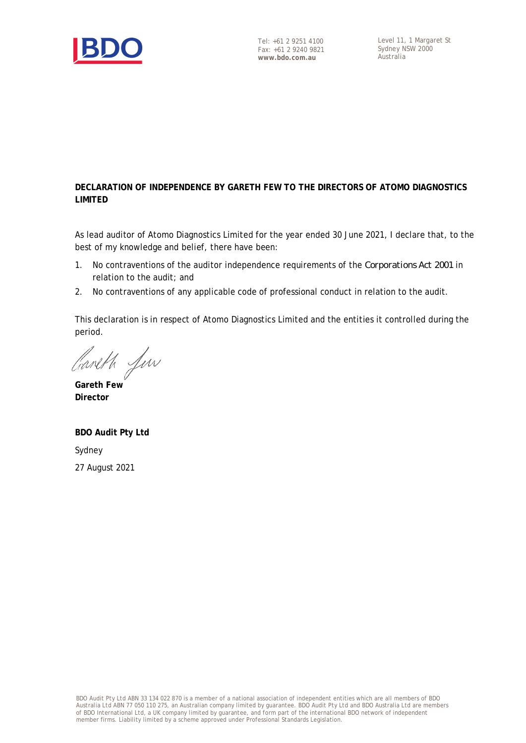Tel: +61 2 9251 4100
Fax: +61 2 9240 9821
**www.bdo.com.au**

Level 11, 1 Margaret St
Sydney NSW 2000
Australia

**DECLARATION OF INDEPENDENCE BY GARETH FEW TO THE DIRECTORS OF ATOMO DIAGNOSTICS LIMITED**

As lead auditor of Atomo Diagnostics Limited for the year ended 30 June 2021, I declare that, to the best of my knowledge and belief, there have been:

1. No contraventions of the auditor independence requirements of the *Corporations Act 2001* in relation to the audit; and
2. No contraventions of any applicable code of professional conduct in relation to the audit.

This declaration is in respect of Atomo Diagnostics Limited and the entities it controlled during the period.

**Gareth Few**
**Director**

**BDO Audit Pty Ltd**

Sydney

27 August 2021

BDO Audit Pty Ltd ABN 33 134 022 870 is a member of a national association of independent entities which are all members of BDO Australia Ltd ABN 77 050 110 275, an Australian company limited by guarantee. BDO Audit Pty Ltd and BDO Australia Ltd are members of BDO International Ltd, a UK company limited by guarantee, and form part of the international BDO network of independent member firms. Liability limited by a scheme approved under Professional Standards Legislation.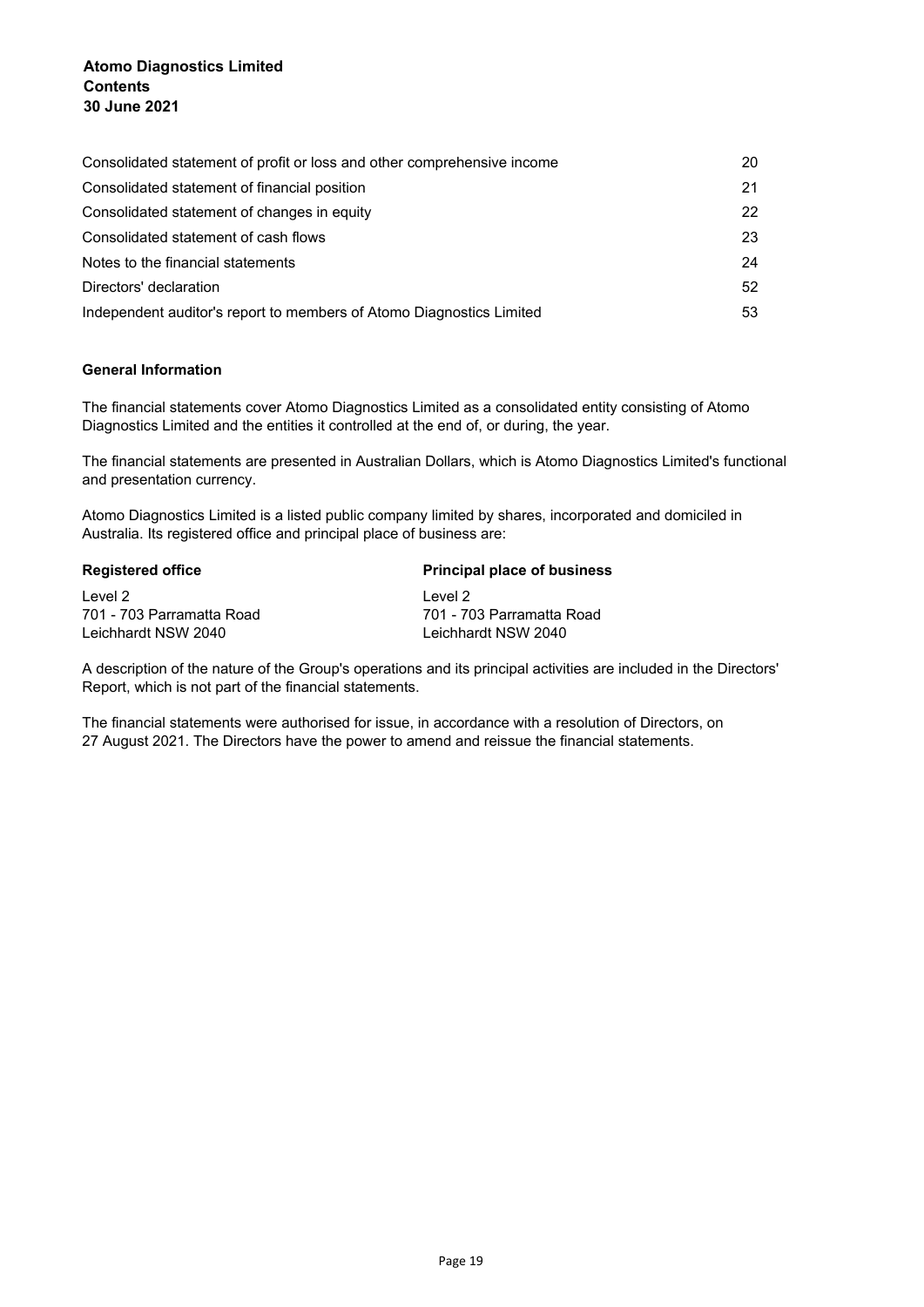**Atomo Diagnostics Limited**
**Contents**
**30 June 2021**

| | |
|---|---|
| Consolidated statement of profit or loss and other comprehensive income | 20 |
| Consolidated statement of financial position | 21 |
| Consolidated statement of changes in equity | 22 |
| Consolidated statement of cash flows | 23 |
| Notes to the financial statements | 24 |
| Directors' declaration | 52 |
| Independent auditor's report to members of Atomo Diagnostics Limited | 53 |

**General Information**

The financial statements cover Atomo Diagnostics Limited as a consolidated entity consisting of Atomo Diagnostics Limited and the entities it controlled at the end of, or during, the year.

The financial statements are presented in Australian Dollars, which is Atomo Diagnostics Limited's functional and presentation currency.

Atomo Diagnostics Limited is a listed public company limited by shares, incorporated and domiciled in Australia. Its registered office and principal place of business are:

| **Registered office** | **Principal place of business** |
|---|---|
| Level 2<br>701 - 703 Parramatta Road<br>Leichhardt NSW 2040 | Level 2<br>701 - 703 Parramatta Road<br>Leichhardt NSW 2040 |

A description of the nature of the Group's operations and its principal activities are included in the Directors' Report, which is not part of the financial statements.

The financial statements were authorised for issue, in accordance with a resolution of Directors, on 27 August 2021. The Directors have the power to amend and reissue the financial statements.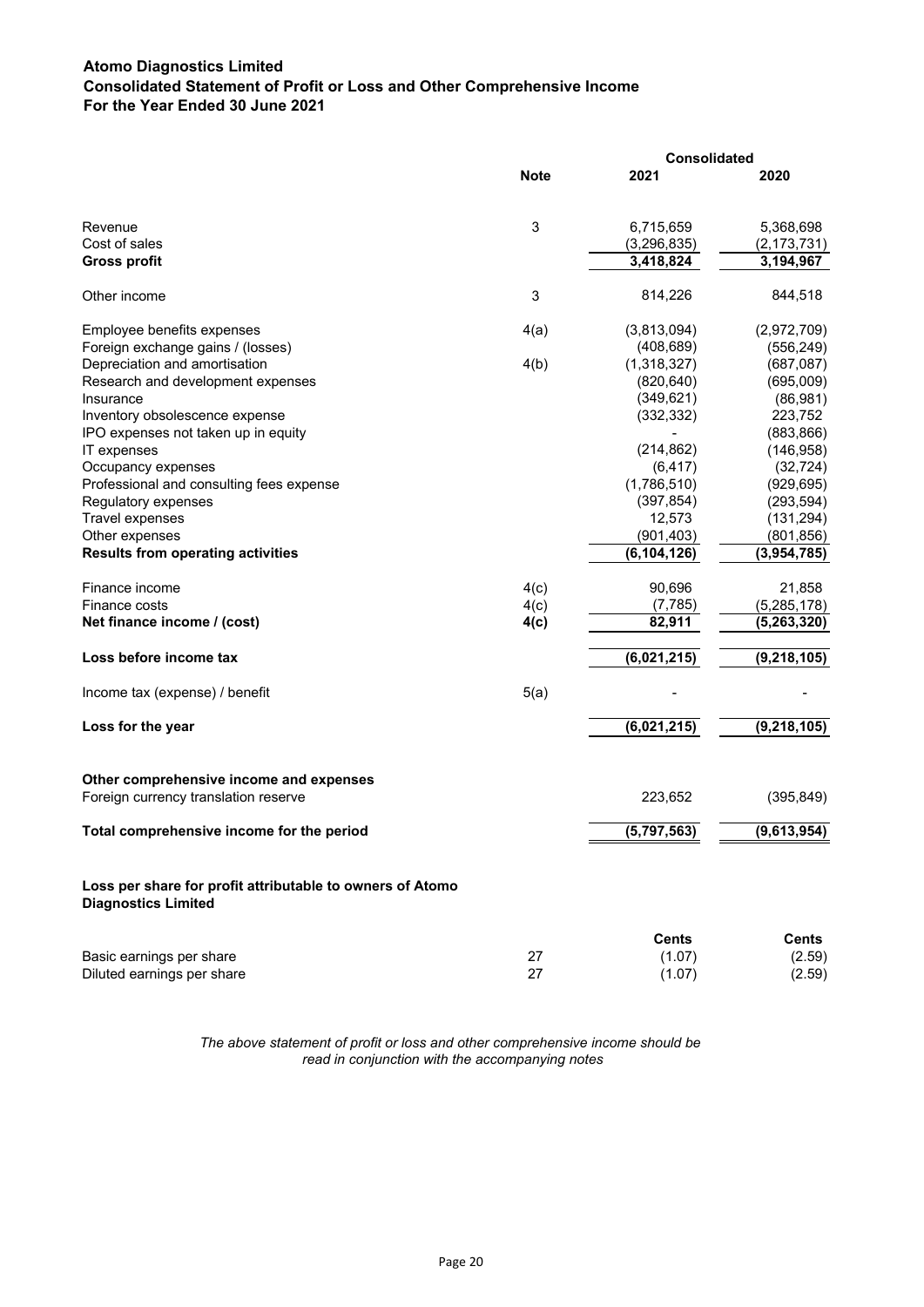**Atomo Diagnostics Limited**
**Consolidated Statement of Profit or Loss and Other Comprehensive Income**
**For the Year Ended 30 June 2021**

| | Note | Consolidated 2021 | 2020 |
|---|---|---|---|
| Revenue | 3 | 6,715,659 | 5,368,698 |
| Cost of sales | | (3,296,835) | (2,173,731) |
| **Gross profit** | | **3,418,824** | **3,194,967** |
| Other income | 3 | 814,226 | 844,518 |
| Employee benefits expenses | 4(a) | (3,813,094) | (2,972,709) |
| Foreign exchange gains / (losses) | | (408,689) | (556,249) |
| Depreciation and amortisation | 4(b) | (1,318,327) | (687,087) |
| Research and development expenses | | (820,640) | (695,009) |
| Insurance | | (349,621) | (86,981) |
| Inventory obsolescence expense | | (332,332) | 223,752 |
| IPO expenses not taken up in equity | | - | (883,866) |
| IT expenses | | (214,862) | (146,958) |
| Occupancy expenses | | (6,417) | (32,724) |
| Professional and consulting fees expense | | (1,786,510) | (929,695) |
| Regulatory expenses | | (397,854) | (293,594) |
| Travel expenses | | 12,573 | (131,294) |
| Other expenses | | (901,403) | (801,856) |
| **Results from operating activities** | | **(6,104,126)** | **(3,954,785)** |
| Finance income | 4(c) | 90,696 | 21,858 |
| Finance costs | 4(c) | (7,785) | (5,285,178) |
| **Net finance income / (cost)** | **4(c)** | **82,911** | **(5,263,320)** |
| **Loss before income tax** | | **(6,021,215)** | **(9,218,105)** |
| Income tax (expense) / benefit | 5(a) | - | - |
| **Loss for the year** | | **(6,021,215)** | **(9,218,105)** |
| **Other comprehensive income and expenses** | | | |
| Foreign currency translation reserve | | 223,652 | (395,849) |
| **Total comprehensive income for the period** | | **(5,797,563)** | **(9,613,954)** |

**Loss per share for profit attributable to owners of Atomo Diagnostics Limited**

| | | Cents | Cents |
|---|---|---|---|
| Basic earnings per share | 27 | (1.07) | (2.59) |
| Diluted earnings per share | 27 | (1.07) | (2.59) |

*The above statement of profit or loss and other comprehensive income should be read in conjunction with the accompanying notes*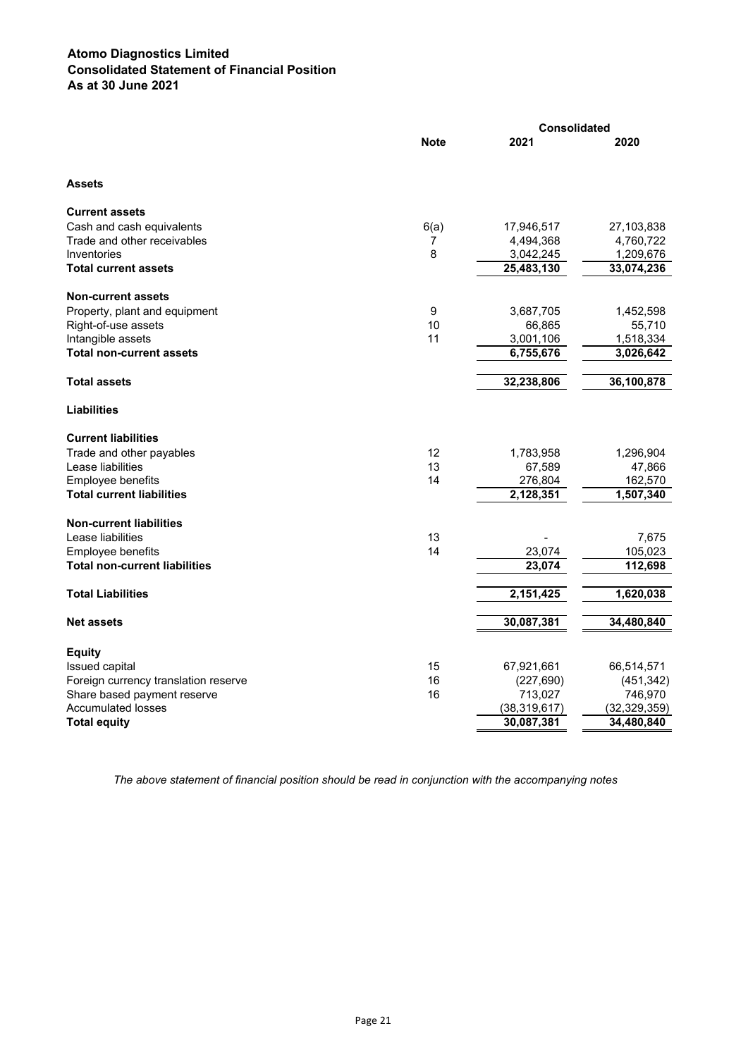**Atomo Diagnostics Limited**
**Consolidated Statement of Financial Position**
**As at 30 June 2021**

| | Note | Consolidated 2021 | Consolidated 2020 |
|---|---|---|---|
| **Assets** | | | |
| **Current assets** | | | |
| Cash and cash equivalents | 6(a) | 17,946,517 | 27,103,838 |
| Trade and other receivables | 7 | 4,494,368 | 4,760,722 |
| Inventories | 8 | 3,042,245 | 1,209,676 |
| **Total current assets** | | **25,483,130** | **33,074,236** |
| **Non-current assets** | | | |
| Property, plant and equipment | 9 | 3,687,705 | 1,452,598 |
| Right-of-use assets | 10 | 66,865 | 55,710 |
| Intangible assets | 11 | 3,001,106 | 1,518,334 |
| **Total non-current assets** | | **6,755,676** | **3,026,642** |
| **Total assets** | | **32,238,806** | **36,100,878** |
| **Liabilities** | | | |
| **Current liabilities** | | | |
| Trade and other payables | 12 | 1,783,958 | 1,296,904 |
| Lease liabilities | 13 | 67,589 | 47,866 |
| Employee benefits | 14 | 276,804 | 162,570 |
| **Total current liabilities** | | **2,128,351** | **1,507,340** |
| **Non-current liabilities** | | | |
| Lease liabilities | 13 | - | 7,675 |
| Employee benefits | 14 | 23,074 | 105,023 |
| **Total non-current liabilities** | | **23,074** | **112,698** |
| **Total Liabilities** | | **2,151,425** | **1,620,038** |
| **Net assets** | | **30,087,381** | **34,480,840** |
| **Equity** | | | |
| Issued capital | 15 | 67,921,661 | 66,514,571 |
| Foreign currency translation reserve | 16 | (227,690) | (451,342) |
| Share based payment reserve | 16 | 713,027 | 746,970 |
| Accumulated losses | | (38,319,617) | (32,329,359) |
| **Total equity** | | **30,087,381** | **34,480,840** |

*The above statement of financial position should be read in conjunction with the accompanying notes*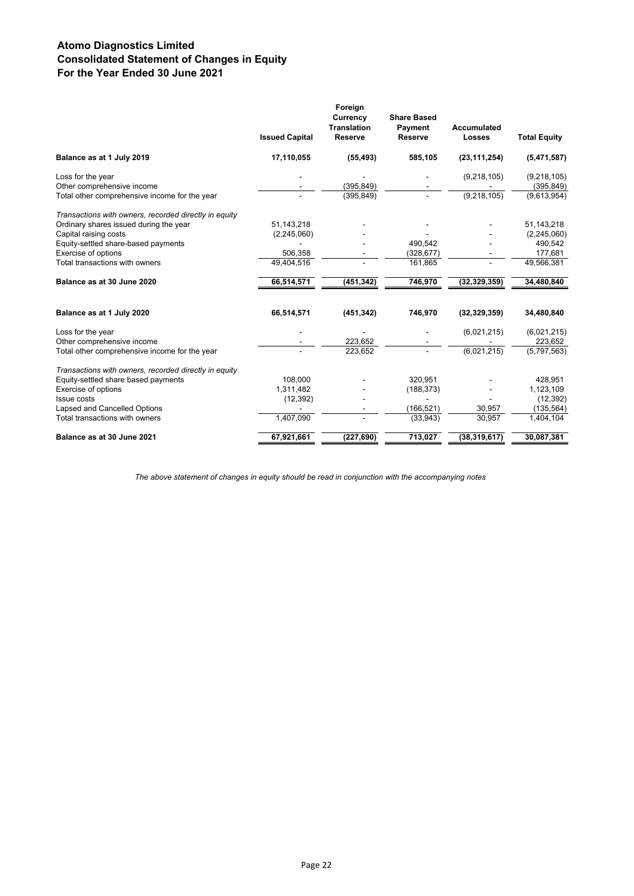# Atomo Diagnostics Limited
## Consolidated Statement of Changes in Equity
## For the Year Ended 30 June 2021

| | Issued Capital | Foreign Currency Translation Reserve | Share Based Payment Reserve | Accumulated Losses | Total Equity |
|---|---|---|---|---|---|
| **Balance as at 1 July 2019** | **17,110,055** | **(55,493)** | **585,105** | **(23,111,254)** | **(5,471,587)** |
| Loss for the year | - | - | - | (9,218,105) | (9,218,105) |
| Other comprehensive income | - | (395,849) | - | - | (395,849) |
| Total other comprehensive income for the year | - | (395,849) | - | (9,218,105) | (9,613,954) |
| *Transactions with owners, recorded directly in equity* | | | | | |
| Ordinary shares issued during the year | 51,143,218 | - | - | - | 51,143,218 |
| Capital raising costs | (2,245,060) | - | - | - | (2,245,060) |
| Equity-settled share-based payments | - | - | 490,542 | - | 490,542 |
| Exercise of options | 506,358 | - | (328,677) | - | 177,681 |
| Total transactions with owners | 49,404,516 | - | 161,865 | - | 49,566,381 |
| **Balance as at 30 June 2020** | **66,514,571** | **(451,342)** | **746,970** | **(32,329,359)** | **34,480,840** |
| | | | | | |
| **Balance as at 1 July 2020** | **66,514,571** | **(451,342)** | **746,970** | **(32,329,359)** | **34,480,840** |
| Loss for the year | - | - | - | (6,021,215) | (6,021,215) |
| Other comprehensive income | - | 223,652 | - | - | 223,652 |
| Total other comprehensive income for the year | - | 223,652 | - | (6,021,215) | (5,797,563) |
| *Transactions with owners, recorded directly in equity* | | | | | |
| Equity-settled share based payments | 108,000 | - | 320,951 | - | 428,951 |
| Exercise of options | 1,311,482 | - | (188,373) | - | 1,123,109 |
| Issue costs | (12,392) | - | - | - | (12,392) |
| Lapsed and Cancelled Options | - | - | (166,521) | 30,957 | (135,564) |
| Total transactions with owners | 1,407,090 | - | (33,943) | 30,957 | 1,404,104 |
| **Balance as at 30 June 2021** | **67,921,661** | **(227,690)** | **713,027** | **(38,319,617)** | **30,087,381** |

*The above statement of changes in equity should be read in conjunction with the accompanying notes*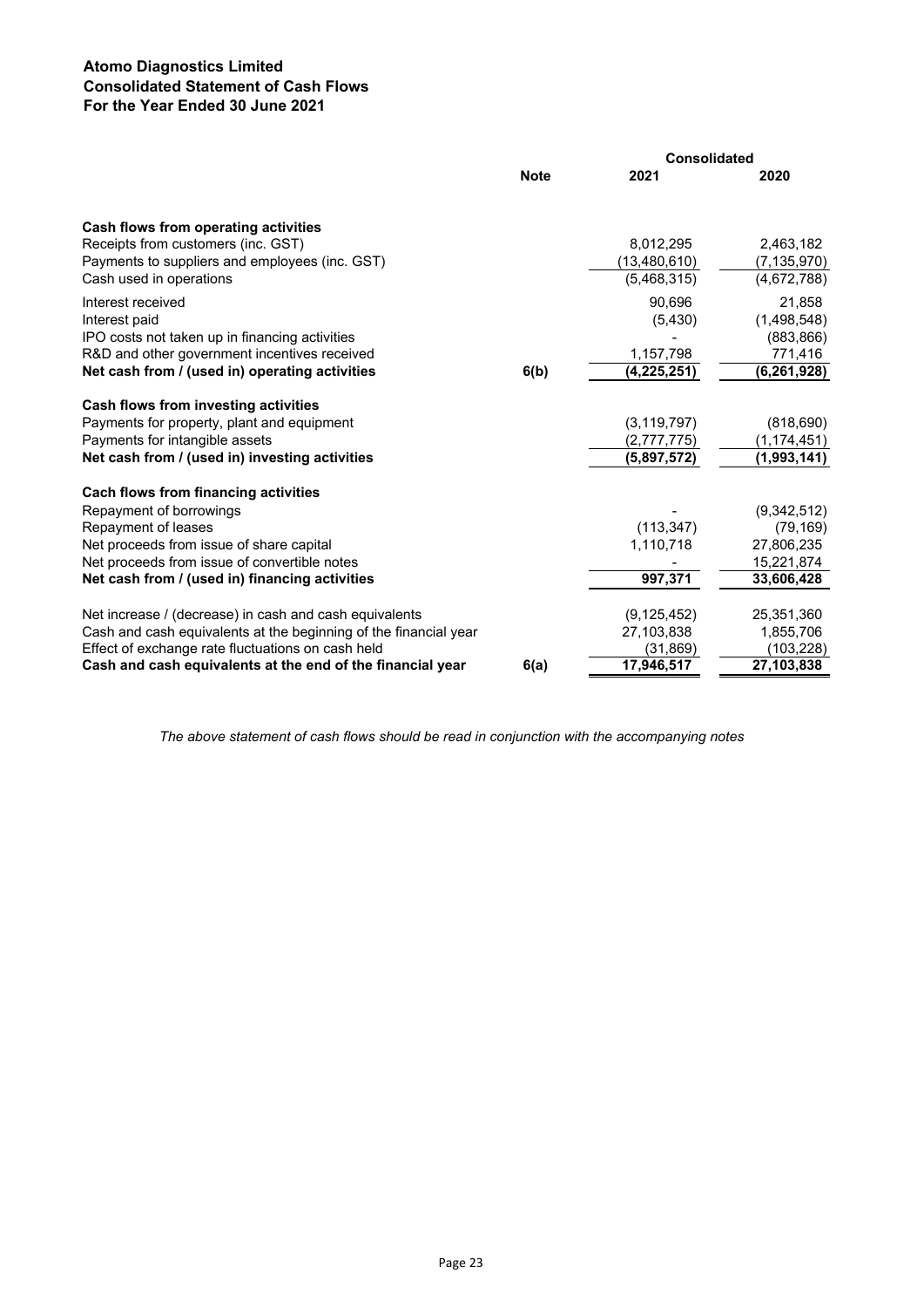**Atomo Diagnostics Limited**
**Consolidated Statement of Cash Flows**
**For the Year Ended 30 June 2021**

| | Note | Consolidated 2021 | Consolidated 2020 |
|---|---|---|---|
| **Cash flows from operating activities** | | | |
| Receipts from customers (inc. GST) | | 8,012,295 | 2,463,182 |
| Payments to suppliers and employees (inc. GST) | | (13,480,610) | (7,135,970) |
| Cash used in operations | | (5,468,315) | (4,672,788) |
| Interest received | | 90,696 | 21,858 |
| Interest paid | | (5,430) | (1,498,548) |
| IPO costs not taken up in financing activities | | - | (883,866) |
| R&D and other government incentives received | | 1,157,798 | 771,416 |
| **Net cash from / (used in) operating activities** | **6(b)** | **(4,225,251)** | **(6,261,928)** |
| **Cash flows from investing activities** | | | |
| Payments for property, plant and equipment | | (3,119,797) | (818,690) |
| Payments for intangible assets | | (2,777,775) | (1,174,451) |
| **Net cash from / (used in) investing activities** | | **(5,897,572)** | **(1,993,141)** |
| **Cach flows from financing activities** | | | |
| Repayment of borrowings | | - | (9,342,512) |
| Repayment of leases | | (113,347) | (79,169) |
| Net proceeds from issue of share capital | | 1,110,718 | 27,806,235 |
| Net proceeds from issue of convertible notes | | - | 15,221,874 |
| **Net cash from / (used in) financing activities** | | **997,371** | **33,606,428** |
| Net increase / (decrease) in cash and cash equivalents | | (9,125,452) | 25,351,360 |
| Cash and cash equivalents at the beginning of the financial year | | 27,103,838 | 1,855,706 |
| Effect of exchange rate fluctuations on cash held | | (31,869) | (103,228) |
| **Cash and cash equivalents at the end of the financial year** | **6(a)** | **17,946,517** | **27,103,838** |

*The above statement of cash flows should be read in conjunction with the accompanying notes*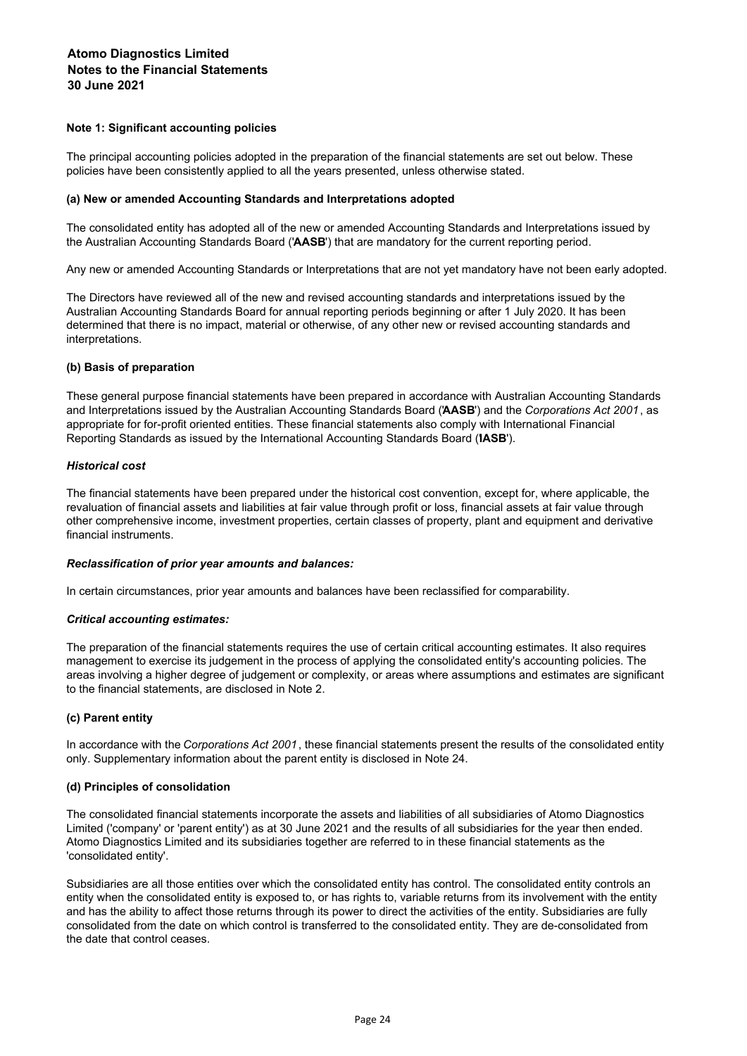## Note 1: Significant accounting policies

The principal accounting policies adopted in the preparation of the financial statements are set out below. These policies have been consistently applied to all the years presented, unless otherwise stated.

### (a) New or amended Accounting Standards and Interpretations adopted

The consolidated entity has adopted all of the new or amended Accounting Standards and Interpretations issued by the Australian Accounting Standards Board ('**AASB**') that are mandatory for the current reporting period.

Any new or amended Accounting Standards or Interpretations that are not yet mandatory have not been early adopted.

The Directors have reviewed all of the new and revised accounting standards and interpretations issued by the Australian Accounting Standards Board for annual reporting periods beginning or after 1 July 2020. It has been determined that there is no impact, material or otherwise, of any other new or revised accounting standards and interpretations.

### (b) Basis of preparation

These general purpose financial statements have been prepared in accordance with Australian Accounting Standards and Interpretations issued by the Australian Accounting Standards Board ('**AASB**') and the *Corporations Act 2001*, as appropriate for for-profit oriented entities. These financial statements also comply with International Financial Reporting Standards as issued by the International Accounting Standards Board ('**IASB**').

#### *Historical cost*

The financial statements have been prepared under the historical cost convention, except for, where applicable, the revaluation of financial assets and liabilities at fair value through profit or loss, financial assets at fair value through other comprehensive income, investment properties, certain classes of property, plant and equipment and derivative financial instruments.

#### *Reclassification of prior year amounts and balances:*

In certain circumstances, prior year amounts and balances have been reclassified for comparability.

#### *Critical accounting estimates:*

The preparation of the financial statements requires the use of certain critical accounting estimates. It also requires management to exercise its judgement in the process of applying the consolidated entity's accounting policies. The areas involving a higher degree of judgement or complexity, or areas where assumptions and estimates are significant to the financial statements, are disclosed in Note 2.

### (c) Parent entity

In accordance with the *Corporations Act 2001*, these financial statements present the results of the consolidated entity only. Supplementary information about the parent entity is disclosed in Note 24.

### (d) Principles of consolidation

The consolidated financial statements incorporate the assets and liabilities of all subsidiaries of Atomo Diagnostics Limited ('company' or 'parent entity') as at 30 June 2021 and the results of all subsidiaries for the year then ended. Atomo Diagnostics Limited and its subsidiaries together are referred to in these financial statements as the 'consolidated entity'.

Subsidiaries are all those entities over which the consolidated entity has control. The consolidated entity controls an entity when the consolidated entity is exposed to, or has rights to, variable returns from its involvement with the entity and has the ability to affect those returns through its power to direct the activities of the entity. Subsidiaries are fully consolidated from the date on which control is transferred to the consolidated entity. They are de-consolidated from the date that control ceases.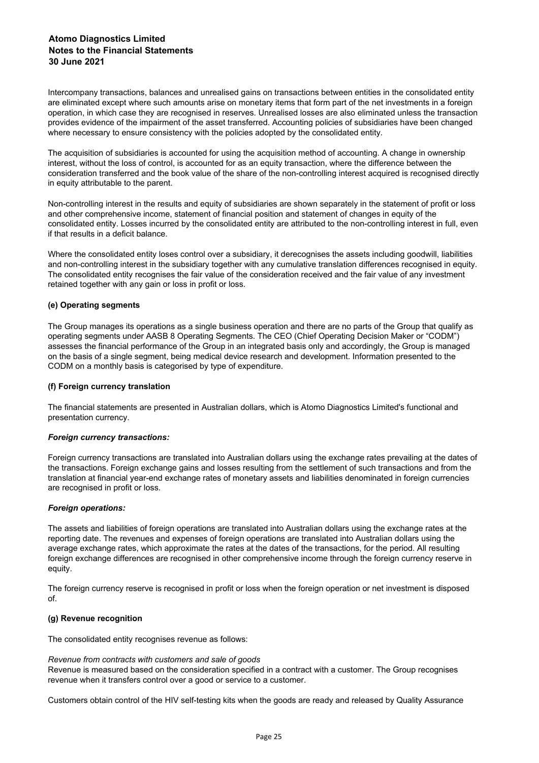Intercompany transactions, balances and unrealised gains on transactions between entities in the consolidated entity are eliminated except where such amounts arise on monetary items that form part of the net investments in a foreign operation, in which case they are recognised in reserves. Unrealised losses are also eliminated unless the transaction provides evidence of the impairment of the asset transferred. Accounting policies of subsidiaries have been changed where necessary to ensure consistency with the policies adopted by the consolidated entity.

The acquisition of subsidiaries is accounted for using the acquisition method of accounting. A change in ownership interest, without the loss of control, is accounted for as an equity transaction, where the difference between the consideration transferred and the book value of the share of the non-controlling interest acquired is recognised directly in equity attributable to the parent.

Non-controlling interest in the results and equity of subsidiaries are shown separately in the statement of profit or loss and other comprehensive income, statement of financial position and statement of changes in equity of the consolidated entity. Losses incurred by the consolidated entity are attributed to the non-controlling interest in full, even if that results in a deficit balance.

Where the consolidated entity loses control over a subsidiary, it derecognises the assets including goodwill, liabilities and non-controlling interest in the subsidiary together with any cumulative translation differences recognised in equity. The consolidated entity recognises the fair value of the consideration received and the fair value of any investment retained together with any gain or loss in profit or loss.

**(e) Operating segments**

The Group manages its operations as a single business operation and there are no parts of the Group that qualify as operating segments under AASB 8 Operating Segments. The CEO (Chief Operating Decision Maker or "CODM") assesses the financial performance of the Group in an integrated basis only and accordingly, the Group is managed on the basis of a single segment, being medical device research and development. Information presented to the CODM on a monthly basis is categorised by type of expenditure.

**(f) Foreign currency translation**

The financial statements are presented in Australian dollars, which is Atomo Diagnostics Limited's functional and presentation currency.

***Foreign currency transactions:***

Foreign currency transactions are translated into Australian dollars using the exchange rates prevailing at the dates of the transactions. Foreign exchange gains and losses resulting from the settlement of such transactions and from the translation at financial year-end exchange rates of monetary assets and liabilities denominated in foreign currencies are recognised in profit or loss.

***Foreign operations:***

The assets and liabilities of foreign operations are translated into Australian dollars using the exchange rates at the reporting date. The revenues and expenses of foreign operations are translated into Australian dollars using the average exchange rates, which approximate the rates at the dates of the transactions, for the period. All resulting foreign exchange differences are recognised in other comprehensive income through the foreign currency reserve in equity.

The foreign currency reserve is recognised in profit or loss when the foreign operation or net investment is disposed of.

**(g) Revenue recognition**

The consolidated entity recognises revenue as follows:

*Revenue from contracts with customers and sale of goods*
Revenue is measured based on the consideration specified in a contract with a customer. The Group recognises revenue when it transfers control over a good or service to a customer.

Customers obtain control of the HIV self-testing kits when the goods are ready and released by Quality Assurance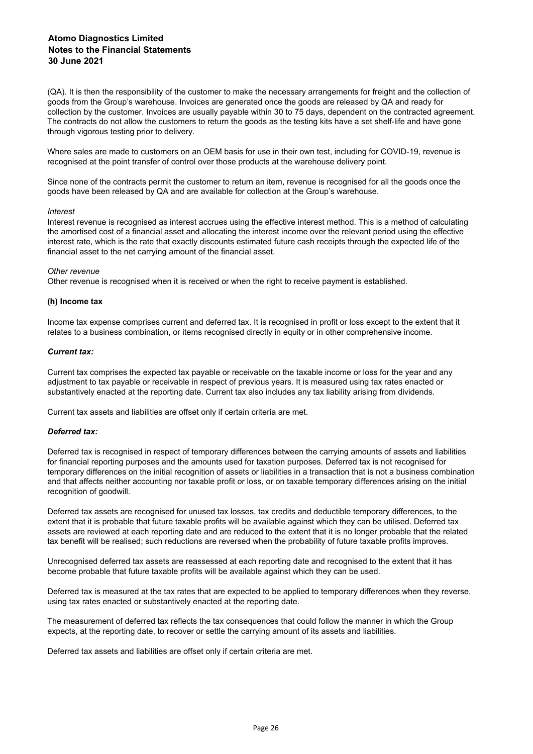(QA). It is then the responsibility of the customer to make the necessary arrangements for freight and the collection of goods from the Group's warehouse. Invoices are generated once the goods are released by QA and ready for collection by the customer. Invoices are usually payable within 30 to 75 days, dependent on the contracted agreement. The contracts do not allow the customers to return the goods as the testing kits have a set shelf-life and have gone through vigorous testing prior to delivery.

Where sales are made to customers on an OEM basis for use in their own test, including for COVID-19, revenue is recognised at the point transfer of control over those products at the warehouse delivery point.

Since none of the contracts permit the customer to return an item, revenue is recognised for all the goods once the goods have been released by QA and are available for collection at the Group's warehouse.

*Interest*

Interest revenue is recognised as interest accrues using the effective interest method. This is a method of calculating the amortised cost of a financial asset and allocating the interest income over the relevant period using the effective interest rate, which is the rate that exactly discounts estimated future cash receipts through the expected life of the financial asset to the net carrying amount of the financial asset.

*Other revenue*

Other revenue is recognised when it is received or when the right to receive payment is established.

**(h) Income tax**

Income tax expense comprises current and deferred tax. It is recognised in profit or loss except to the extent that it relates to a business combination, or items recognised directly in equity or in other comprehensive income.

***Current tax:***

Current tax comprises the expected tax payable or receivable on the taxable income or loss for the year and any adjustment to tax payable or receivable in respect of previous years. It is measured using tax rates enacted or substantively enacted at the reporting date. Current tax also includes any tax liability arising from dividends.

Current tax assets and liabilities are offset only if certain criteria are met.

***Deferred tax:***

Deferred tax is recognised in respect of temporary differences between the carrying amounts of assets and liabilities for financial reporting purposes and the amounts used for taxation purposes. Deferred tax is not recognised for temporary differences on the initial recognition of assets or liabilities in a transaction that is not a business combination and that affects neither accounting nor taxable profit or loss, or on taxable temporary differences arising on the initial recognition of goodwill.

Deferred tax assets are recognised for unused tax losses, tax credits and deductible temporary differences, to the extent that it is probable that future taxable profits will be available against which they can be utilised. Deferred tax assets are reviewed at each reporting date and are reduced to the extent that it is no longer probable that the related tax benefit will be realised; such reductions are reversed when the probability of future taxable profits improves.

Unrecognised deferred tax assets are reassessed at each reporting date and recognised to the extent that it has become probable that future taxable profits will be available against which they can be used.

Deferred tax is measured at the tax rates that are expected to be applied to temporary differences when they reverse, using tax rates enacted or substantively enacted at the reporting date.

The measurement of deferred tax reflects the tax consequences that could follow the manner in which the Group expects, at the reporting date, to recover or settle the carrying amount of its assets and liabilities.

Deferred tax assets and liabilities are offset only if certain criteria are met.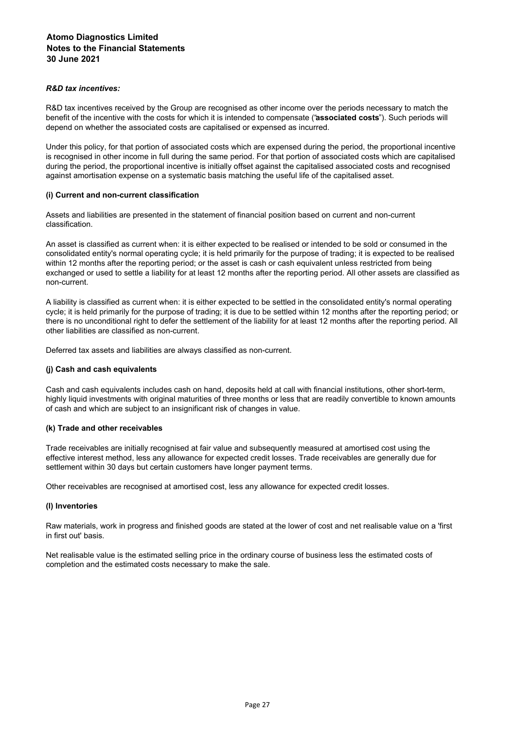***R&D tax incentives:***

R&D tax incentives received by the Group are recognised as other income over the periods necessary to match the benefit of the incentive with the costs for which it is intended to compensate ("**associated costs**"). Such periods will depend on whether the associated costs are capitalised or expensed as incurred.

Under this policy, for that portion of associated costs which are expensed during the period, the proportional incentive is recognised in other income in full during the same period. For that portion of associated costs which are capitalised during the period, the proportional incentive is initially offset against the capitalised associated costs and recognised against amortisation expense on a systematic basis matching the useful life of the capitalised asset.

### (i) Current and non-current classification

Assets and liabilities are presented in the statement of financial position based on current and non-current classification.

An asset is classified as current when: it is either expected to be realised or intended to be sold or consumed in the consolidated entity's normal operating cycle; it is held primarily for the purpose of trading; it is expected to be realised within 12 months after the reporting period; or the asset is cash or cash equivalent unless restricted from being exchanged or used to settle a liability for at least 12 months after the reporting period. All other assets are classified as non-current.

A liability is classified as current when: it is either expected to be settled in the consolidated entity's normal operating cycle; it is held primarily for the purpose of trading; it is due to be settled within 12 months after the reporting period; or there is no unconditional right to defer the settlement of the liability for at least 12 months after the reporting period. All other liabilities are classified as non-current.

Deferred tax assets and liabilities are always classified as non-current.

### (j) Cash and cash equivalents

Cash and cash equivalents includes cash on hand, deposits held at call with financial institutions, other short-term, highly liquid investments with original maturities of three months or less that are readily convertible to known amounts of cash and which are subject to an insignificant risk of changes in value.

### (k) Trade and other receivables

Trade receivables are initially recognised at fair value and subsequently measured at amortised cost using the effective interest method, less any allowance for expected credit losses. Trade receivables are generally due for settlement within 30 days but certain customers have longer payment terms.

Other receivables are recognised at amortised cost, less any allowance for expected credit losses.

### (l) Inventories

Raw materials, work in progress and finished goods are stated at the lower of cost and net realisable value on a 'first in first out' basis.

Net realisable value is the estimated selling price in the ordinary course of business less the estimated costs of completion and the estimated costs necessary to make the sale.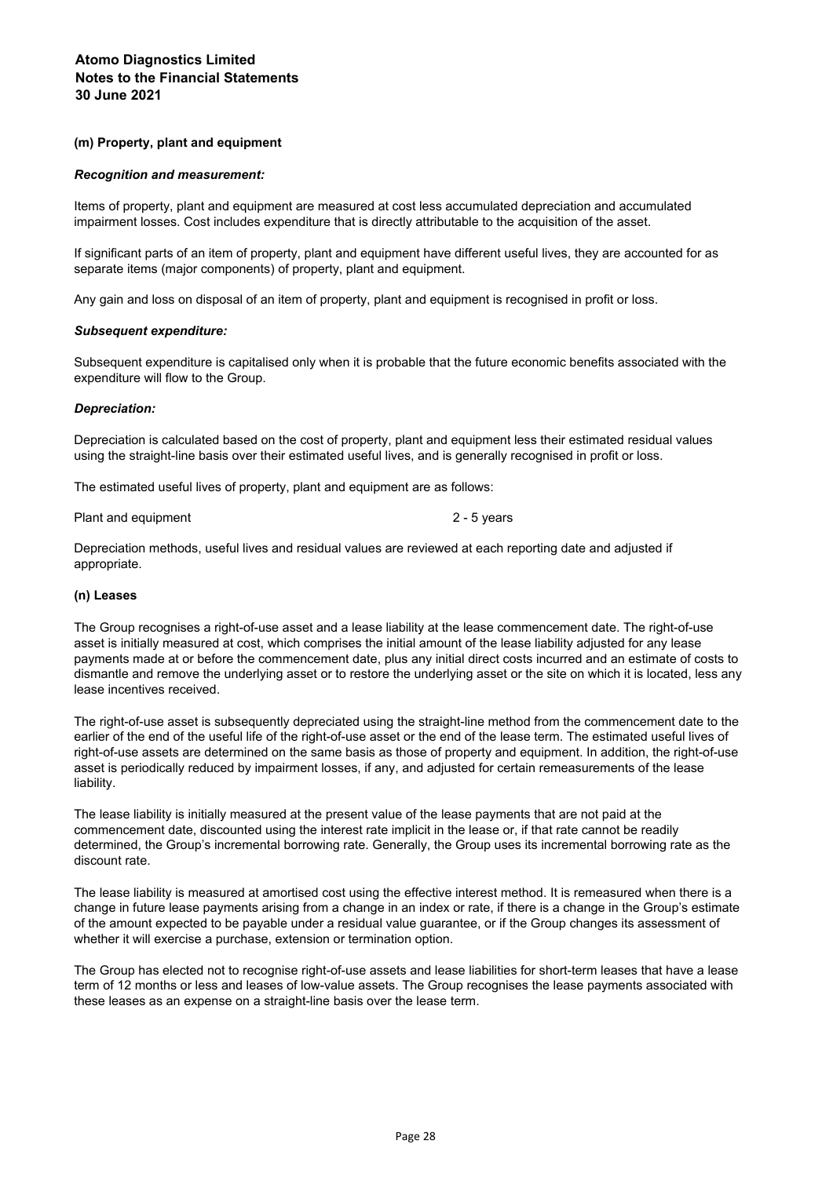### (m) Property, plant and equipment

***Recognition and measurement:***

Items of property, plant and equipment are measured at cost less accumulated depreciation and accumulated impairment losses. Cost includes expenditure that is directly attributable to the acquisition of the asset.

If significant parts of an item of property, plant and equipment have different useful lives, they are accounted for as separate items (major components) of property, plant and equipment.

Any gain and loss on disposal of an item of property, plant and equipment is recognised in profit or loss.

***Subsequent expenditure:***

Subsequent expenditure is capitalised only when it is probable that the future economic benefits associated with the expenditure will flow to the Group.

***Depreciation:***

Depreciation is calculated based on the cost of property, plant and equipment less their estimated residual values using the straight-line basis over their estimated useful lives, and is generally recognised in profit or loss.

The estimated useful lives of property, plant and equipment are as follows:

| | |
|---|---|
| Plant and equipment | 2 - 5 years |

Depreciation methods, useful lives and residual values are reviewed at each reporting date and adjusted if appropriate.

### (n) Leases

The Group recognises a right-of-use asset and a lease liability at the lease commencement date. The right-of-use asset is initially measured at cost, which comprises the initial amount of the lease liability adjusted for any lease payments made at or before the commencement date, plus any initial direct costs incurred and an estimate of costs to dismantle and remove the underlying asset or to restore the underlying asset or the site on which it is located, less any lease incentives received.

The right-of-use asset is subsequently depreciated using the straight-line method from the commencement date to the earlier of the end of the useful life of the right-of-use asset or the end of the lease term. The estimated useful lives of right-of-use assets are determined on the same basis as those of property and equipment. In addition, the right-of-use asset is periodically reduced by impairment losses, if any, and adjusted for certain remeasurements of the lease liability.

The lease liability is initially measured at the present value of the lease payments that are not paid at the commencement date, discounted using the interest rate implicit in the lease or, if that rate cannot be readily determined, the Group's incremental borrowing rate. Generally, the Group uses its incremental borrowing rate as the discount rate.

The lease liability is measured at amortised cost using the effective interest method. It is remeasured when there is a change in future lease payments arising from a change in an index or rate, if there is a change in the Group's estimate of the amount expected to be payable under a residual value guarantee, or if the Group changes its assessment of whether it will exercise a purchase, extension or termination option.

The Group has elected not to recognise right-of-use assets and lease liabilities for short-term leases that have a lease term of 12 months or less and leases of low-value assets. The Group recognises the lease payments associated with these leases as an expense on a straight-line basis over the lease term.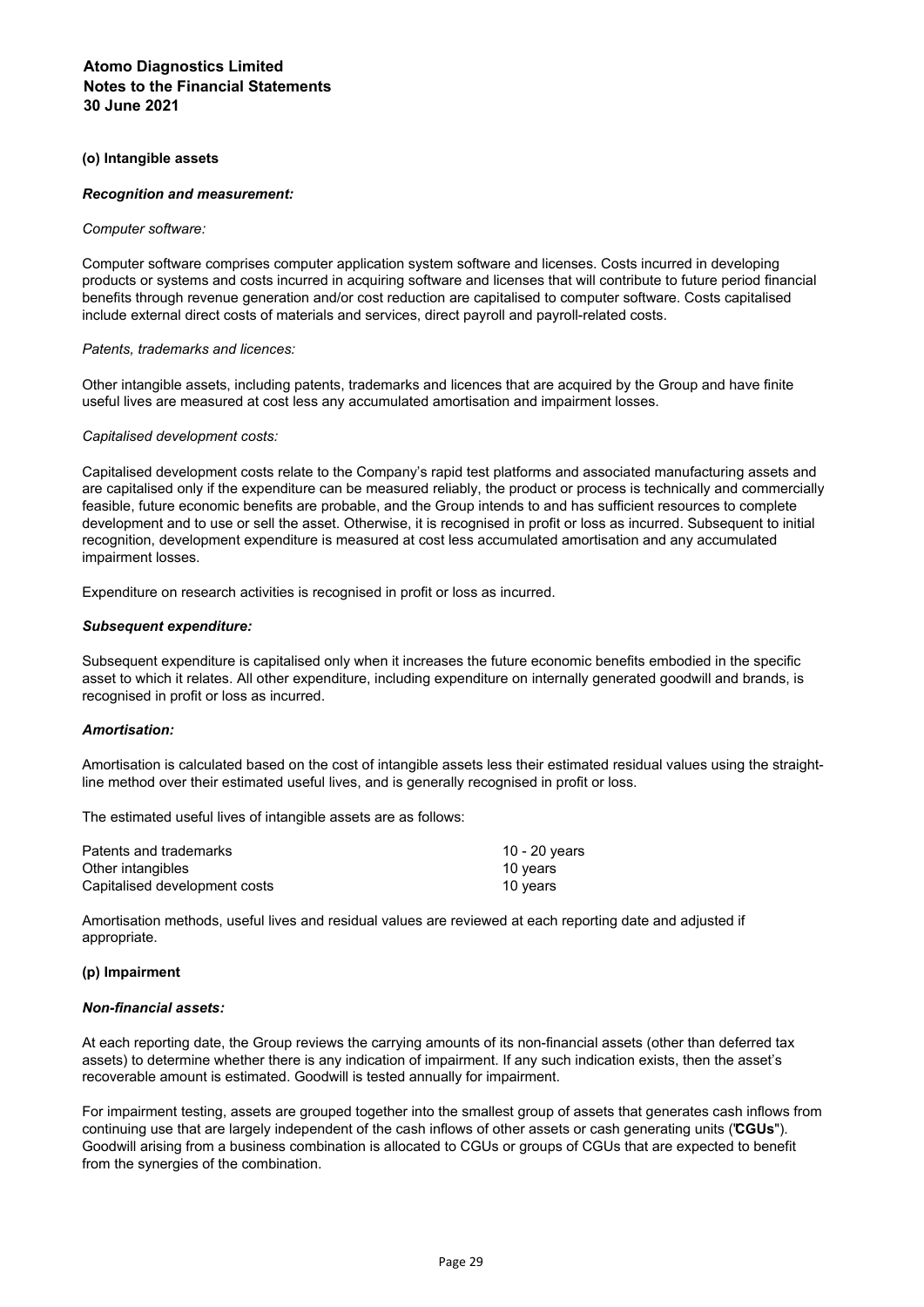### (o) Intangible assets

#### *Recognition and measurement:*

*Computer software:*

Computer software comprises computer application system software and licenses. Costs incurred in developing products or systems and costs incurred in acquiring software and licenses that will contribute to future period financial benefits through revenue generation and/or cost reduction are capitalised to computer software. Costs capitalised include external direct costs of materials and services, direct payroll and payroll-related costs.

*Patents, trademarks and licences:*

Other intangible assets, including patents, trademarks and licences that are acquired by the Group and have finite useful lives are measured at cost less any accumulated amortisation and impairment losses.

*Capitalised development costs:*

Capitalised development costs relate to the Company's rapid test platforms and associated manufacturing assets and are capitalised only if the expenditure can be measured reliably, the product or process is technically and commercially feasible, future economic benefits are probable, and the Group intends to and has sufficient resources to complete development and to use or sell the asset. Otherwise, it is recognised in profit or loss as incurred. Subsequent to initial recognition, development expenditure is measured at cost less accumulated amortisation and any accumulated impairment losses.

Expenditure on research activities is recognised in profit or loss as incurred.

#### *Subsequent expenditure:*

Subsequent expenditure is capitalised only when it increases the future economic benefits embodied in the specific asset to which it relates. All other expenditure, including expenditure on internally generated goodwill and brands, is recognised in profit or loss as incurred.

#### *Amortisation:*

Amortisation is calculated based on the cost of intangible assets less their estimated residual values using the straight-line method over their estimated useful lives, and is generally recognised in profit or loss.

The estimated useful lives of intangible assets are as follows:

| | |
|---|---|
| Patents and trademarks | 10 - 20 years |
| Other intangibles | 10 years |
| Capitalised development costs | 10 years |

Amortisation methods, useful lives and residual values are reviewed at each reporting date and adjusted if appropriate.

### (p) Impairment

#### *Non-financial assets:*

At each reporting date, the Group reviews the carrying amounts of its non-financial assets (other than deferred tax assets) to determine whether there is any indication of impairment. If any such indication exists, then the asset's recoverable amount is estimated. Goodwill is tested annually for impairment.

For impairment testing, assets are grouped together into the smallest group of assets that generates cash inflows from continuing use that are largely independent of the cash inflows of other assets or cash generating units ("**CGUs**"). Goodwill arising from a business combination is allocated to CGUs or groups of CGUs that are expected to benefit from the synergies of the combination.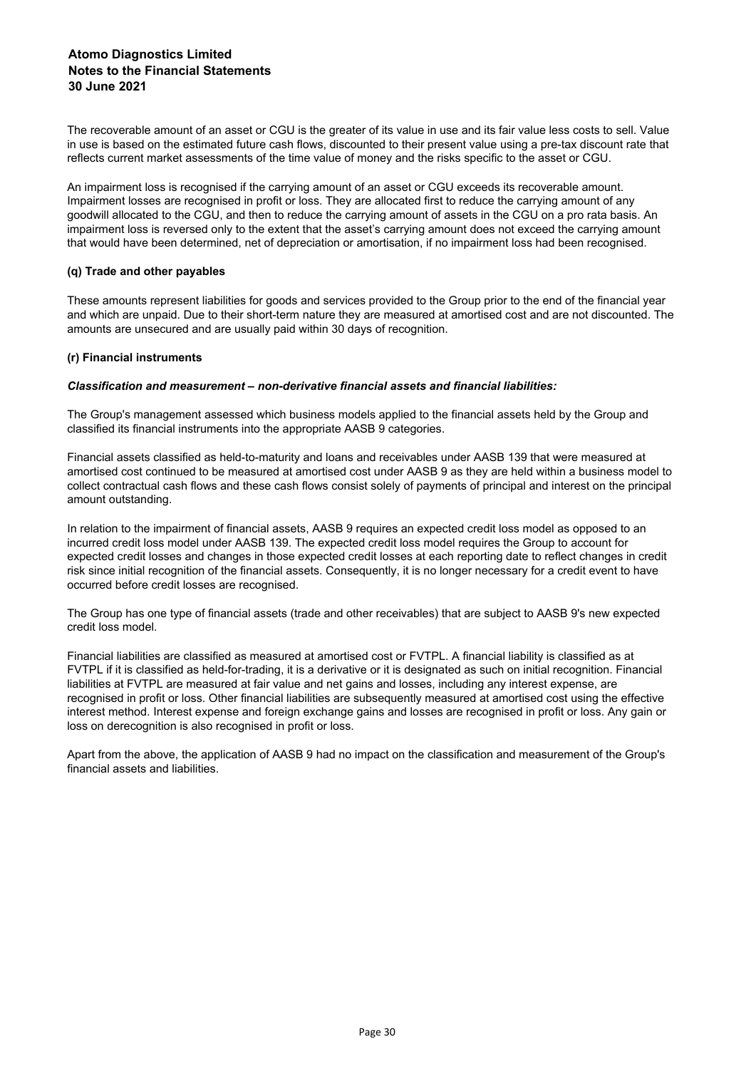The recoverable amount of an asset or CGU is the greater of its value in use and its fair value less costs to sell. Value in use is based on the estimated future cash flows, discounted to their present value using a pre-tax discount rate that reflects current market assessments of the time value of money and the risks specific to the asset or CGU.

An impairment loss is recognised if the carrying amount of an asset or CGU exceeds its recoverable amount. Impairment losses are recognised in profit or loss. They are allocated first to reduce the carrying amount of any goodwill allocated to the CGU, and then to reduce the carrying amount of assets in the CGU on a pro rata basis. An impairment loss is reversed only to the extent that the asset's carrying amount does not exceed the carrying amount that would have been determined, net of depreciation or amortisation, if no impairment loss had been recognised.

**(q) Trade and other payables**

These amounts represent liabilities for goods and services provided to the Group prior to the end of the financial year and which are unpaid. Due to their short-term nature they are measured at amortised cost and are not discounted. The amounts are unsecured and are usually paid within 30 days of recognition.

**(r) Financial instruments**

***Classification and measurement – non-derivative financial assets and financial liabilities:***

The Group's management assessed which business models applied to the financial assets held by the Group and classified its financial instruments into the appropriate AASB 9 categories.

Financial assets classified as held-to-maturity and loans and receivables under AASB 139 that were measured at amortised cost continued to be measured at amortised cost under AASB 9 as they are held within a business model to collect contractual cash flows and these cash flows consist solely of payments of principal and interest on the principal amount outstanding.

In relation to the impairment of financial assets, AASB 9 requires an expected credit loss model as opposed to an incurred credit loss model under AASB 139. The expected credit loss model requires the Group to account for expected credit losses and changes in those expected credit losses at each reporting date to reflect changes in credit risk since initial recognition of the financial assets. Consequently, it is no longer necessary for a credit event to have occurred before credit losses are recognised.

The Group has one type of financial assets (trade and other receivables) that are subject to AASB 9's new expected credit loss model.

Financial liabilities are classified as measured at amortised cost or FVTPL. A financial liability is classified as at FVTPL if it is classified as held-for-trading, it is a derivative or it is designated as such on initial recognition. Financial liabilities at FVTPL are measured at fair value and net gains and losses, including any interest expense, are recognised in profit or loss. Other financial liabilities are subsequently measured at amortised cost using the effective interest method. Interest expense and foreign exchange gains and losses are recognised in profit or loss. Any gain or loss on derecognition is also recognised in profit or loss.

Apart from the above, the application of AASB 9 had no impact on the classification and measurement of the Group's financial assets and liabilities.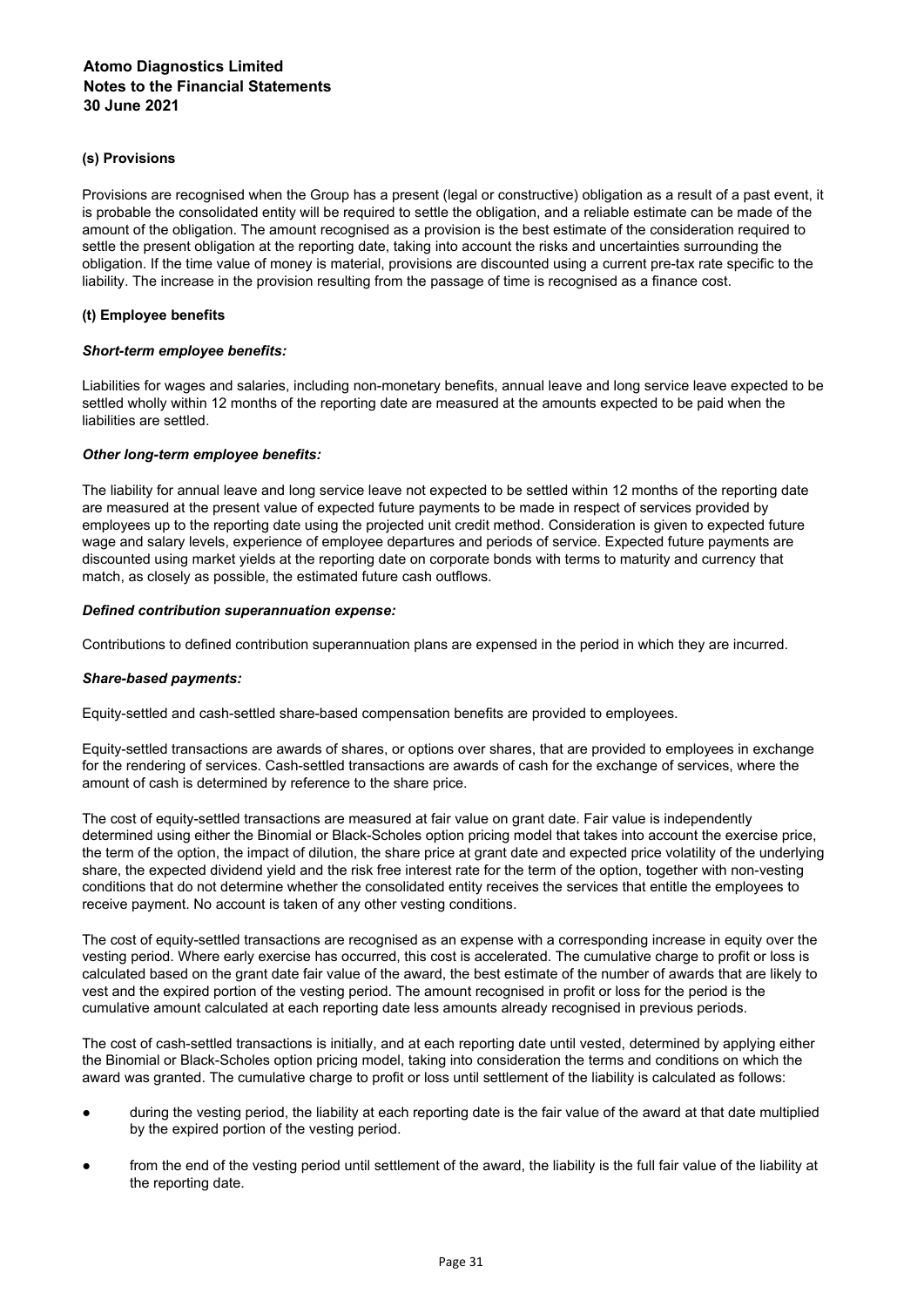### (s) Provisions

Provisions are recognised when the Group has a present (legal or constructive) obligation as a result of a past event, it is probable the consolidated entity will be required to settle the obligation, and a reliable estimate can be made of the amount of the obligation. The amount recognised as a provision is the best estimate of the consideration required to settle the present obligation at the reporting date, taking into account the risks and uncertainties surrounding the obligation. If the time value of money is material, provisions are discounted using a current pre-tax rate specific to the liability. The increase in the provision resulting from the passage of time is recognised as a finance cost.

### (t) Employee benefits

***Short-term employee benefits:***

Liabilities for wages and salaries, including non-monetary benefits, annual leave and long service leave expected to be settled wholly within 12 months of the reporting date are measured at the amounts expected to be paid when the liabilities are settled.

***Other long-term employee benefits:***

The liability for annual leave and long service leave not expected to be settled within 12 months of the reporting date are measured at the present value of expected future payments to be made in respect of services provided by employees up to the reporting date using the projected unit credit method. Consideration is given to expected future wage and salary levels, experience of employee departures and periods of service. Expected future payments are discounted using market yields at the reporting date on corporate bonds with terms to maturity and currency that match, as closely as possible, the estimated future cash outflows.

***Defined contribution superannuation expense:***

Contributions to defined contribution superannuation plans are expensed in the period in which they are incurred.

***Share-based payments:***

Equity-settled and cash-settled share-based compensation benefits are provided to employees.

Equity-settled transactions are awards of shares, or options over shares, that are provided to employees in exchange for the rendering of services. Cash-settled transactions are awards of cash for the exchange of services, where the amount of cash is determined by reference to the share price.

The cost of equity-settled transactions are measured at fair value on grant date. Fair value is independently determined using either the Binomial or Black-Scholes option pricing model that takes into account the exercise price, the term of the option, the impact of dilution, the share price at grant date and expected price volatility of the underlying share, the expected dividend yield and the risk free interest rate for the term of the option, together with non-vesting conditions that do not determine whether the consolidated entity receives the services that entitle the employees to receive payment. No account is taken of any other vesting conditions.

The cost of equity-settled transactions are recognised as an expense with a corresponding increase in equity over the vesting period. Where early exercise has occurred, this cost is accelerated. The cumulative charge to profit or loss is calculated based on the grant date fair value of the award, the best estimate of the number of awards that are likely to vest and the expired portion of the vesting period. The amount recognised in profit or loss for the period is the cumulative amount calculated at each reporting date less amounts already recognised in previous periods.

The cost of cash-settled transactions is initially, and at each reporting date until vested, determined by applying either the Binomial or Black-Scholes option pricing model, taking into consideration the terms and conditions on which the award was granted. The cumulative charge to profit or loss until settlement of the liability is calculated as follows:

- during the vesting period, the liability at each reporting date is the fair value of the award at that date multiplied by the expired portion of the vesting period.
- from the end of the vesting period until settlement of the award, the liability is the full fair value of the liability at the reporting date.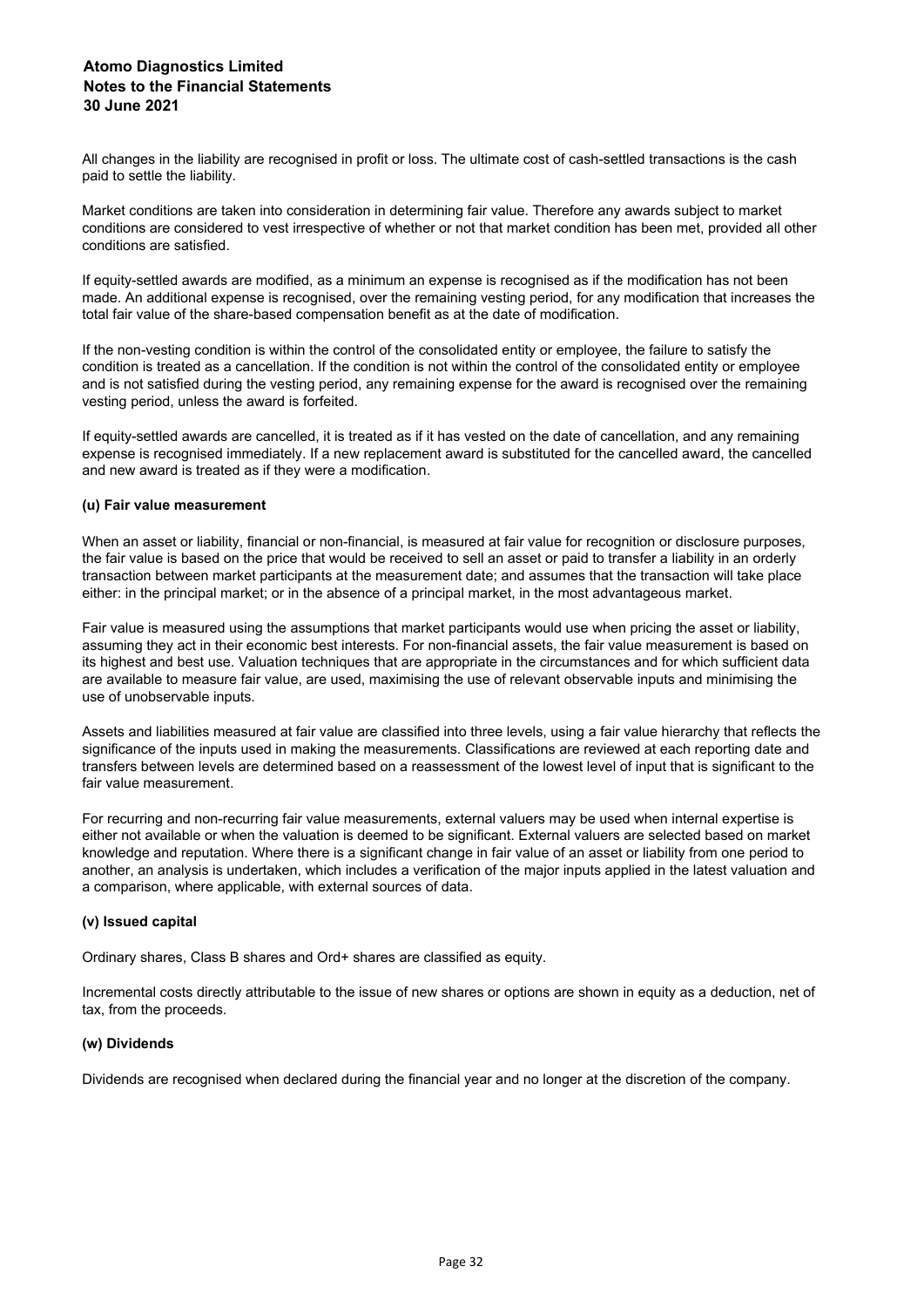All changes in the liability are recognised in profit or loss. The ultimate cost of cash-settled transactions is the cash paid to settle the liability.

Market conditions are taken into consideration in determining fair value. Therefore any awards subject to market conditions are considered to vest irrespective of whether or not that market condition has been met, provided all other conditions are satisfied.

If equity-settled awards are modified, as a minimum an expense is recognised as if the modification has not been made. An additional expense is recognised, over the remaining vesting period, for any modification that increases the total fair value of the share-based compensation benefit as at the date of modification.

If the non-vesting condition is within the control of the consolidated entity or employee, the failure to satisfy the condition is treated as a cancellation. If the condition is not within the control of the consolidated entity or employee and is not satisfied during the vesting period, any remaining expense for the award is recognised over the remaining vesting period, unless the award is forfeited.

If equity-settled awards are cancelled, it is treated as if it has vested on the date of cancellation, and any remaining expense is recognised immediately. If a new replacement award is substituted for the cancelled award, the cancelled and new award is treated as if they were a modification.

#### (u) Fair value measurement

When an asset or liability, financial or non-financial, is measured at fair value for recognition or disclosure purposes, the fair value is based on the price that would be received to sell an asset or paid to transfer a liability in an orderly transaction between market participants at the measurement date; and assumes that the transaction will take place either: in the principal market; or in the absence of a principal market, in the most advantageous market.

Fair value is measured using the assumptions that market participants would use when pricing the asset or liability, assuming they act in their economic best interests. For non-financial assets, the fair value measurement is based on its highest and best use. Valuation techniques that are appropriate in the circumstances and for which sufficient data are available to measure fair value, are used, maximising the use of relevant observable inputs and minimising the use of unobservable inputs.

Assets and liabilities measured at fair value are classified into three levels, using a fair value hierarchy that reflects the significance of the inputs used in making the measurements. Classifications are reviewed at each reporting date and transfers between levels are determined based on a reassessment of the lowest level of input that is significant to the fair value measurement.

For recurring and non-recurring fair value measurements, external valuers may be used when internal expertise is either not available or when the valuation is deemed to be significant. External valuers are selected based on market knowledge and reputation. Where there is a significant change in fair value of an asset or liability from one period to another, an analysis is undertaken, which includes a verification of the major inputs applied in the latest valuation and a comparison, where applicable, with external sources of data.

#### (v) Issued capital

Ordinary shares, Class B shares and Ord+ shares are classified as equity.

Incremental costs directly attributable to the issue of new shares or options are shown in equity as a deduction, net of tax, from the proceeds.

#### (w) Dividends

Dividends are recognised when declared during the financial year and no longer at the discretion of the company.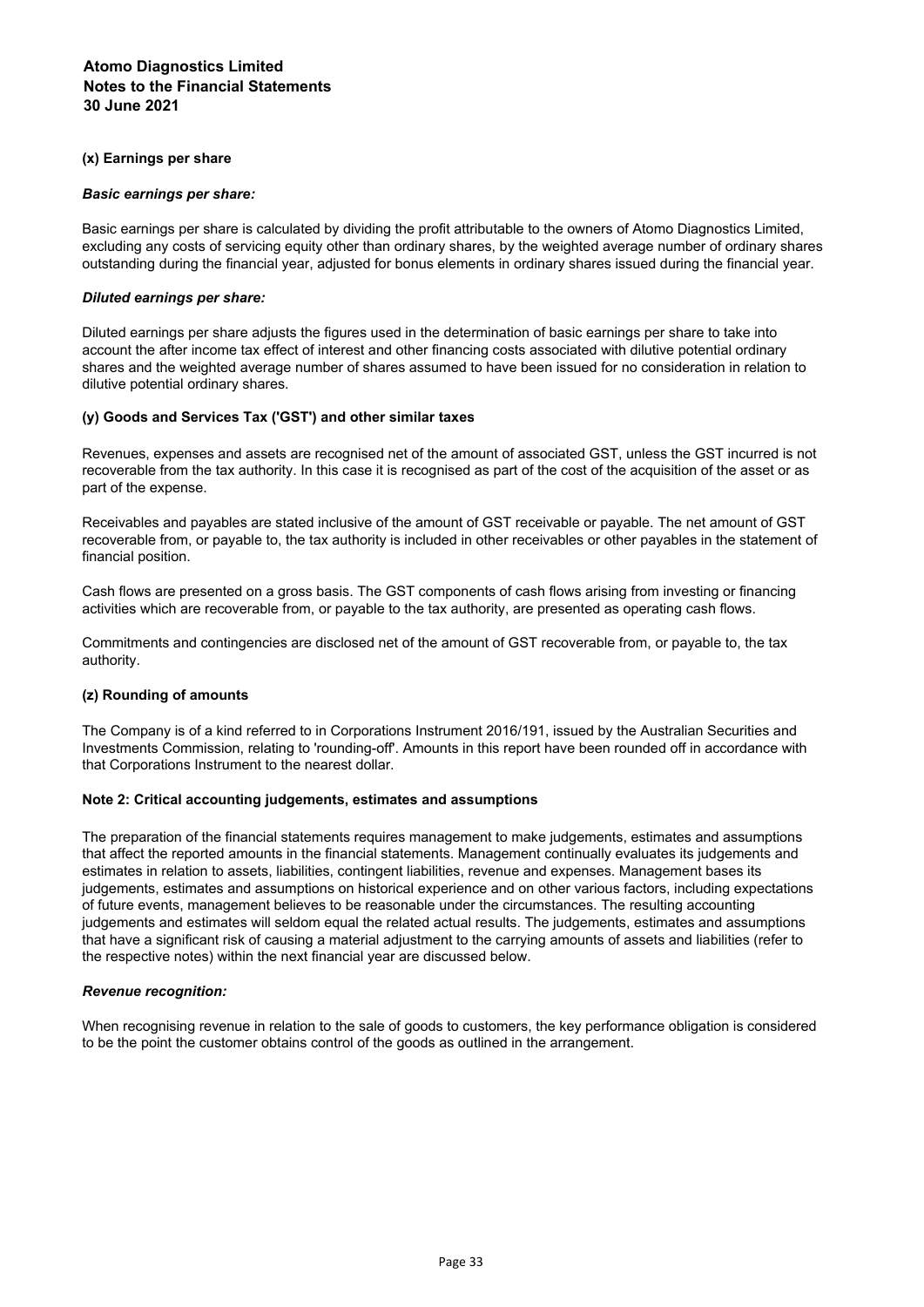#### (x) Earnings per share

***Basic earnings per share:***

Basic earnings per share is calculated by dividing the profit attributable to the owners of Atomo Diagnostics Limited, excluding any costs of servicing equity other than ordinary shares, by the weighted average number of ordinary shares outstanding during the financial year, adjusted for bonus elements in ordinary shares issued during the financial year.

***Diluted earnings per share:***

Diluted earnings per share adjusts the figures used in the determination of basic earnings per share to take into account the after income tax effect of interest and other financing costs associated with dilutive potential ordinary shares and the weighted average number of shares assumed to have been issued for no consideration in relation to dilutive potential ordinary shares.

#### (y) Goods and Services Tax ('GST') and other similar taxes

Revenues, expenses and assets are recognised net of the amount of associated GST, unless the GST incurred is not recoverable from the tax authority. In this case it is recognised as part of the cost of the acquisition of the asset or as part of the expense.

Receivables and payables are stated inclusive of the amount of GST receivable or payable. The net amount of GST recoverable from, or payable to, the tax authority is included in other receivables or other payables in the statement of financial position.

Cash flows are presented on a gross basis. The GST components of cash flows arising from investing or financing activities which are recoverable from, or payable to the tax authority, are presented as operating cash flows.

Commitments and contingencies are disclosed net of the amount of GST recoverable from, or payable to, the tax authority.

#### (z) Rounding of amounts

The Company is of a kind referred to in Corporations Instrument 2016/191, issued by the Australian Securities and Investments Commission, relating to 'rounding-off'. Amounts in this report have been rounded off in accordance with that Corporations Instrument to the nearest dollar.

### Note 2: Critical accounting judgements, estimates and assumptions

The preparation of the financial statements requires management to make judgements, estimates and assumptions that affect the reported amounts in the financial statements. Management continually evaluates its judgements and estimates in relation to assets, liabilities, contingent liabilities, revenue and expenses. Management bases its judgements, estimates and assumptions on historical experience and on other various factors, including expectations of future events, management believes to be reasonable under the circumstances. The resulting accounting judgements and estimates will seldom equal the related actual results. The judgements, estimates and assumptions that have a significant risk of causing a material adjustment to the carrying amounts of assets and liabilities (refer to the respective notes) within the next financial year are discussed below.

***Revenue recognition:***

When recognising revenue in relation to the sale of goods to customers, the key performance obligation is considered to be the point the customer obtains control of the goods as outlined in the arrangement.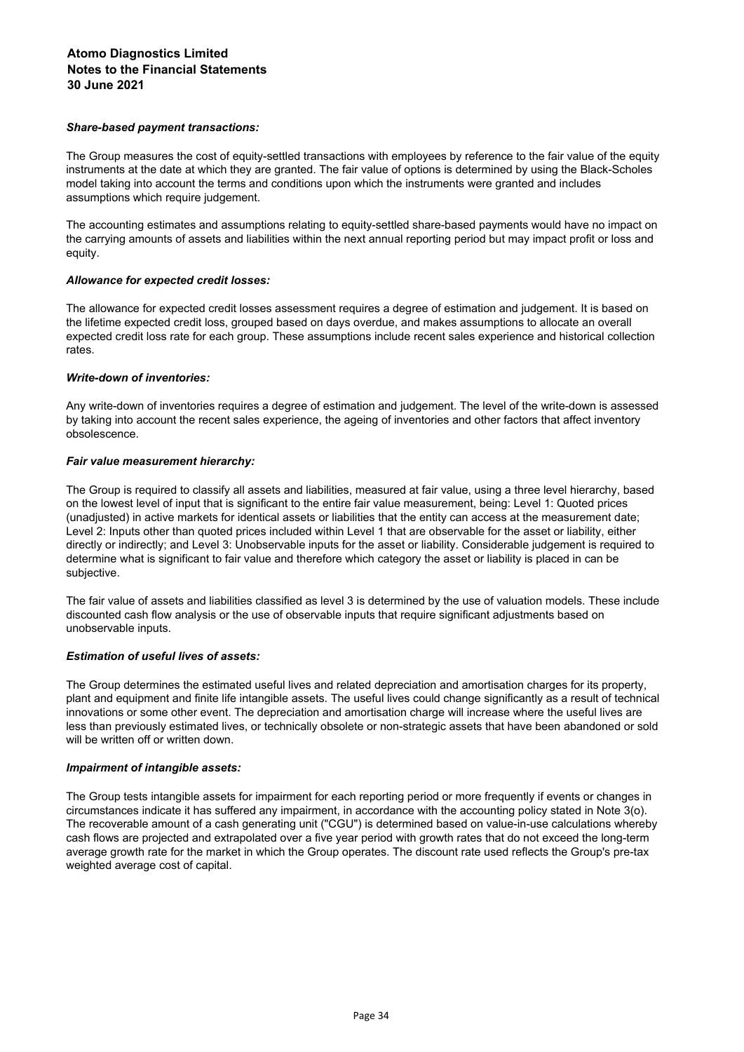***Share-based payment transactions:***

The Group measures the cost of equity-settled transactions with employees by reference to the fair value of the equity instruments at the date at which they are granted. The fair value of options is determined by using the Black-Scholes model taking into account the terms and conditions upon which the instruments were granted and includes assumptions which require judgement.

The accounting estimates and assumptions relating to equity-settled share-based payments would have no impact on the carrying amounts of assets and liabilities within the next annual reporting period but may impact profit or loss and equity.

***Allowance for expected credit losses:***

The allowance for expected credit losses assessment requires a degree of estimation and judgement. It is based on the lifetime expected credit loss, grouped based on days overdue, and makes assumptions to allocate an overall expected credit loss rate for each group. These assumptions include recent sales experience and historical collection rates.

***Write-down of inventories:***

Any write-down of inventories requires a degree of estimation and judgement. The level of the write-down is assessed by taking into account the recent sales experience, the ageing of inventories and other factors that affect inventory obsolescence.

***Fair value measurement hierarchy:***

The Group is required to classify all assets and liabilities, measured at fair value, using a three level hierarchy, based on the lowest level of input that is significant to the entire fair value measurement, being: Level 1: Quoted prices (unadjusted) in active markets for identical assets or liabilities that the entity can access at the measurement date; Level 2: Inputs other than quoted prices included within Level 1 that are observable for the asset or liability, either directly or indirectly; and Level 3: Unobservable inputs for the asset or liability. Considerable judgement is required to determine what is significant to fair value and therefore which category the asset or liability is placed in can be subjective.

The fair value of assets and liabilities classified as level 3 is determined by the use of valuation models. These include discounted cash flow analysis or the use of observable inputs that require significant adjustments based on unobservable inputs.

***Estimation of useful lives of assets:***

The Group determines the estimated useful lives and related depreciation and amortisation charges for its property, plant and equipment and finite life intangible assets. The useful lives could change significantly as a result of technical innovations or some other event. The depreciation and amortisation charge will increase where the useful lives are less than previously estimated lives, or technically obsolete or non-strategic assets that have been abandoned or sold will be written off or written down.

***Impairment of intangible assets:***

The Group tests intangible assets for impairment for each reporting period or more frequently if events or changes in circumstances indicate it has suffered any impairment, in accordance with the accounting policy stated in Note 3(o). The recoverable amount of a cash generating unit ("CGU") is determined based on value-in-use calculations whereby cash flows are projected and extrapolated over a five year period with growth rates that do not exceed the long-term average growth rate for the market in which the Group operates. The discount rate used reflects the Group's pre-tax weighted average cost of capital.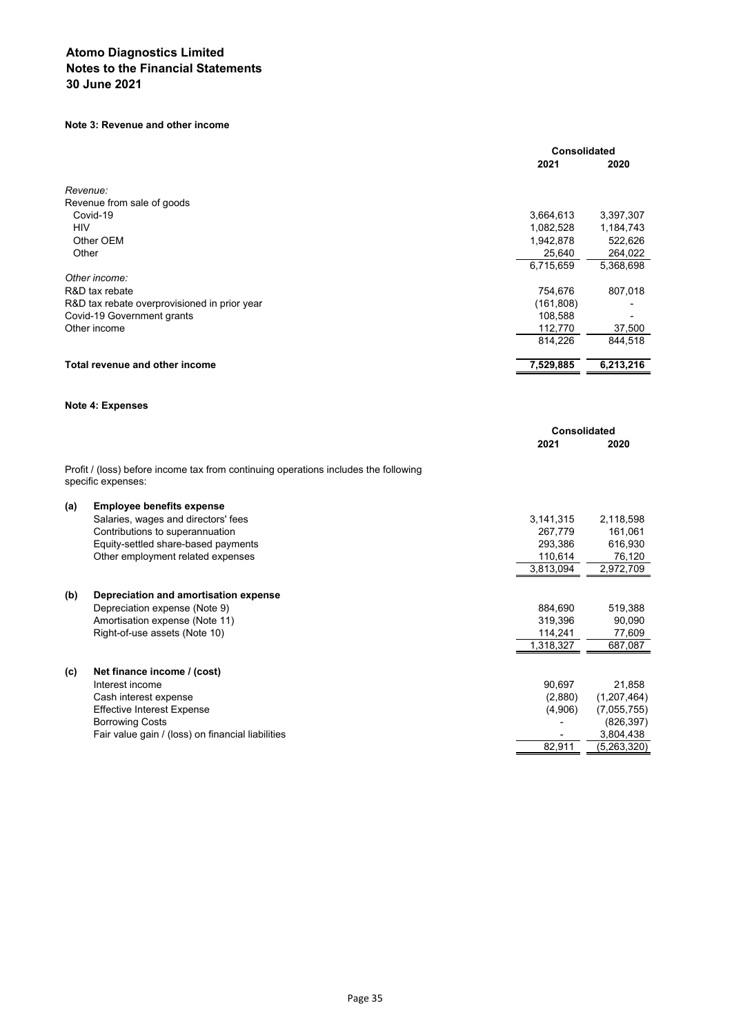# Atomo Diagnostics Limited
# Notes to the Financial Statements
# 30 June 2021

### Note 3: Revenue and other income

| | Consolidated 2021 | Consolidated 2020 |
|---|---|---|
| *Revenue:* | | |
| Revenue from sale of goods | | |
| Covid-19 | 3,664,613 | 3,397,307 |
| HIV | 1,082,528 | 1,184,743 |
| Other OEM | 1,942,878 | 522,626 |
| Other | 25,640 | 264,022 |
| | 6,715,659 | 5,368,698 |
| *Other income:* | | |
| R&D tax rebate | 754,676 | 807,018 |
| R&D tax rebate overprovisioned in prior year | (161,808) | - |
| Covid-19 Government grants | 108,588 | - |
| Other income | 112,770 | 37,500 |
| | 814,226 | 844,518 |
| **Total revenue and other income** | **7,529,885** | **6,213,216** |

### Note 4: Expenses

| | | Consolidated 2021 | Consolidated 2020 |
|---|---|---|---|
| | Profit / (loss) before income tax from continuing operations includes the following specific expenses: | | |
| **(a)** | **Employee benefits expense** | | |
| | Salaries, wages and directors' fees | 3,141,315 | 2,118,598 |
| | Contributions to superannuation | 267,779 | 161,061 |
| | Equity-settled share-based payments | 293,386 | 616,930 |
| | Other employment related expenses | 110,614 | 76,120 |
| | | 3,813,094 | 2,972,709 |
| **(b)** | **Depreciation and amortisation expense** | | |
| | Depreciation expense (Note 9) | 884,690 | 519,388 |
| | Amortisation expense (Note 11) | 319,396 | 90,090 |
| | Right-of-use assets (Note 10) | 114,241 | 77,609 |
| | | 1,318,327 | 687,087 |
| **(c)** | **Net finance income / (cost)** | | |
| | Interest income | 90,697 | 21,858 |
| | Cash interest expense | (2,880) | (1,207,464) |
| | Effective Interest Expense | (4,906) | (7,055,755) |
| | Borrowing Costs | - | (826,397) |
| | Fair value gain / (loss) on financial liabilities | - | 3,804,438 |
| | | 82,911 | (5,263,320) |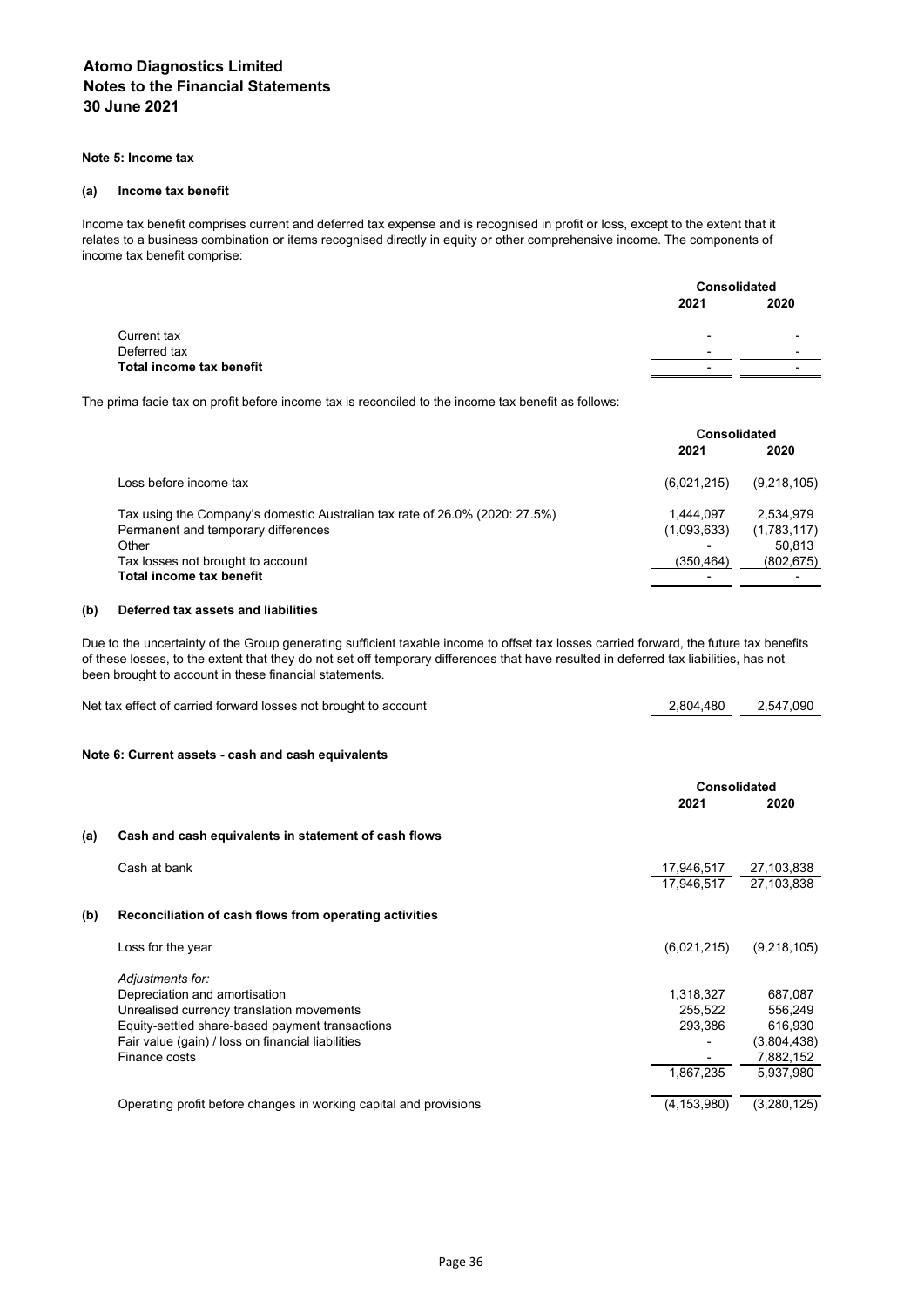# Atomo Diagnostics Limited
# Notes to the Financial Statements
# 30 June 2021

### Note 5: Income tax

#### (a) Income tax benefit

Income tax benefit comprises current and deferred tax expense and is recognised in profit or loss, except to the extent that it relates to a business combination or items recognised directly in equity or other comprehensive income. The components of income tax benefit comprise:

| | Consolidated | |
|---|---|---|
| | 2021 | 2020 |
| Current tax | - | - |
| Deferred tax | - | - |
| **Total income tax benefit** | - | - |

The prima facie tax on profit before income tax is reconciled to the income tax benefit as follows:

| | Consolidated | |
|---|---|---|
| | 2021 | 2020 |
| Loss before income tax | (6,021,215) | (9,218,105) |
| Tax using the Company's domestic Australian tax rate of 26.0% (2020: 27.5%) | 1,444,097 | 2,534,979 |
| Permanent and temporary differences | (1,093,633) | (1,783,117) |
| Other | - | 50,813 |
| Tax losses not brought to account | (350,464) | (802,675) |
| **Total income tax benefit** | - | - |

#### (b) Deferred tax assets and liabilities

Due to the uncertainty of the Group generating sufficient taxable income to offset tax losses carried forward, the future tax benefits of these losses, to the extent that they do not set off temporary differences that have resulted in deferred tax liabilities, has not been brought to account in these financial statements.

| | 2021 | 2020 |
|---|---|---|
| Net tax effect of carried forward losses not brought to account | 2,804,480 | 2,547,090 |

### Note 6: Current assets - cash and cash equivalents

| | Consolidated | |
|---|---|---|
| | 2021 | 2020 |
| **(a) Cash and cash equivalents in statement of cash flows** | | |
| Cash at bank | 17,946,517 | 27,103,838 |
| | 17,946,517 | 27,103,838 |
| **(b) Reconciliation of cash flows from operating activities** | | |
| Loss for the year | (6,021,215) | (9,218,105) |
| *Adjustments for:* | | |
| Depreciation and amortisation | 1,318,327 | 687,087 |
| Unrealised currency translation movements | 255,522 | 556,249 |
| Equity-settled share-based payment transactions | 293,386 | 616,930 |
| Fair value (gain) / loss on financial liabilities | - | (3,804,438) |
| Finance costs | - | 7,882,152 |
| | 1,867,235 | 5,937,980 |
| Operating profit before changes in working capital and provisions | (4,153,980) | (3,280,125) |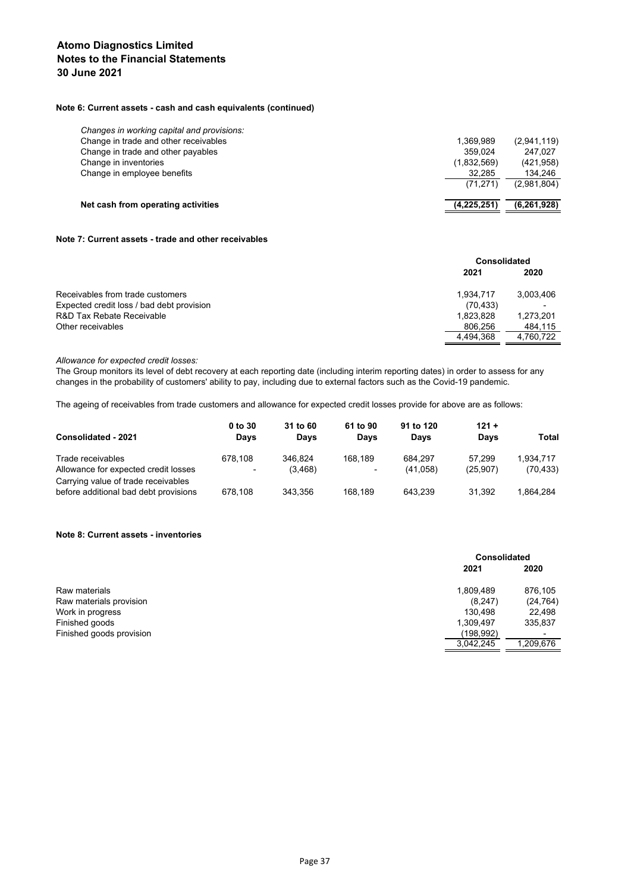**Atomo Diagnostics Limited**
**Notes to the Financial Statements**
**30 June 2021**

#### Note 6: Current assets - cash and cash equivalents (continued)

| | | |
|---|---|---|
| *Changes in working capital and provisions:* | | |
| Change in trade and other receivables | 1,369,989 | (2,941,119) |
| Change in trade and other payables | 359,024 | 247,027 |
| Change in inventories | (1,832,569) | (421,958) |
| Change in employee benefits | 32,285 | 134,246 |
| | (71,271) | (2,981,804) |
| **Net cash from operating activities** | **(4,225,251)** | **(6,261,928)** |

#### Note 7: Current assets - trade and other receivables

| | Consolidated | |
|---|---|---|
| | **2021** | **2020** |
| Receivables from trade customers | 1,934,717 | 3,003,406 |
| Expected credit loss / bad debt provision | (70,433) | - |
| R&D Tax Rebate Receivable | 1,823,828 | 1,273,201 |
| Other receivables | 806,256 | 484,115 |
| | 4,494,368 | 4,760,722 |

*Allowance for expected credit losses:*
The Group monitors its level of debt recovery at each reporting date (including interim reporting dates) in order to assess for any changes in the probability of customers' ability to pay, including due to external factors such as the Covid-19 pandemic.

The ageing of receivables from trade customers and allowance for expected credit losses provide for above are as follows:

| **Consolidated - 2021** | **0 to 30 Days** | **31 to 60 Days** | **61 to 90 Days** | **91 to 120 Days** | **121 + Days** | **Total** |
|---|---|---|---|---|---|---|
| Trade receivables | 678,108 | 346,824 | 168,189 | 684,297 | 57,299 | 1,934,717 |
| Allowance for expected credit losses | - | (3,468) | - | (41,058) | (25,907) | (70,433) |
| Carrying value of trade receivables before additional bad debt provisions | 678,108 | 343,356 | 168,189 | 643,239 | 31,392 | 1,864,284 |

#### Note 8: Current assets - inventories

| | Consolidated | |
|---|---|---|
| | **2021** | **2020** |
| Raw materials | 1,809,489 | 876,105 |
| Raw materials provision | (8,247) | (24,764) |
| Work in progress | 130,498 | 22,498 |
| Finished goods | 1,309,497 | 335,837 |
| Finished goods provision | (198,992) | - |
| | 3,042,245 | 1,209,676 |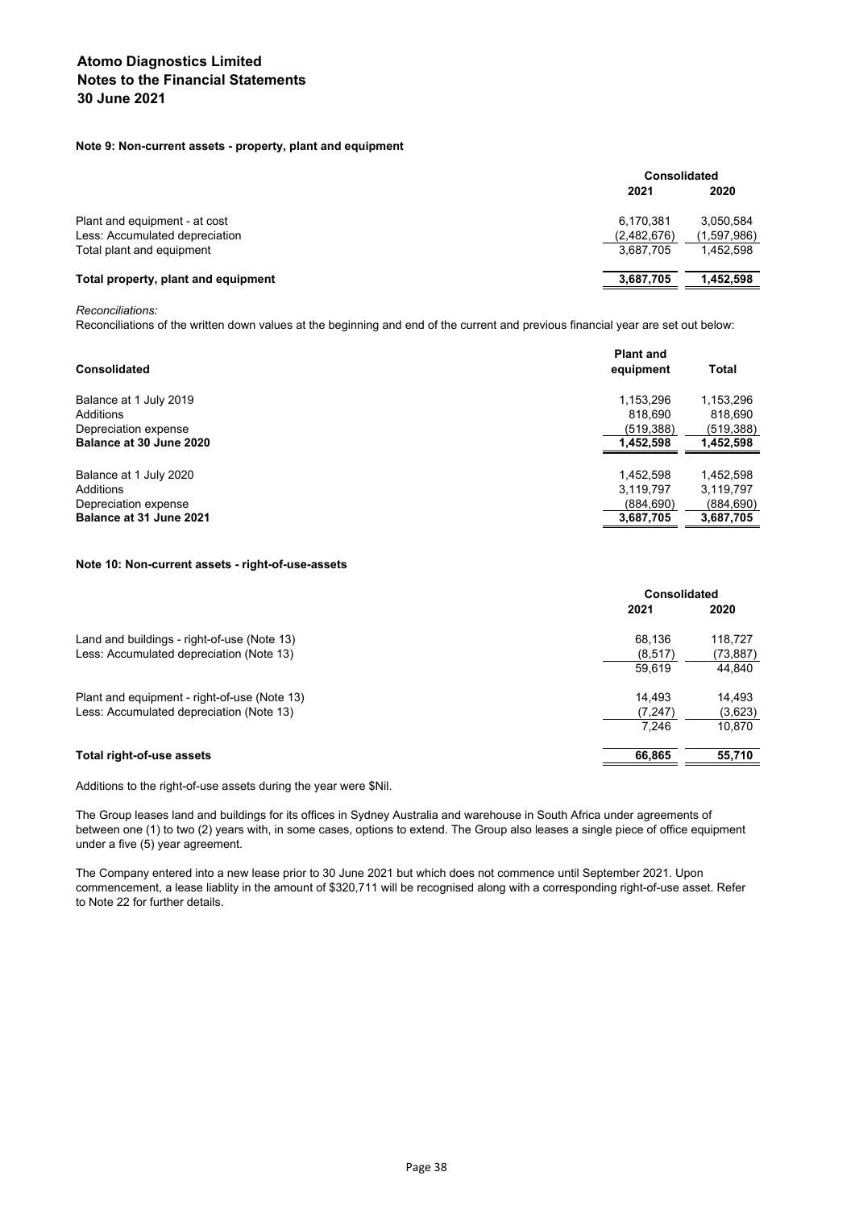**Atomo Diagnostics Limited**
**Notes to the Financial Statements**
**30 June 2021**

### Note 9: Non-current assets - property, plant and equipment

| | Consolidated | |
|---|---|---|
| | 2021 | 2020 |
| Plant and equipment - at cost | 6,170,381 | 3,050,584 |
| Less: Accumulated depreciation | (2,482,676) | (1,597,986) |
| Total plant and equipment | 3,687,705 | 1,452,598 |
| **Total property, plant and equipment** | **3,687,705** | **1,452,598** |

*Reconciliations:*
Reconciliations of the written down values at the beginning and end of the current and previous financial year are set out below:

| Consolidated | Plant and equipment | Total |
|---|---|---|
| Balance at 1 July 2019 | 1,153,296 | 1,153,296 |
| Additions | 818,690 | 818,690 |
| Depreciation expense | (519,388) | (519,388) |
| **Balance at 30 June 2020** | **1,452,598** | **1,452,598** |
| | | |
| Balance at 1 July 2020 | 1,452,598 | 1,452,598 |
| Additions | 3,119,797 | 3,119,797 |
| Depreciation expense | (884,690) | (884,690) |
| **Balance at 31 June 2021** | **3,687,705** | **3,687,705** |

### Note 10: Non-current assets - right-of-use-assets

| | Consolidated | |
|---|---|---|
| | 2021 | 2020 |
| Land and buildings - right-of-use (Note 13) | 68,136 | 118,727 |
| Less: Accumulated depreciation (Note 13) | (8,517) | (73,887) |
| | 59,619 | 44,840 |
| | | |
| Plant and equipment - right-of-use (Note 13) | 14,493 | 14,493 |
| Less: Accumulated depreciation (Note 13) | (7,247) | (3,623) |
| | 7,246 | 10,870 |
| **Total right-of-use assets** | **66,865** | **55,710** |

Additions to the right-of-use assets during the year were $Nil.

The Group leases land and buildings for its offices in Sydney Australia and warehouse in South Africa under agreements of between one (1) to two (2) years with, in some cases, options to extend. The Group also leases a single piece of office equipment under a five (5) year agreement.

The Company entered into a new lease prior to 30 June 2021 but which does not commence until September 2021. Upon commencement, a lease liablity in the amount of $320,711 will be recognised along with a corresponding right-of-use asset. Refer to Note 22 for further details.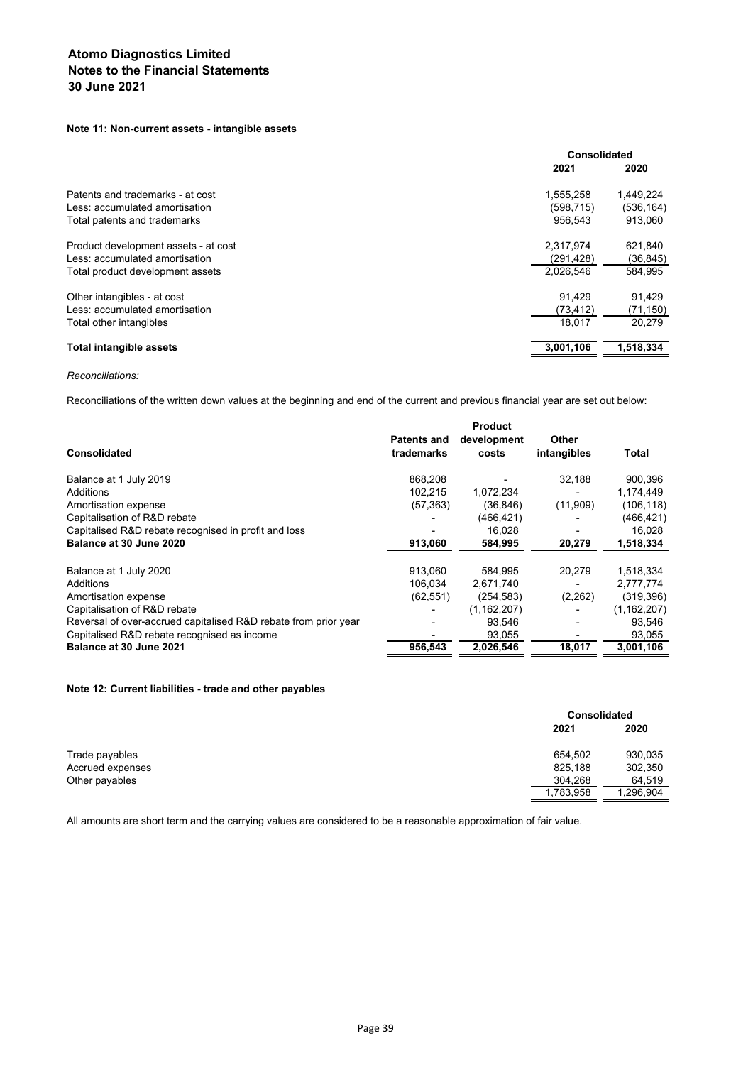### Note 11: Non-current assets - intangible assets

| | Consolidated | |
|---|---|---|
| | 2021 | 2020 |
| Patents and trademarks - at cost | 1,555,258 | 1,449,224 |
| Less: accumulated amortisation | (598,715) | (536,164) |
| Total patents and trademarks | 956,543 | 913,060 |
| Product development assets - at cost | 2,317,974 | 621,840 |
| Less: accumulated amortisation | (291,428) | (36,845) |
| Total product development assets | 2,026,546 | 584,995 |
| Other intangibles - at cost | 91,429 | 91,429 |
| Less: accumulated amortisation | (73,412) | (71,150) |
| Total other intangibles | 18,017 | 20,279 |
| **Total intangible assets** | **3,001,106** | **1,518,334** |

*Reconciliations:*

Reconciliations of the written down values at the beginning and end of the current and previous financial year are set out below:

| Consolidated | Patents and trademarks | Product development costs | Other intangibles | Total |
|---|---|---|---|---|
| Balance at 1 July 2019 | 868,208 | - | 32,188 | 900,396 |
| Additions | 102,215 | 1,072,234 | - | 1,174,449 |
| Amortisation expense | (57,363) | (36,846) | (11,909) | (106,118) |
| Capitalisation of R&D rebate | - | (466,421) | - | (466,421) |
| Capitalised R&D rebate recognised in profit and loss | - | 16,028 | - | 16,028 |
| **Balance at 30 June 2020** | **913,060** | **584,995** | **20,279** | **1,518,334** |
| Balance at 1 July 2020 | 913,060 | 584,995 | 20,279 | 1,518,334 |
| Additions | 106,034 | 2,671,740 | - | 2,777,774 |
| Amortisation expense | (62,551) | (254,583) | (2,262) | (319,396) |
| Capitalisation of R&D rebate | - | (1,162,207) | - | (1,162,207) |
| Reversal of over-accrued capitalised R&D rebate from prior year | - | 93,546 | - | 93,546 |
| Capitalised R&D rebate recognised as income | - | 93,055 | - | 93,055 |
| **Balance at 30 June 2021** | **956,543** | **2,026,546** | **18,017** | **3,001,106** |

### Note 12: Current liabilities - trade and other payables

| | Consolidated | |
|---|---|---|
| | 2021 | 2020 |
| Trade payables | 654,502 | 930,035 |
| Accrued expenses | 825,188 | 302,350 |
| Other payables | 304,268 | 64,519 |
| | 1,783,958 | 1,296,904 |

All amounts are short term and the carrying values are considered to be a reasonable approximation of fair value.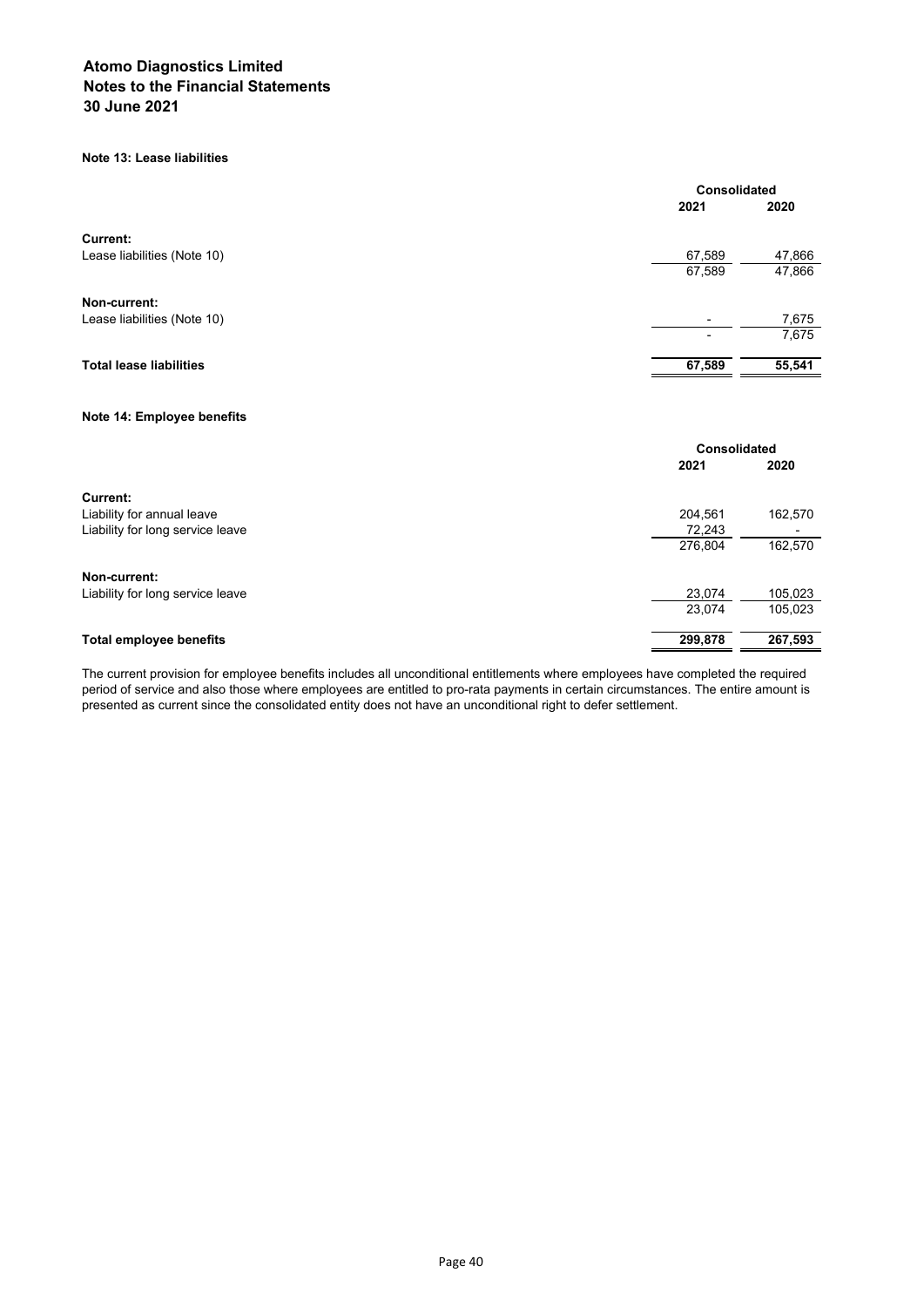# Atomo Diagnostics Limited
# Notes to the Financial Statements
# 30 June 2021

### Note 13: Lease liabilities

| | Consolidated | |
|---|---|---|
| | 2021 | 2020 |
| **Current:** | | |
| Lease liabilities (Note 10) | 67,589 | 47,866 |
| | 67,589 | 47,866 |
| **Non-current:** | | |
| Lease liabilities (Note 10) | - | 7,675 |
| | - | 7,675 |
| **Total lease liabilities** | **67,589** | **55,541** |

### Note 14: Employee benefits

| | Consolidated | |
|---|---|---|
| | 2021 | 2020 |
| **Current:** | | |
| Liability for annual leave | 204,561 | 162,570 |
| Liability for long service leave | 72,243 | - |
| | 276,804 | 162,570 |
| **Non-current:** | | |
| Liability for long service leave | 23,074 | 105,023 |
| | 23,074 | 105,023 |
| **Total employee benefits** | **299,878** | **267,593** |

The current provision for employee benefits includes all unconditional entitlements where employees have completed the required period of service and also those where employees are entitled to pro-rata payments in certain circumstances. The entire amount is presented as current since the consolidated entity does not have an unconditional right to defer settlement.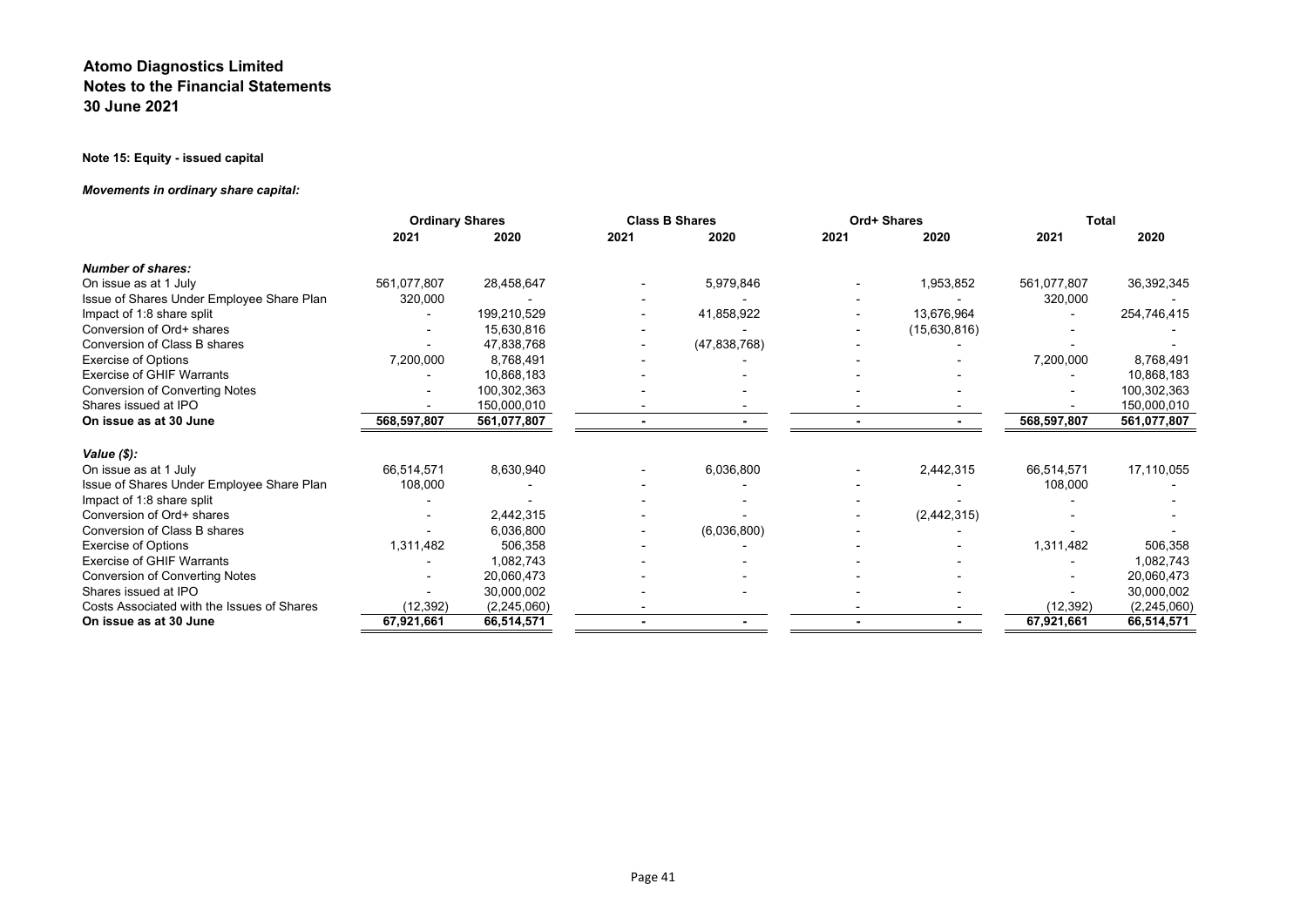# Atomo Diagnostics Limited
## Notes to the Financial Statements
## 30 June 2021

**Note 15: Equity - issued capital**

***Movements in ordinary share capital:***

| | Ordinary Shares | | Class B Shares | | Ord+ Shares | | Total | |
|---|---|---|---|---|---|---|---|---|
| | 2021 | 2020 | 2021 | 2020 | 2021 | 2020 | 2021 | 2020 |
| ***Number of shares:*** | | | | | | | | |
| On issue as at 1 July | 561,077,807 | 28,458,647 | - | 5,979,846 | - | 1,953,852 | 561,077,807 | 36,392,345 |
| Issue of Shares Under Employee Share Plan | 320,000 | - | - | - | - | - | 320,000 | - |
| Impact of 1:8 share split | - | 199,210,529 | - | 41,858,922 | - | 13,676,964 | - | 254,746,415 |
| Conversion of Ord+ shares | - | 15,630,816 | - | - | - | (15,630,816) | - | - |
| Conversion of Class B shares | - | 47,838,768 | - | (47,838,768) | - | - | - | - |
| Exercise of Options | 7,200,000 | 8,768,491 | - | - | - | - | 7,200,000 | 8,768,491 |
| Exercise of GHIF Warrants | - | 10,868,183 | - | - | - | - | - | 10,868,183 |
| Conversion of Converting Notes | - | 100,302,363 | - | - | - | - | - | 100,302,363 |
| Shares issued at IPO | - | 150,000,010 | - | - | - | - | - | 150,000,010 |
| **On issue as at 30 June** | **568,597,807** | **561,077,807** | **-** | **-** | **-** | **-** | **568,597,807** | **561,077,807** |
| ***Value ($):*** | | | | | | | | |
| On issue as at 1 July | 66,514,571 | 8,630,940 | - | 6,036,800 | - | 2,442,315 | 66,514,571 | 17,110,055 |
| Issue of Shares Under Employee Share Plan | 108,000 | - | - | - | - | - | 108,000 | - |
| Impact of 1:8 share split | - | - | - | - | - | - | - | - |
| Conversion of Ord+ shares | - | 2,442,315 | - | - | - | (2,442,315) | - | - |
| Conversion of Class B shares | - | 6,036,800 | - | (6,036,800) | - | - | - | - |
| Exercise of Options | 1,311,482 | 506,358 | - | - | - | - | 1,311,482 | 506,358 |
| Exercise of GHIF Warrants | - | 1,082,743 | - | - | - | - | - | 1,082,743 |
| Conversion of Converting Notes | - | 20,060,473 | - | - | - | - | - | 20,060,473 |
| Shares issued at IPO | - | 30,000,002 | - | - | - | - | - | 30,000,002 |
| Costs Associated with the Issues of Shares | (12,392) | (2,245,060) | - | - | - | - | (12,392) | (2,245,060) |
| **On issue as at 30 June** | **67,921,661** | **66,514,571** | **-** | **-** | **-** | **-** | **67,921,661** | **66,514,571** |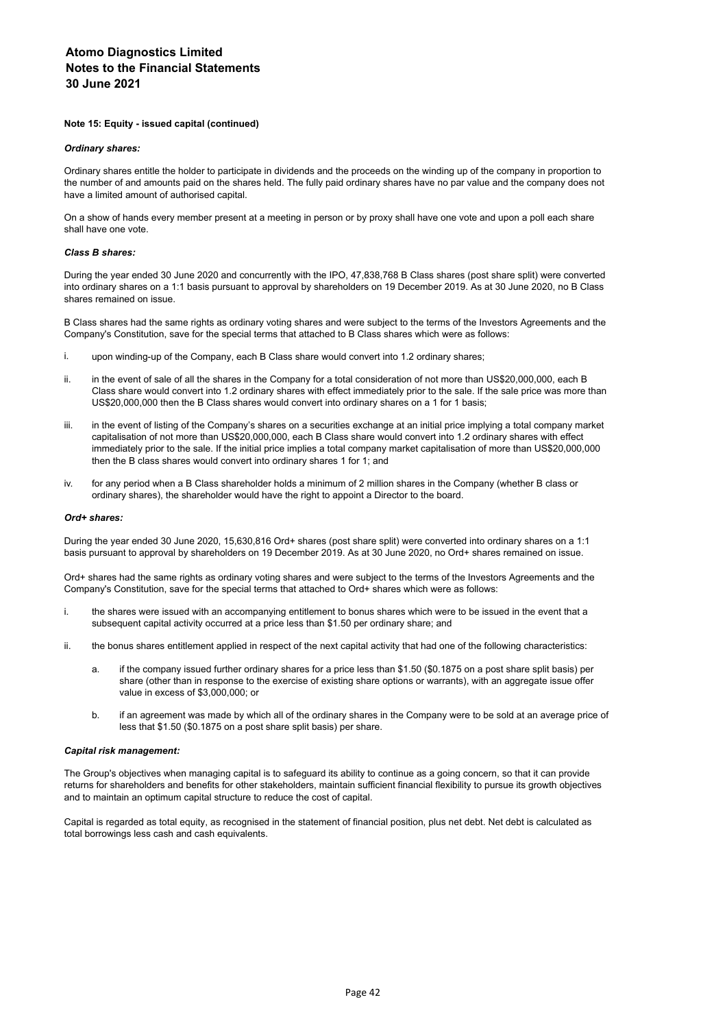**Note 15: Equity - issued capital (continued)**

***Ordinary shares:***

Ordinary shares entitle the holder to participate in dividends and the proceeds on the winding up of the company in proportion to the number of and amounts paid on the shares held. The fully paid ordinary shares have no par value and the company does not have a limited amount of authorised capital.

On a show of hands every member present at a meeting in person or by proxy shall have one vote and upon a poll each share shall have one vote.

***Class B shares:***

During the year ended 30 June 2020 and concurrently with the IPO, 47,838,768 B Class shares (post share split) were converted into ordinary shares on a 1:1 basis pursuant to approval by shareholders on 19 December 2019. As at 30 June 2020, no B Class shares remained on issue.

B Class shares had the same rights as ordinary voting shares and were subject to the terms of the Investors Agreements and the Company's Constitution, save for the special terms that attached to B Class shares which were as follows:

i. upon winding-up of the Company, each B Class share would convert into 1.2 ordinary shares;

ii. in the event of sale of all the shares in the Company for a total consideration of not more than US$20,000,000, each B Class share would convert into 1.2 ordinary shares with effect immediately prior to the sale. If the sale price was more than US$20,000,000 then the B Class shares would convert into ordinary shares on a 1 for 1 basis;

iii. in the event of listing of the Company's shares on a securities exchange at an initial price implying a total company market capitalisation of not more than US$20,000,000, each B Class share would convert into 1.2 ordinary shares with effect immediately prior to the sale. If the initial price implies a total company market capitalisation of more than US$20,000,000 then the B class shares would convert into ordinary shares 1 for 1; and

iv. for any period when a B Class shareholder holds a minimum of 2 million shares in the Company (whether B class or ordinary shares), the shareholder would have the right to appoint a Director to the board.

***Ord+ shares:***

During the year ended 30 June 2020, 15,630,816 Ord+ shares (post share split) were converted into ordinary shares on a 1:1 basis pursuant to approval by shareholders on 19 December 2019. As at 30 June 2020, no Ord+ shares remained on issue.

Ord+ shares had the same rights as ordinary voting shares and were subject to the terms of the Investors Agreements and the Company's Constitution, save for the special terms that attached to Ord+ shares which were as follows:

i. the shares were issued with an accompanying entitlement to bonus shares which were to be issued in the event that a subsequent capital activity occurred at a price less than $1.50 per ordinary share; and

ii. the bonus shares entitlement applied in respect of the next capital activity that had one of the following characteristics:

   a. if the company issued further ordinary shares for a price less than $1.50 ($0.1875 on a post share split basis) per share (other than in response to the exercise of existing share options or warrants), with an aggregate issue offer value in excess of $3,000,000; or

   b. if an agreement was made by which all of the ordinary shares in the Company were to be sold at an average price of less that $1.50 ($0.1875 on a post share split basis) per share.

***Capital risk management:***

The Group's objectives when managing capital is to safeguard its ability to continue as a going concern, so that it can provide returns for shareholders and benefits for other stakeholders, maintain sufficient financial flexibility to pursue its growth objectives and to maintain an optimum capital structure to reduce the cost of capital.

Capital is regarded as total equity, as recognised in the statement of financial position, plus net debt. Net debt is calculated as total borrowings less cash and cash equivalents.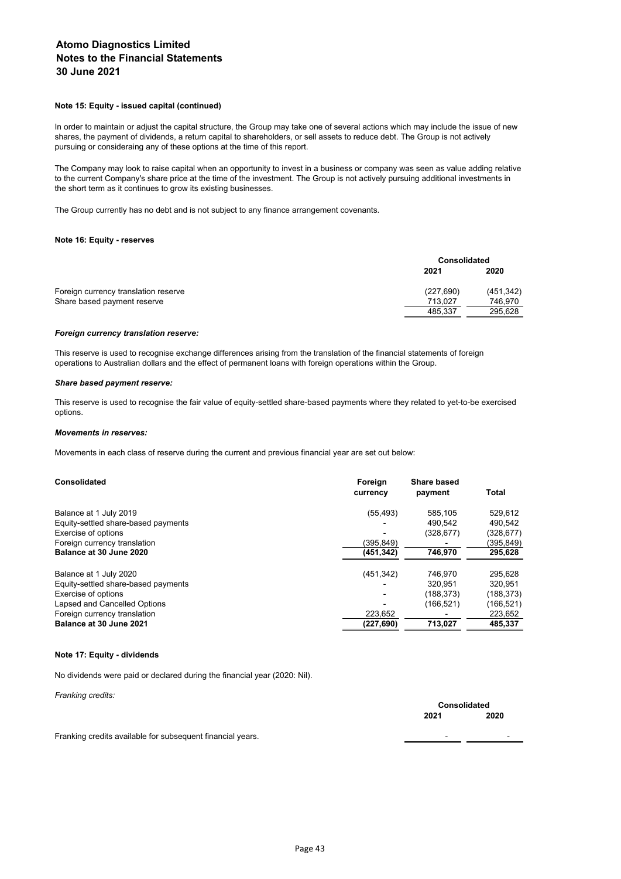**Atomo Diagnostics Limited**
**Notes to the Financial Statements**
**30 June 2021**

#### Note 15: Equity - issued capital (continued)

In order to maintain or adjust the capital structure, the Group may take one of several actions which may include the issue of new shares, the payment of dividends, a return capital to shareholders, or sell assets to reduce debt. The Group is not actively pursuing or consideraing any of these options at the time of this report.

The Company may look to raise capital when an opportunity to invest in a business or company was seen as value adding relative to the current Company's share price at the time of the investment. The Group is not actively pursuing additional investments in the short term as it continues to grow its existing businesses.

The Group currently has no debt and is not subject to any finance arrangement covenants.

#### Note 16: Equity - reserves

| | Consolidated | |
|---|---|---|
| | 2021 | 2020 |
| Foreign currency translation reserve | (227,690) | (451,342) |
| Share based payment reserve | 713,027 | 746,970 |
| | 485,337 | 295,628 |

***Foreign currency translation reserve:***

This reserve is used to recognise exchange differences arising from the translation of the financial statements of foreign operations to Australian dollars and the effect of permanent loans with foreign operations within the Group.

***Share based payment reserve:***

This reserve is used to recognise the fair value of equity-settled share-based payments where they related to yet-to-be exercised options.

***Movements in reserves:***

Movements in each class of reserve during the current and previous financial year are set out below:

| Consolidated | Foreign currency | Share based payment | Total |
|---|---|---|---|
| Balance at 1 July 2019 | (55,493) | 585,105 | 529,612 |
| Equity-settled share-based payments | - | 490,542 | 490,542 |
| Exercise of options | - | (328,677) | (328,677) |
| Foreign currency translation | (395,849) | - | (395,849) |
| **Balance at 30 June 2020** | **(451,342)** | **746,970** | **295,628** |
| | | | |
| Balance at 1 July 2020 | (451,342) | 746,970 | 295,628 |
| Equity-settled share-based payments | - | 320,951 | 320,951 |
| Exercise of options | - | (188,373) | (188,373) |
| Lapsed and Cancelled Options | - | (166,521) | (166,521) |
| Foreign currency translation | 223,652 | - | 223,652 |
| **Balance at 30 June 2021** | **(227,690)** | **713,027** | **485,337** |

#### Note 17: Equity - dividends

No dividends were paid or declared during the financial year (2020: Nil).

*Franking credits:*

| | Consolidated | |
|---|---|---|
| | 2021 | 2020 |
| Franking credits available for subsequent financial years. | - | - |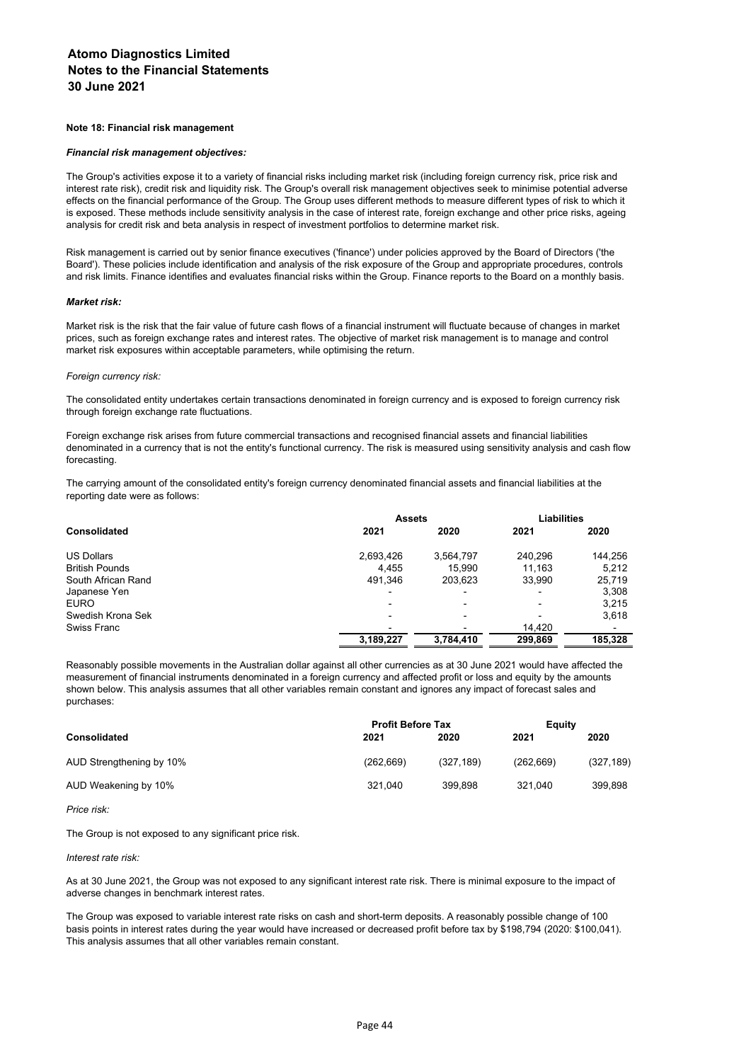**Atomo Diagnostics Limited**
**Notes to the Financial Statements**
**30 June 2021**

#### Note 18: Financial risk management

***Financial risk management objectives:***

The Group's activities expose it to a variety of financial risks including market risk (including foreign currency risk, price risk and interest rate risk), credit risk and liquidity risk. The Group's overall risk management objectives seek to minimise potential adverse effects on the financial performance of the Group. The Group uses different methods to measure different types of risk to which it is exposed. These methods include sensitivity analysis in the case of interest rate, foreign exchange and other price risks, ageing analysis for credit risk and beta analysis in respect of investment portfolios to determine market risk.

Risk management is carried out by senior finance executives ('finance') under policies approved by the Board of Directors ('the Board'). These policies include identification and analysis of the risk exposure of the Group and appropriate procedures, controls and risk limits. Finance identifies and evaluates financial risks within the Group. Finance reports to the Board on a monthly basis.

***Market risk:***

Market risk is the risk that the fair value of future cash flows of a financial instrument will fluctuate because of changes in market prices, such as foreign exchange rates and interest rates. The objective of market risk management is to manage and control market risk exposures within acceptable parameters, while optimising the return.

*Foreign currency risk:*

The consolidated entity undertakes certain transactions denominated in foreign currency and is exposed to foreign currency risk through foreign exchange rate fluctuations.

Foreign exchange risk arises from future commercial transactions and recognised financial assets and financial liabilities denominated in a currency that is not the entity's functional currency. The risk is measured using sensitivity analysis and cash flow forecasting.

The carrying amount of the consolidated entity's foreign currency denominated financial assets and financial liabilities at the reporting date were as follows:

| | Assets | | Liabilities | |
|---|---|---|---|---|
| **Consolidated** | **2021** | **2020** | **2021** | **2020** |
| US Dollars | 2,693,426 | 3,564,797 | 240,296 | 144,256 |
| British Pounds | 4,455 | 15,990 | 11,163 | 5,212 |
| South African Rand | 491,346 | 203,623 | 33,990 | 25,719 |
| Japanese Yen | - | - | - | 3,308 |
| EURO | - | - | - | 3,215 |
| Swedish Krona Sek | - | - | - | 3,618 |
| Swiss Franc | - | - | 14,420 | - |
| | **3,189,227** | **3,784,410** | **299,869** | **185,328** |

Reasonably possible movements in the Australian dollar against all other currencies as at 30 June 2021 would have affected the measurement of financial instruments denominated in a foreign currency and affected profit or loss and equity by the amounts shown below. This analysis assumes that all other variables remain constant and ignores any impact of forecast sales and purchases:

| | Profit Before Tax | | Equity | |
|---|---|---|---|---|
| **Consolidated** | **2021** | **2020** | **2021** | **2020** |
| AUD Strengthening by 10% | (262,669) | (327,189) | (262,669) | (327,189) |
| AUD Weakening by 10% | 321,040 | 399,898 | 321,040 | 399,898 |

*Price risk:*

The Group is not exposed to any significant price risk.

*Interest rate risk:*

As at 30 June 2021, the Group was not exposed to any significant interest rate risk. There is minimal exposure to the impact of adverse changes in benchmark interest rates.

The Group was exposed to variable interest rate risks on cash and short-term deposits. A reasonably possible change of 100 basis points in interest rates during the year would have increased or decreased profit before tax by $198,794 (2020: $100,041). This analysis assumes that all other variables remain constant.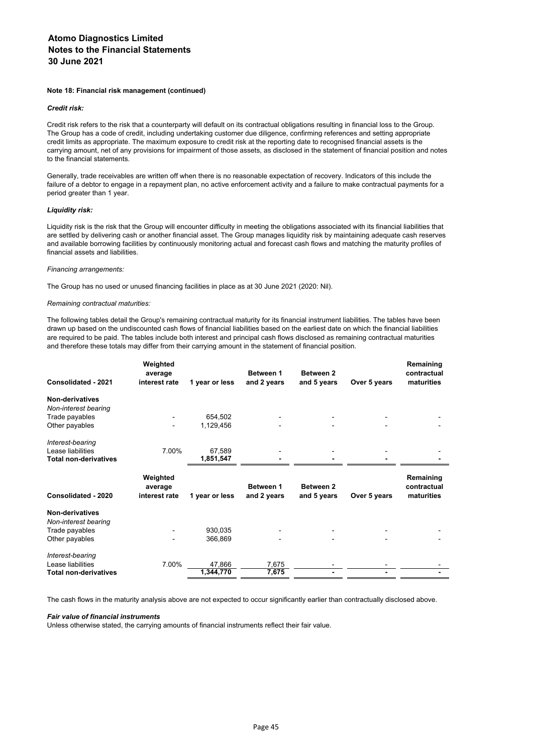**Atomo Diagnostics Limited**
**Notes to the Financial Statements**
**30 June 2021**

**Note 18: Financial risk management (continued)**

***Credit risk:***

Credit risk refers to the risk that a counterparty will default on its contractual obligations resulting in financial loss to the Group. The Group has a code of credit, including undertaking customer due diligence, confirming references and setting appropriate credit limits as appropriate. The maximum exposure to credit risk at the reporting date to recognised financial assets is the carrying amount, net of any provisions for impairment of those assets, as disclosed in the statement of financial position and notes to the financial statements.

Generally, trade receivables are written off when there is no reasonable expectation of recovery. Indicators of this include the failure of a debtor to engage in a repayment plan, no active enforcement activity and a failure to make contractual payments for a period greater than 1 year.

***Liquidity risk:***

Liquidity risk is the risk that the Group will encounter difficulty in meeting the obligations associated with its financial liabilities that are settled by delivering cash or another financial asset. The Group manages liquidity risk by maintaining adequate cash reserves and available borrowing facilities by continuously monitoring actual and forecast cash flows and matching the maturity profiles of financial assets and liabilities.

*Financing arrangements:*

The Group has no used or unused financing facilities in place as at 30 June 2021 (2020: Nil).

*Remaining contractual maturities:*

The following tables detail the Group's remaining contractual maturity for its financial instrument liabilities. The tables have been drawn up based on the undiscounted cash flows of financial liabilities based on the earliest date on which the financial liabilities are required to be paid. The tables include both interest and principal cash flows disclosed as remaining contractual maturities and therefore these totals may differ from their carrying amount in the statement of financial position.

| Consolidated - 2021 | Weighted average interest rate | 1 year or less | Between 1 and 2 years | Between 2 and 5 years | Over 5 years | Remaining contractual maturities |
|---|---|---|---|---|---|---|
| **Non-derivatives** | | | | | | |
| *Non-interest bearing* | | | | | | |
| Trade payables | - | 654,502 | - | - | - | - |
| Other payables | - | 1,129,456 | - | - | - | - |
| *Interest-bearing* | | | | | | |
| Lease liabilities | 7.00% | 67,589 | - | - | - | - |
| **Total non-derivatives** | | **1,851,547** | **-** | **-** | **-** | **-** |

| Consolidated - 2020 | Weighted average interest rate | 1 year or less | Between 1 and 2 years | Between 2 and 5 years | Over 5 years | Remaining contractual maturities |
|---|---|---|---|---|---|---|
| **Non-derivatives** | | | | | | |
| *Non-interest bearing* | | | | | | |
| Trade payables | - | 930,035 | - | - | - | - |
| Other payables | - | 366,869 | - | - | - | - |
| *Interest-bearing* | | | | | | |
| Lease liabilities | 7.00% | 47,866 | 7,675 | - | - | - |
| **Total non-derivatives** | | **1,344,770** | **7,675** | **-** | **-** | **-** |

The cash flows in the maturity analysis above are not expected to occur significantly earlier than contractually disclosed above.

***Fair value of financial instruments***

Unless otherwise stated, the carrying amounts of financial instruments reflect their fair value.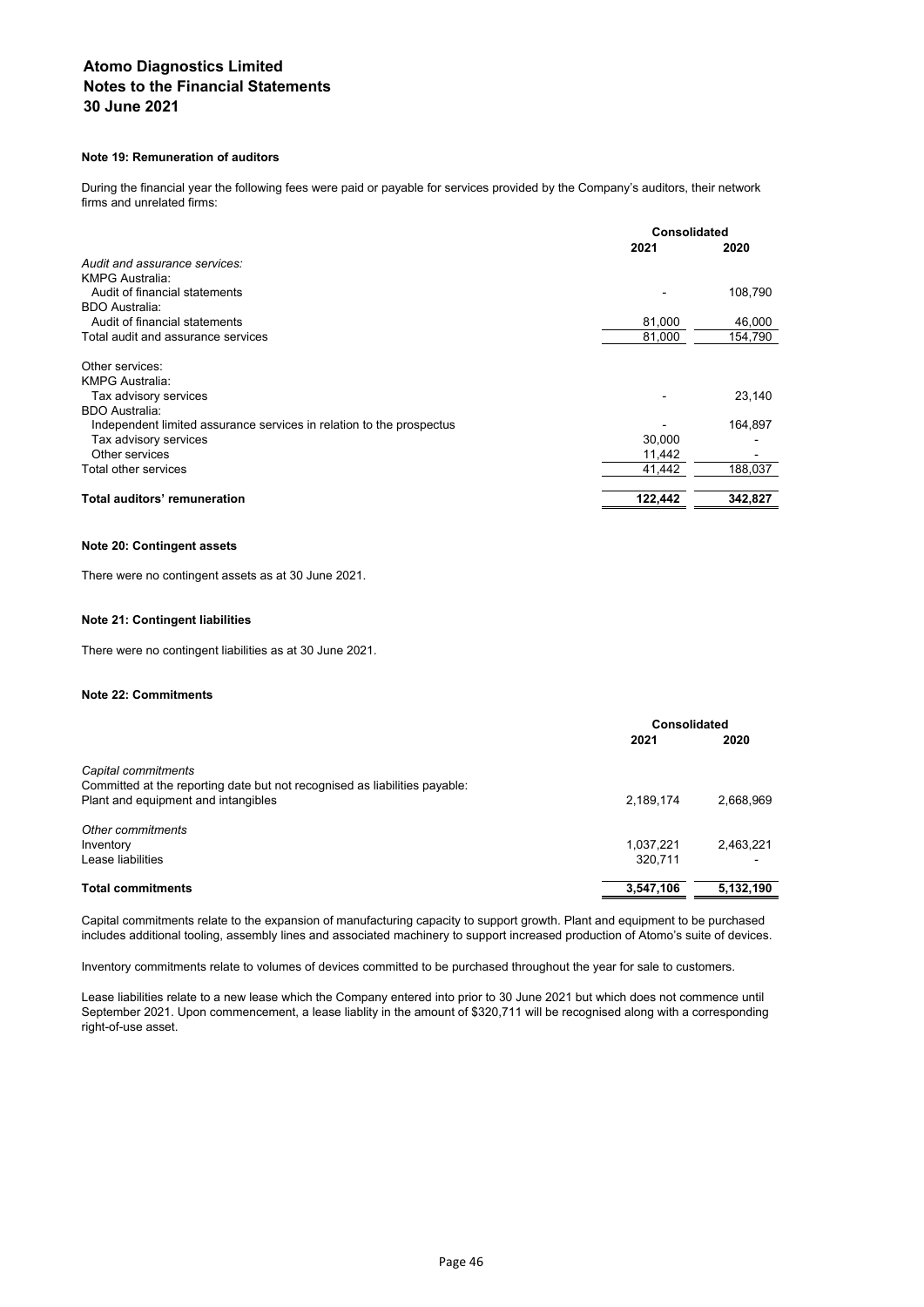# Atomo Diagnostics Limited
# Notes to the Financial Statements
# 30 June 2021

### Note 19: Remuneration of auditors

During the financial year the following fees were paid or payable for services provided by the Company's auditors, their network firms and unrelated firms:

| | Consolidated | |
|---|---|---|
| | **2021** | **2020** |
| *Audit and assurance services:* | | |
| KMPG Australia: | | |
| Audit of financial statements | - | 108,790 |
| BDO Australia: | | |
| Audit of financial statements | 81,000 | 46,000 |
| Total audit and assurance services | 81,000 | 154,790 |
| | | |
| Other services: | | |
| KMPG Australia: | | |
| Tax advisory services | - | 23,140 |
| BDO Australia: | | |
| Independent limited assurance services in relation to the prospectus | - | 164,897 |
| Tax advisory services | 30,000 | - |
| Other services | 11,442 | - |
| Total other services | 41,442 | 188,037 |
| | | |
| **Total auditors' remuneration** | **122,442** | **342,827** |

### Note 20: Contingent assets

There were no contingent assets as at 30 June 2021.

### Note 21: Contingent liabilities

There were no contingent liabilities as at 30 June 2021.

### Note 22: Commitments

| | Consolidated | |
|---|---|---|
| | **2021** | **2020** |
| *Capital commitments* | | |
| Committed at the reporting date but not recognised as liabilities payable: | | |
| Plant and equipment and intangibles | 2,189,174 | 2,668,969 |
| | | |
| *Other commitments* | | |
| Inventory | 1,037,221 | 2,463,221 |
| Lease liabilities | 320,711 | - |
| | | |
| **Total commitments** | **3,547,106** | **5,132,190** |

Capital commitments relate to the expansion of manufacturing capacity to support growth. Plant and equipment to be purchased includes additional tooling, assembly lines and associated machinery to support increased production of Atomo's suite of devices.

Inventory commitments relate to volumes of devices committed to be purchased throughout the year for sale to customers.

Lease liabilities relate to a new lease which the Company entered into prior to 30 June 2021 but which does not commence until September 2021. Upon commencement, a lease liablity in the amount of $320,711 will be recognised along with a corresponding right-of-use asset.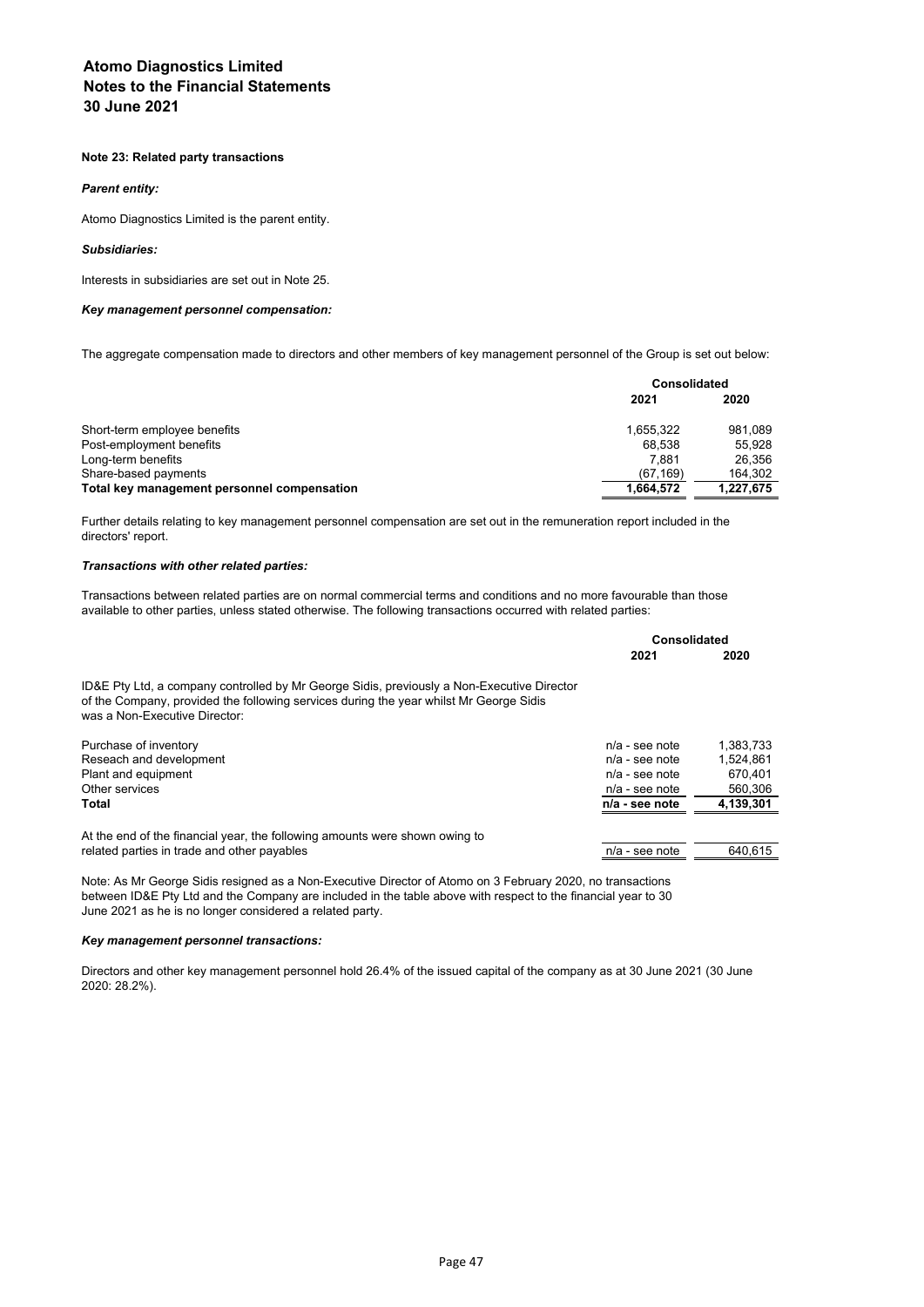**Atomo Diagnostics Limited**
**Notes to the Financial Statements**
**30 June 2021**

#### Note 23: Related party transactions

***Parent entity:***

Atomo Diagnostics Limited is the parent entity.

***Subsidiaries:***

Interests in subsidiaries are set out in Note 25.

***Key management personnel compensation:***

The aggregate compensation made to directors and other members of key management personnel of the Group is set out below:

| | Consolidated | |
|---|---|---|
| | 2021 | 2020 |
| Short-term employee benefits | 1,655,322 | 981,089 |
| Post-employment benefits | 68,538 | 55,928 |
| Long-term benefits | 7,881 | 26,356 |
| Share-based payments | (67,169) | 164,302 |
| **Total key management personnel compensation** | **1,664,572** | **1,227,675** |

Further details relating to key management personnel compensation are set out in the remuneration report included in the directors' report.

***Transactions with other related parties:***

Transactions between related parties are on normal commercial terms and conditions and no more favourable than those available to other parties, unless stated otherwise. The following transactions occurred with related parties:

| | Consolidated | |
|---|---|---|
| | 2021 | 2020 |
| ID&E Pty Ltd, a company controlled by Mr George Sidis, previously a Non-Executive Director of the Company, provided the following services during the year whilst Mr George Sidis was a Non-Executive Director: | | |
| Purchase of inventory | n/a - see note | 1,383,733 |
| Reseach and development | n/a - see note | 1,524,861 |
| Plant and equipment | n/a - see note | 670,401 |
| Other services | n/a - see note | 560,306 |
| **Total** | **n/a - see note** | **4,139,301** |
| At the end of the financial year, the following amounts were shown owing to related parties in trade and other payables | n/a - see note | 640,615 |

Note: As Mr George Sidis resigned as a Non-Executive Director of Atomo on 3 February 2020, no transactions between ID&E Pty Ltd and the Company are included in the table above with respect to the financial year to 30 June 2021 as he is no longer considered a related party.

***Key management personnel transactions:***

Directors and other key management personnel hold 26.4% of the issued capital of the company as at 30 June 2021 (30 June 2020: 28.2%).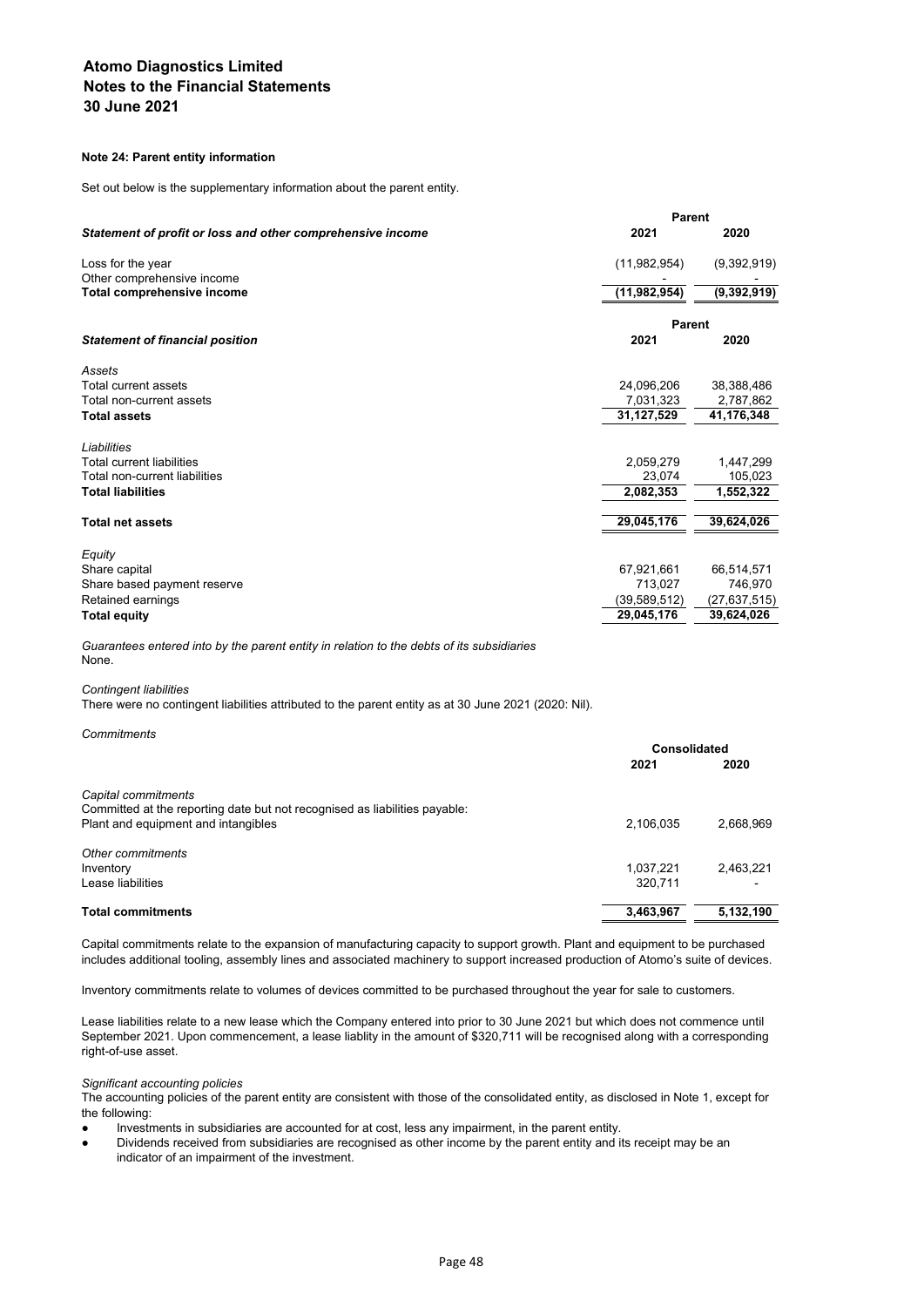## Note 24: Parent entity information

Set out below is the supplementary information about the parent entity.

| | Parent | |
|---|---|---|
| ***Statement of profit or loss and other comprehensive income*** | **2021** | **2020** |
| Loss for the year | (11,982,954) | (9,392,919) |
| Other comprehensive income | - | - |
| **Total comprehensive income** | **(11,982,954)** | **(9,392,919)** |

| | Parent | |
|---|---|---|
| ***Statement of financial position*** | **2021** | **2020** |
| *Assets* | | |
| Total current assets | 24,096,206 | 38,388,486 |
| Total non-current assets | 7,031,323 | 2,787,862 |
| **Total assets** | **31,127,529** | **41,176,348** |
| *Liabilities* | | |
| Total current liabilities | 2,059,279 | 1,447,299 |
| Total non-current liabilities | 23,074 | 105,023 |
| **Total liabilities** | **2,082,353** | **1,552,322** |
| **Total net assets** | **29,045,176** | **39,624,026** |
| *Equity* | | |
| Share capital | 67,921,661 | 66,514,571 |
| Share based payment reserve | 713,027 | 746,970 |
| Retained earnings | (39,589,512) | (27,637,515) |
| **Total equity** | **29,045,176** | **39,624,026** |

*Guarantees entered into by the parent entity in relation to the debts of its subsidiaries*
None.

*Contingent liabilities*
There were no contingent liabilities attributed to the parent entity as at 30 June 2021 (2020: Nil).

*Commitments*

| | Consolidated | |
|---|---|---|
| | **2021** | **2020** |
| *Capital commitments* | | |
| Committed at the reporting date but not recognised as liabilities payable: | | |
| Plant and equipment and intangibles | 2,106,035 | 2,668,969 |
| *Other commitments* | | |
| Inventory | 1,037,221 | 2,463,221 |
| Lease liabilities | 320,711 | - |
| **Total commitments** | **3,463,967** | **5,132,190** |

Capital commitments relate to the expansion of manufacturing capacity to support growth. Plant and equipment to be purchased includes additional tooling, assembly lines and associated machinery to support increased production of Atomo's suite of devices.

Inventory commitments relate to volumes of devices committed to be purchased throughout the year for sale to customers.

Lease liabilities relate to a new lease which the Company entered into prior to 30 June 2021 but which does not commence until September 2021. Upon commencement, a lease liablity in the amount of $320,711 will be recognised along with a corresponding right-of-use asset.

*Significant accounting policies*
The accounting policies of the parent entity are consistent with those of the consolidated entity, as disclosed in Note 1, except for the following:

- Investments in subsidiaries are accounted for at cost, less any impairment, in the parent entity.
- Dividends received from subsidiaries are recognised as other income by the parent entity and its receipt may be an indicator of an impairment of the investment.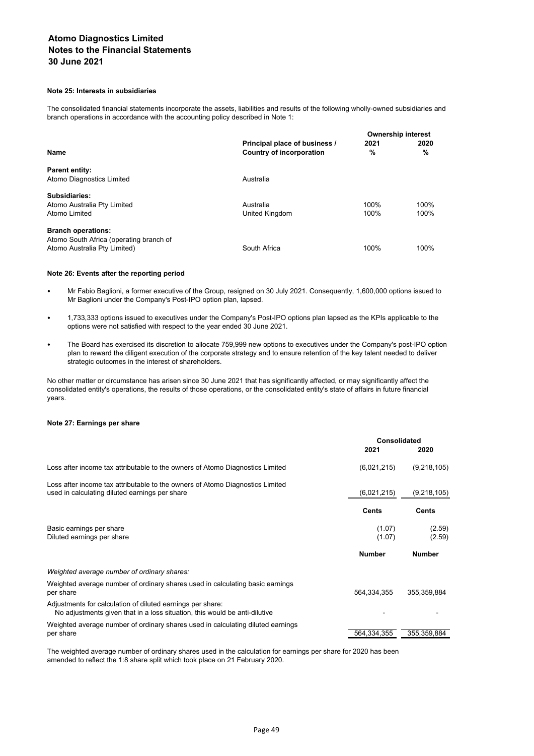## Note 25: Interests in subsidiaries

The consolidated financial statements incorporate the assets, liabilities and results of the following wholly-owned subsidiaries and branch operations in accordance with the accounting policy described in Note 1:

| Name | Principal place of business / Country of incorporation | Ownership interest 2021 % | Ownership interest 2020 % |
|---|---|---|---|
| **Parent entity:** | | | |
| Atomo Diagnostics Limited | Australia | | |
| **Subsidiaries:** | | | |
| Atomo Australia Pty Limited | Australia | 100% | 100% |
| Atomo Limited | United Kingdom | 100% | 100% |
| **Branch operations:** | | | |
| Atomo South Africa (operating branch of Atomo Australia Pty Limited) | South Africa | 100% | 100% |

## Note 26: Events after the reporting period

- Mr Fabio Baglioni, a former executive of the Group, resigned on 30 July 2021. Consequently, 1,600,000 options issued to Mr Baglioni under the Company's Post-IPO option plan, lapsed.
- 1,733,333 options issued to executives under the Company's Post-IPO options plan lapsed as the KPIs applicable to the options were not satisfied with respect to the year ended 30 June 2021.
- The Board has exercised its discretion to allocate 759,999 new options to executives under the Company's post-IPO option plan to reward the diligent execution of the corporate strategy and to ensure retention of the key talent needed to deliver strategic outcomes in the interest of shareholders.

No other matter or circumstance has arisen since 30 June 2021 that has significantly affected, or may significantly affect the consolidated entity's operations, the results of those operations, or the consolidated entity's state of affairs in future financial years.

## Note 27: Earnings per share

| | Consolidated 2021 | Consolidated 2020 |
|---|---|---|
| Loss after income tax attributable to the owners of Atomo Diagnostics Limited | (6,021,215) | (9,218,105) |
| Loss after income tax attributable to the owners of Atomo Diagnostics Limited used in calculating diluted earnings per share | (6,021,215) | (9,218,105) |
| | **Cents** | **Cents** |
| Basic earnings per share | (1.07) | (2.59) |
| Diluted earnings per share | (1.07) | (2.59) |
| | **Number** | **Number** |
| *Weighted average number of ordinary shares:* | | |
| Weighted average number of ordinary shares used in calculating basic earnings per share | 564,334,355 | 355,359,884 |
| Adjustments for calculation of diluted earnings per share: No adjustments given that in a loss situation, this would be anti-dilutive | - | - |
| Weighted average number of ordinary shares used in calculating diluted earnings per share | 564,334,355 | 355,359,884 |

The weighted average number of ordinary shares used in the calculation for earnings per share for 2020 has been amended to reflect the 1:8 share split which took place on 21 February 2020.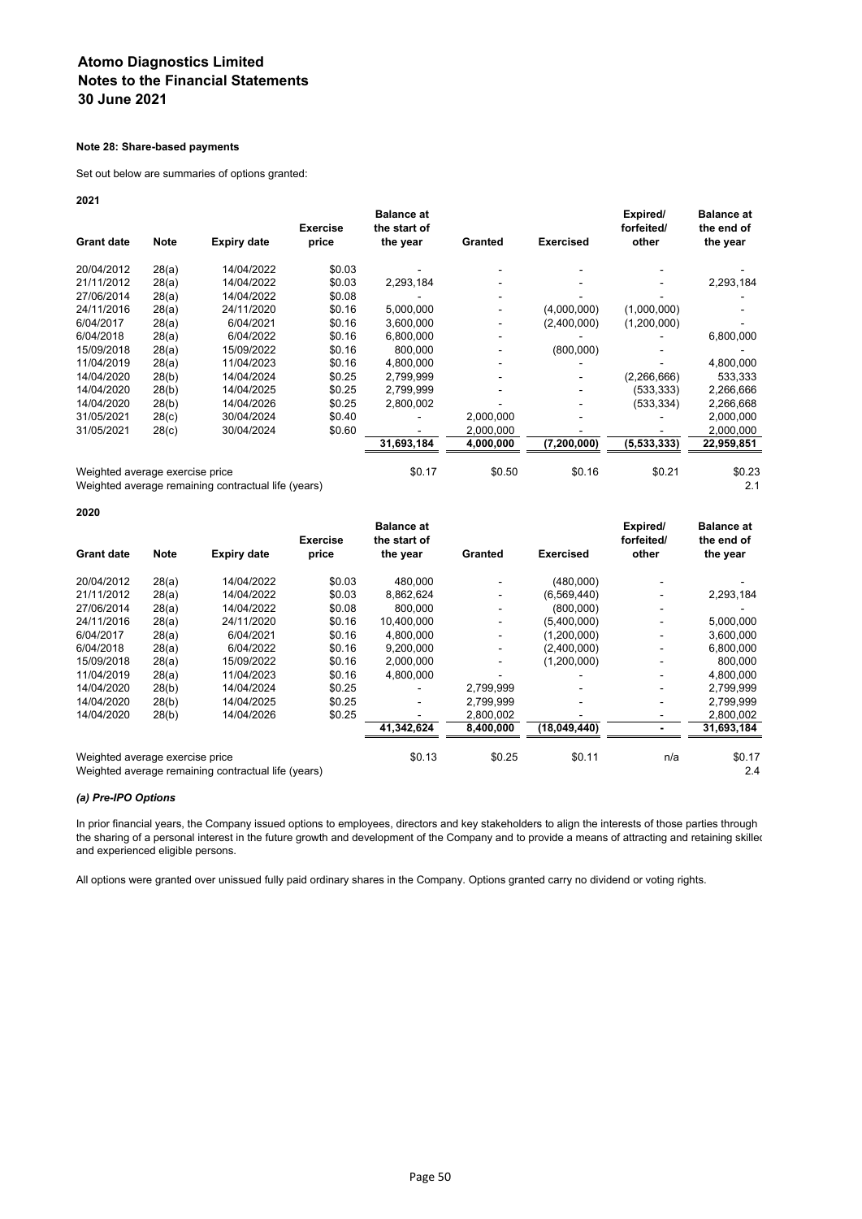# Atomo Diagnostics Limited
# Notes to the Financial Statements
# 30 June 2021

**Note 28: Share-based payments**

Set out below are summaries of options granted:

**2021**

| Grant date | Note | Expiry date | Exercise price | Balance at the start of the year | Granted | Exercised | Expired/ forfeited/ other | Balance at the end of the year |
|---|---|---|---|---|---|---|---|---|
| 20/04/2012 | 28(a) | 14/04/2022 | \$0.03 | - | - | - | - | - |
| 21/11/2012 | 28(a) | 14/04/2022 | \$0.03 | 2,293,184 | - | - | - | 2,293,184 |
| 27/06/2014 | 28(a) | 14/04/2022 | \$0.08 | - | - | - | - | - |
| 24/11/2016 | 28(a) | 24/11/2020 | \$0.16 | 5,000,000 | - | (4,000,000) | (1,000,000) | - |
| 6/04/2017 | 28(a) | 6/04/2021 | \$0.16 | 3,600,000 | - | (2,400,000) | (1,200,000) | - |
| 6/04/2018 | 28(a) | 6/04/2022 | \$0.16 | 6,800,000 | - | - | - | 6,800,000 |
| 15/09/2018 | 28(a) | 15/09/2022 | \$0.16 | 800,000 | - | (800,000) | - | - |
| 11/04/2019 | 28(a) | 11/04/2023 | \$0.16 | 4,800,000 | - | - | - | 4,800,000 |
| 14/04/2020 | 28(b) | 14/04/2024 | \$0.25 | 2,799,999 | - | - | (2,266,666) | 533,333 |
| 14/04/2020 | 28(b) | 14/04/2025 | \$0.25 | 2,799,999 | - | - | (533,333) | 2,266,666 |
| 14/04/2020 | 28(b) | 14/04/2026 | \$0.25 | 2,800,002 | - | - | (533,334) | 2,266,668 |
| 31/05/2021 | 28(c) | 30/04/2024 | \$0.40 | - | 2,000,000 | - | - | 2,000,000 |
| 31/05/2021 | 28(c) | 30/04/2024 | \$0.60 | - | 2,000,000 | - | - | 2,000,000 |
| | | | | 31,693,184 | 4,000,000 | (7,200,000) | (5,533,333) | 22,959,851 |
| Weighted average exercise price | | | | \$0.17 | \$0.50 | \$0.16 | \$0.21 | \$0.23 |
| Weighted average remaining contractual life (years) | | | | | | | | 2.1 |

**2020**

| Grant date | Note | Expiry date | Exercise price | Balance at the start of the year | Granted | Exercised | Expired/ forfeited/ other | Balance at the end of the year |
|---|---|---|---|---|---|---|---|---|
| 20/04/2012 | 28(a) | 14/04/2022 | \$0.03 | 480,000 | - | (480,000) | - | - |
| 21/11/2012 | 28(a) | 14/04/2022 | \$0.03 | 8,862,624 | - | (6,569,440) | - | 2,293,184 |
| 27/06/2014 | 28(a) | 14/04/2022 | \$0.08 | 800,000 | - | (800,000) | - | - |
| 24/11/2016 | 28(a) | 24/11/2020 | \$0.16 | 10,400,000 | - | (5,400,000) | - | 5,000,000 |
| 6/04/2017 | 28(a) | 6/04/2021 | \$0.16 | 4,800,000 | - | (1,200,000) | - | 3,600,000 |
| 6/04/2018 | 28(a) | 6/04/2022 | \$0.16 | 9,200,000 | - | (2,400,000) | - | 6,800,000 |
| 15/09/2018 | 28(a) | 15/09/2022 | \$0.16 | 2,000,000 | - | (1,200,000) | - | 800,000 |
| 11/04/2019 | 28(a) | 11/04/2023 | \$0.16 | 4,800,000 | - | - | - | 4,800,000 |
| 14/04/2020 | 28(b) | 14/04/2024 | \$0.25 | - | 2,799,999 | - | - | 2,799,999 |
| 14/04/2020 | 28(b) | 14/04/2025 | \$0.25 | - | 2,799,999 | - | - | 2,799,999 |
| 14/04/2020 | 28(b) | 14/04/2026 | \$0.25 | - | 2,800,002 | - | - | 2,800,002 |
| | | | | 41,342,624 | 8,400,000 | (18,049,440) | - | 31,693,184 |
| Weighted average exercise price | | | | \$0.13 | \$0.25 | \$0.11 | n/a | \$0.17 |
| Weighted average remaining contractual life (years) | | | | | | | | 2.4 |

***(a) Pre-IPO Options***

In prior financial years, the Company issued options to employees, directors and key stakeholders to align the interests of those parties through the sharing of a personal interest in the future growth and development of the Company and to provide a means of attracting and retaining skilled and experienced eligible persons.

All options were granted over unissued fully paid ordinary shares in the Company. Options granted carry no dividend or voting rights.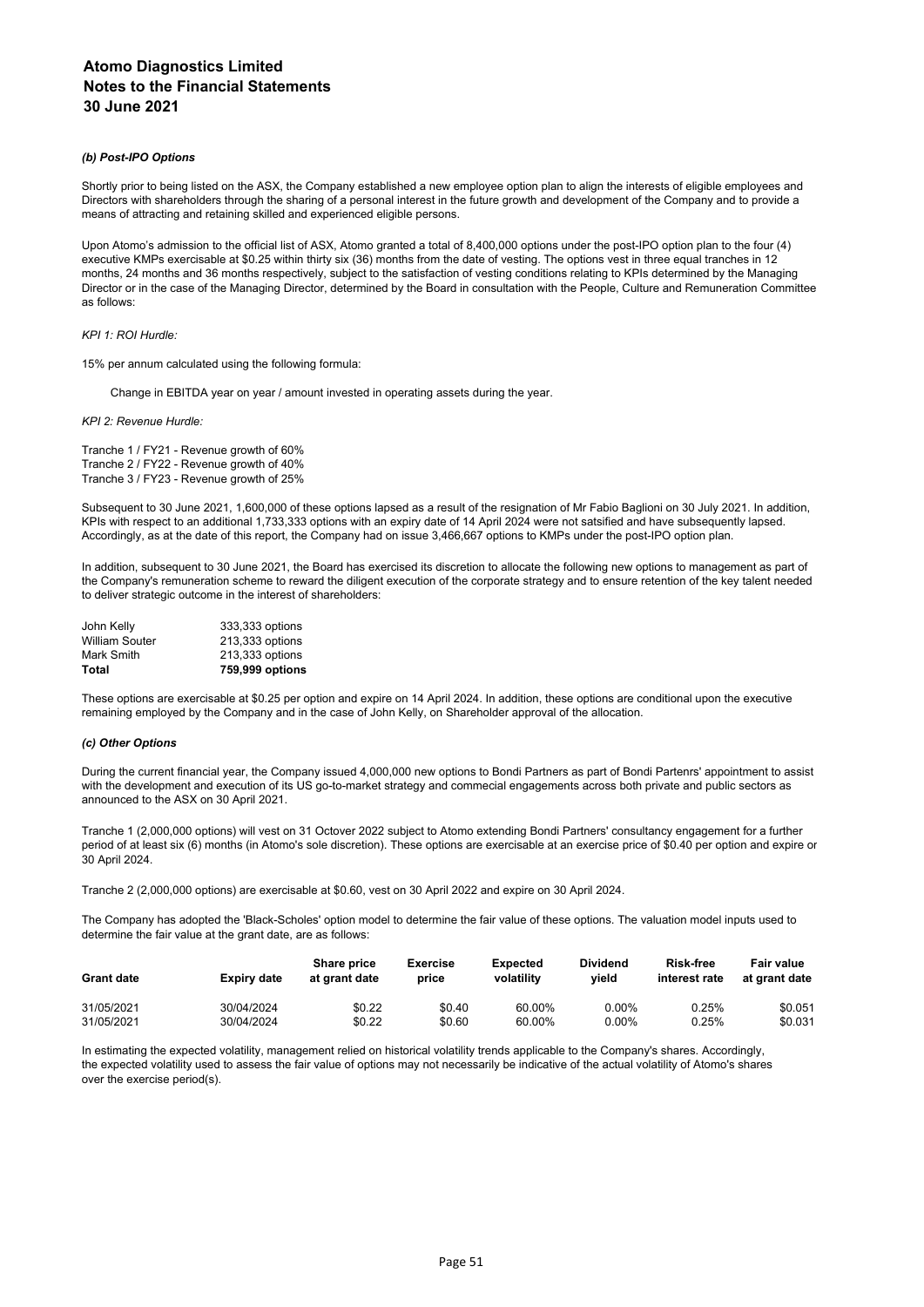*(b) Post-IPO Options*

Shortly prior to being listed on the ASX, the Company established a new employee option plan to align the interests of eligible employees and Directors with shareholders through the sharing of a personal interest in the future growth and development of the Company and to provide a means of attracting and retaining skilled and experienced eligible persons.

Upon Atomo's admission to the official list of ASX, Atomo granted a total of 8,400,000 options under the post-IPO option plan to the four (4) executive KMPs exercisable at $0.25 within thirty six (36) months from the date of vesting. The options vest in three equal tranches in 12 months, 24 months and 36 months respectively, subject to the satisfaction of vesting conditions relating to KPIs determined by the Managing Director or in the case of the Managing Director, determined by the Board in consultation with the People, Culture and Remuneration Committee as follows:

*KPI 1: ROI Hurdle:*

15% per annum calculated using the following formula:

Change in EBITDA year on year / amount invested in operating assets during the year.

*KPI 2: Revenue Hurdle:*

Tranche 1 / FY21 - Revenue growth of 60%
Tranche 2 / FY22 - Revenue growth of 40%
Tranche 3 / FY23 - Revenue growth of 25%

Subsequent to 30 June 2021, 1,600,000 of these options lapsed as a result of the resignation of Mr Fabio Baglioni on 30 July 2021. In addition, KPIs with respect to an additional 1,733,333 options with an expiry date of 14 April 2024 were not satsified and have subsequently lapsed. Accordingly, as at the date of this report, the Company had on issue 3,466,667 options to KMPs under the post-IPO option plan.

In addition, subsequent to 30 June 2021, the Board has exercised its discretion to allocate the following new options to management as part of the Company's remuneration scheme to reward the diligent execution of the corporate strategy and to ensure retention of the key talent needed to deliver strategic outcome in the interest of shareholders:

| | |
|---|---|
| John Kelly | 333,333 options |
| William Souter | 213,333 options |
| Mark Smith | 213,333 options |
| **Total** | **759,999 options** |

These options are exercisable at $0.25 per option and expire on 14 April 2024. In addition, these options are conditional upon the executive remaining employed by the Company and in the case of John Kelly, on Shareholder approval of the allocation.

*(c) Other Options*

During the current financial year, the Company issued 4,000,000 new options to Bondi Partners as part of Bondi Partenrs' appointment to assist with the development and execution of its US go-to-market strategy and commecial engagements across both private and public sectors as announced to the ASX on 30 April 2021.

Tranche 1 (2,000,000 options) will vest on 31 Octover 2022 subject to Atomo extending Bondi Partners' consultancy engagement for a further period of at least six (6) months (in Atomo's sole discretion). These options are exercisable at an exercise price of $0.40 per option and expire or 30 April 2024.

Tranche 2 (2,000,000 options) are exercisable at $0.60, vest on 30 April 2022 and expire on 30 April 2024.

The Company has adopted the 'Black-Scholes' option model to determine the fair value of these options. The valuation model inputs used to determine the fair value at the grant date, are as follows:

| Grant date | Expiry date | Share price at grant date | Exercise price | Expected volatility | Dividend yield | Risk-free interest rate | Fair value at grant date |
|---|---|---|---|---|---|---|---|
| 31/05/2021 | 30/04/2024 | $0.22 | $0.40 | 60.00% | 0.00% | 0.25% | $0.051 |
| 31/05/2021 | 30/04/2024 | $0.22 | $0.60 | 60.00% | 0.00% | 0.25% | $0.031 |

In estimating the expected volatility, management relied on historical volatility trends applicable to the Company's shares. Accordingly, the expected volatility used to assess the fair value of options may not necessarily be indicative of the actual volatility of Atomo's shares over the exercise period(s).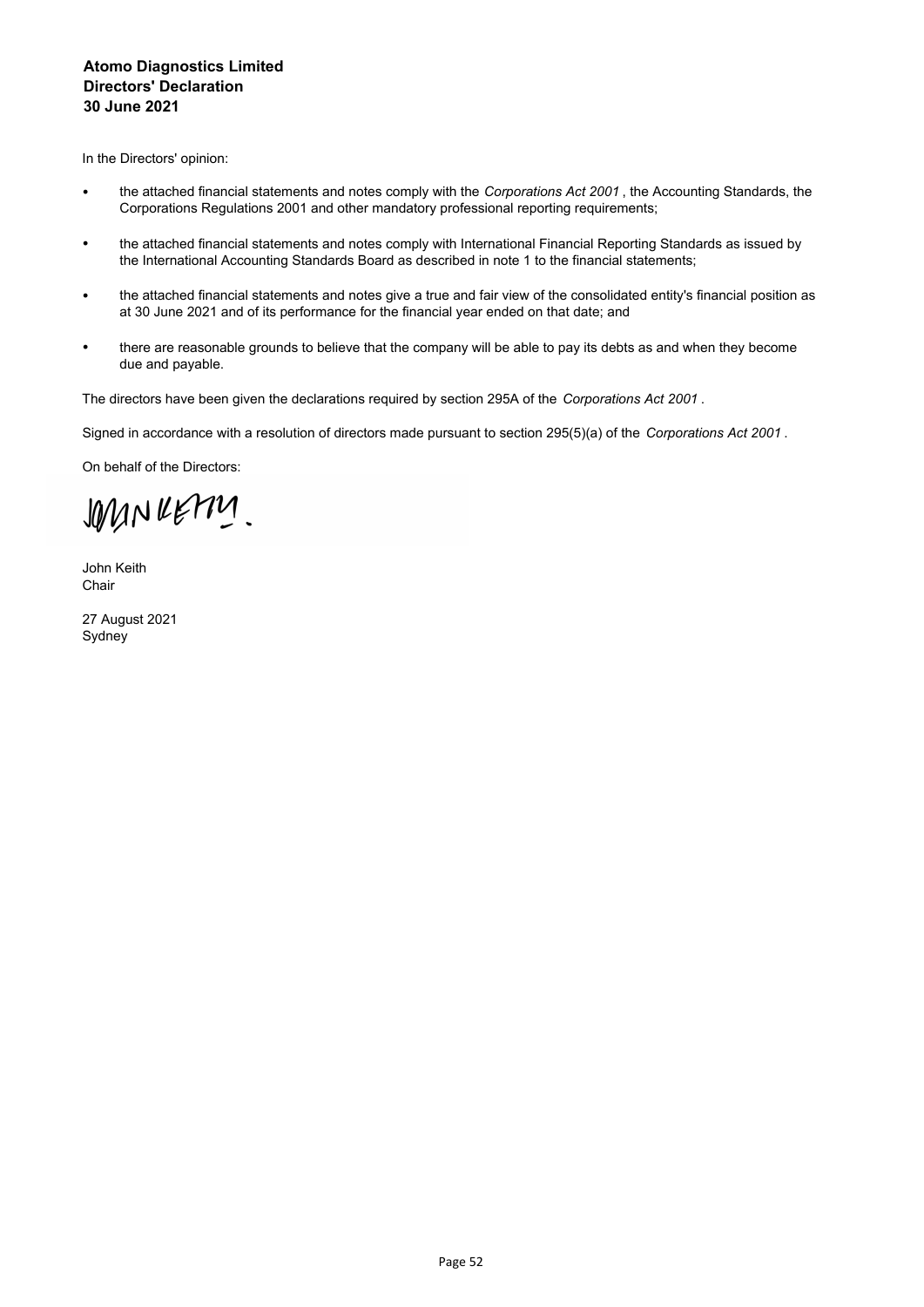**Atomo Diagnostics Limited**
**Directors' Declaration**
**30 June 2021**

In the Directors' opinion:

- the attached financial statements and notes comply with the *Corporations Act 2001* , the Accounting Standards, the Corporations Regulations 2001 and other mandatory professional reporting requirements;
- the attached financial statements and notes comply with International Financial Reporting Standards as issued by the International Accounting Standards Board as described in note 1 to the financial statements;
- the attached financial statements and notes give a true and fair view of the consolidated entity's financial position as at 30 June 2021 and of its performance for the financial year ended on that date; and
- there are reasonable grounds to believe that the company will be able to pay its debts as and when they become due and payable.

The directors have been given the declarations required by section 295A of the *Corporations Act 2001* .

Signed in accordance with a resolution of directors made pursuant to section 295(5)(a) of the *Corporations Act 2001* .

On behalf of the Directors:

John Keith
Chair

27 August 2021
Sydney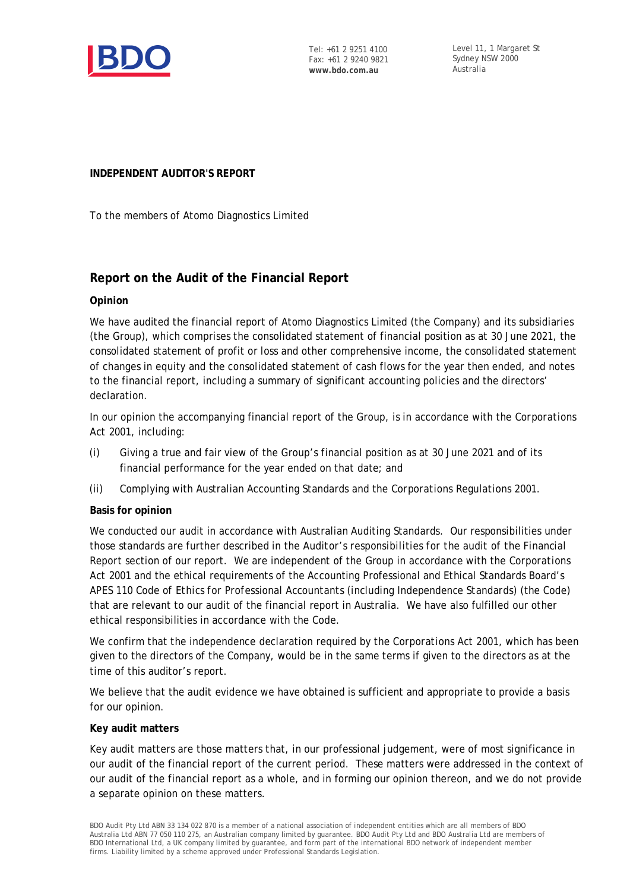Tel: +61 2 9251 4100
Fax: +61 2 9240 9821
**www.bdo.com.au**

Level 11, 1 Margaret St
Sydney NSW 2000
Australia

**INDEPENDENT AUDITOR'S REPORT**

To the members of Atomo Diagnostics Limited

## Report on the Audit of the Financial Report

**Opinion**

We have audited the financial report of Atomo Diagnostics Limited (the Company) and its subsidiaries (the Group), which comprises the consolidated statement of financial position as at 30 June 2021, the consolidated statement of profit or loss and other comprehensive income, the consolidated statement of changes in equity and the consolidated statement of cash flows for the year then ended, and notes to the financial report, including a summary of significant accounting policies and the directors' declaration.

In our opinion the accompanying financial report of the Group, is in accordance with the *Corporations Act 2001*, including:

(i) Giving a true and fair view of the Group's financial position as at 30 June 2021 and of its financial performance for the year ended on that date; and

(ii) Complying with Australian Accounting Standards and the *Corporations Regulations 2001*.

**Basis for opinion**

We conducted our audit in accordance with Australian Auditing Standards. Our responsibilities under those standards are further described in the *Auditor's responsibilities for the audit of the Financial Report* section of our report. We are independent of the Group in accordance with the *Corporations Act 2001* and the ethical requirements of the Accounting Professional and Ethical Standards Board's APES 110 *Code of Ethics for Professional Accountants (including Independence Standards)* (the Code) that are relevant to our audit of the financial report in Australia. We have also fulfilled our other ethical responsibilities in accordance with the Code.

We confirm that the independence declaration required by the *Corporations Act 2001*, which has been given to the directors of the Company, would be in the same terms if given to the directors as at the time of this auditor's report.

We believe that the audit evidence we have obtained is sufficient and appropriate to provide a basis for our opinion.

**Key audit matters**

Key audit matters are those matters that, in our professional judgement, were of most significance in our audit of the financial report of the current period. These matters were addressed in the context of our audit of the financial report as a whole, and in forming our opinion thereon, and we do not provide a separate opinion on these matters.

BDO Audit Pty Ltd ABN 33 134 022 870 is a member of a national association of independent entities which are all members of BDO Australia Ltd ABN 77 050 110 275, an Australian company limited by guarantee. BDO Audit Pty Ltd and BDO Australia Ltd are members of BDO International Ltd, a UK company limited by guarantee, and form part of the international BDO network of independent member firms. Liability limited by a scheme approved under Professional Standards Legislation.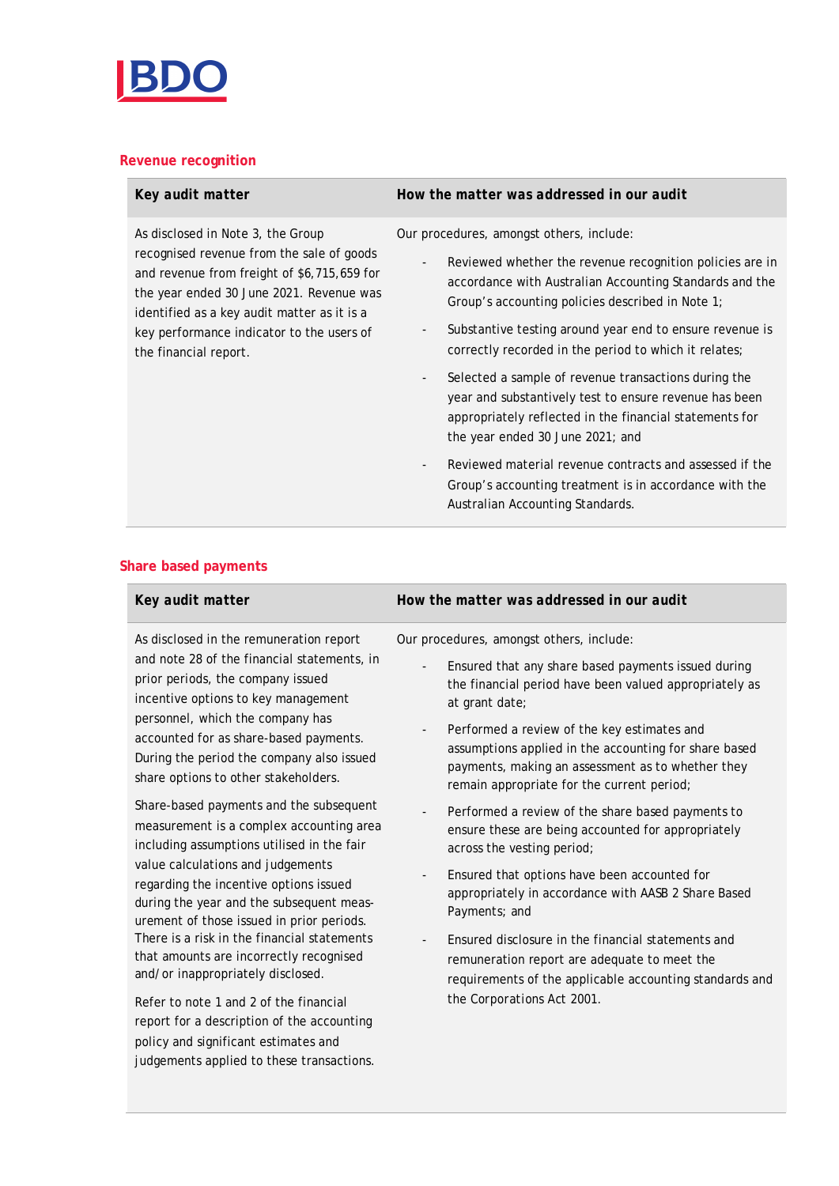### Revenue recognition

| Key audit matter | How the matter was addressed in our audit |
|---|---|
| As disclosed in Note 3, the Group recognised revenue from the sale of goods and revenue from freight of $6,715,659 for the year ended 30 June 2021. Revenue was identified as a key audit matter as it is a key performance indicator to the users of the financial report. | Our procedures, amongst others, include:<br>- Reviewed whether the revenue recognition policies are in accordance with Australian Accounting Standards and the Group's accounting policies described in Note 1;<br>- Substantive testing around year end to ensure revenue is correctly recorded in the period to which it relates;<br>- Selected a sample of revenue transactions during the year and substantively test to ensure revenue has been appropriately reflected in the financial statements for the year ended 30 June 2021; and<br>- Reviewed material revenue contracts and assessed if the Group's accounting treatment is in accordance with the Australian Accounting Standards. |

### Share based payments

| Key audit matter | How the matter was addressed in our audit |
|---|---|
| As disclosed in the remuneration report and note 28 of the financial statements, in prior periods, the company issued incentive options to key management personnel, which the company has accounted for as share-based payments. During the period the company also issued share options to other stakeholders.<br><br>Share-based payments and the subsequent measurement is a complex accounting area including assumptions utilised in the fair value calculations and judgements regarding the incentive options issued during the year and the subsequent measurement of those issued in prior periods. There is a risk in the financial statements that amounts are incorrectly recognised and/or inappropriately disclosed.<br><br>Refer to note 1 and 2 of the financial report for a description of the accounting policy and significant estimates and judgements applied to these transactions. | Our procedures, amongst others, include:<br>- Ensured that any share based payments issued during the financial period have been valued appropriately as at grant date;<br>- Performed a review of the key estimates and assumptions applied in the accounting for share based payments, making an assessment as to whether they remain appropriate for the current period;<br>- Performed a review of the share based payments to ensure these are being accounted for appropriately across the vesting period;<br>- Ensured that options have been accounted for appropriately in accordance with AASB 2 Share Based Payments; and<br>- Ensured disclosure in the financial statements and remuneration report are adequate to meet the requirements of the applicable accounting standards and the Corporations Act 2001. |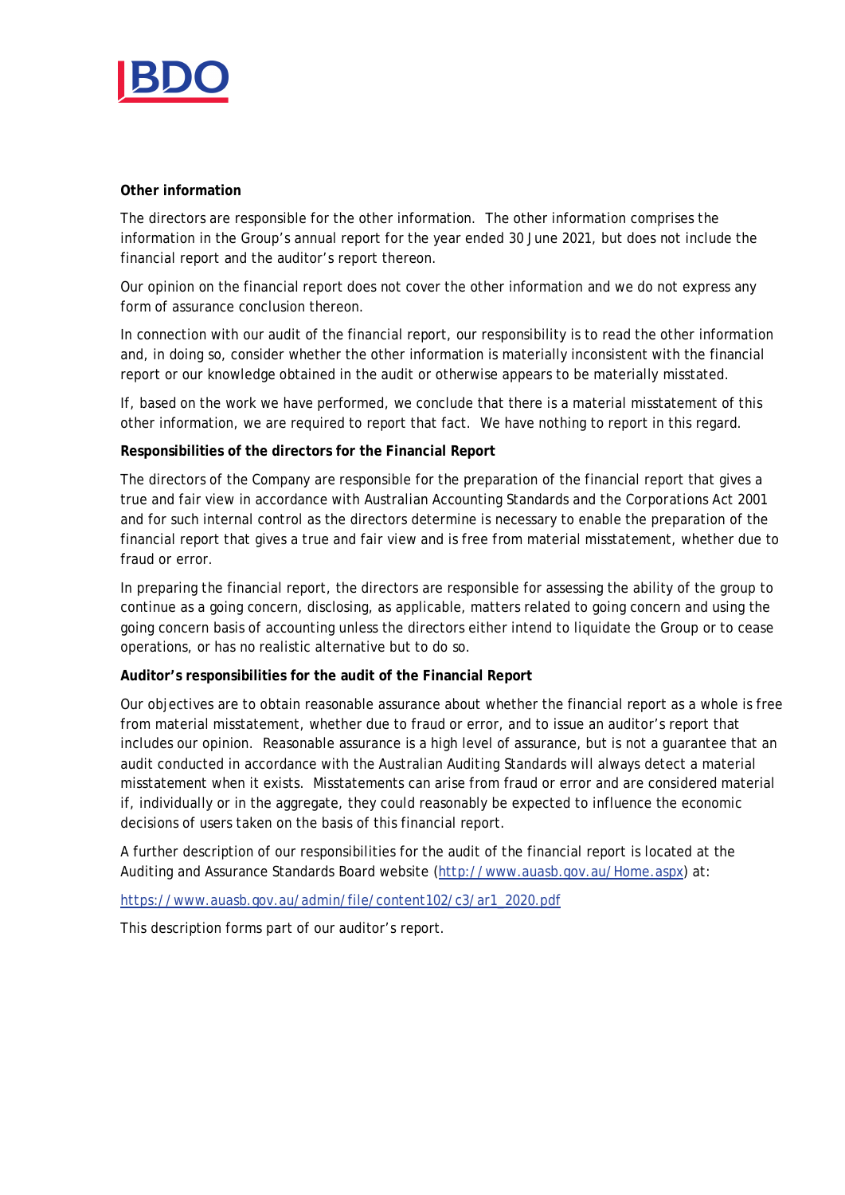**Other information**

The directors are responsible for the other information. The other information comprises the information in the Group's annual report for the year ended 30 June 2021, but does not include the financial report and the auditor's report thereon.

Our opinion on the financial report does not cover the other information and we do not express any form of assurance conclusion thereon.

In connection with our audit of the financial report, our responsibility is to read the other information and, in doing so, consider whether the other information is materially inconsistent with the financial report or our knowledge obtained in the audit or otherwise appears to be materially misstated.

If, based on the work we have performed, we conclude that there is a material misstatement of this other information, we are required to report that fact. We have nothing to report in this regard.

**Responsibilities of the directors for the Financial Report**

The directors of the Company are responsible for the preparation of the financial report that gives a true and fair view in accordance with Australian Accounting Standards and the *Corporations Act 2001* and for such internal control as the directors determine is necessary to enable the preparation of the financial report that gives a true and fair view and is free from material misstatement, whether due to fraud or error.

In preparing the financial report, the directors are responsible for assessing the ability of the group to continue as a going concern, disclosing, as applicable, matters related to going concern and using the going concern basis of accounting unless the directors either intend to liquidate the Group or to cease operations, or has no realistic alternative but to do so.

**Auditor's responsibilities for the audit of the Financial Report**

Our objectives are to obtain reasonable assurance about whether the financial report as a whole is free from material misstatement, whether due to fraud or error, and to issue an auditor's report that includes our opinion. Reasonable assurance is a high level of assurance, but is not a guarantee that an audit conducted in accordance with the Australian Auditing Standards will always detect a material misstatement when it exists. Misstatements can arise from fraud or error and are considered material if, individually or in the aggregate, they could reasonably be expected to influence the economic decisions of users taken on the basis of this financial report.

A further description of our responsibilities for the audit of the financial report is located at the Auditing and Assurance Standards Board website (http://www.auasb.gov.au/Home.aspx) at:

https://www.auasb.gov.au/admin/file/content102/c3/ar1_2020.pdf

This description forms part of our auditor's report.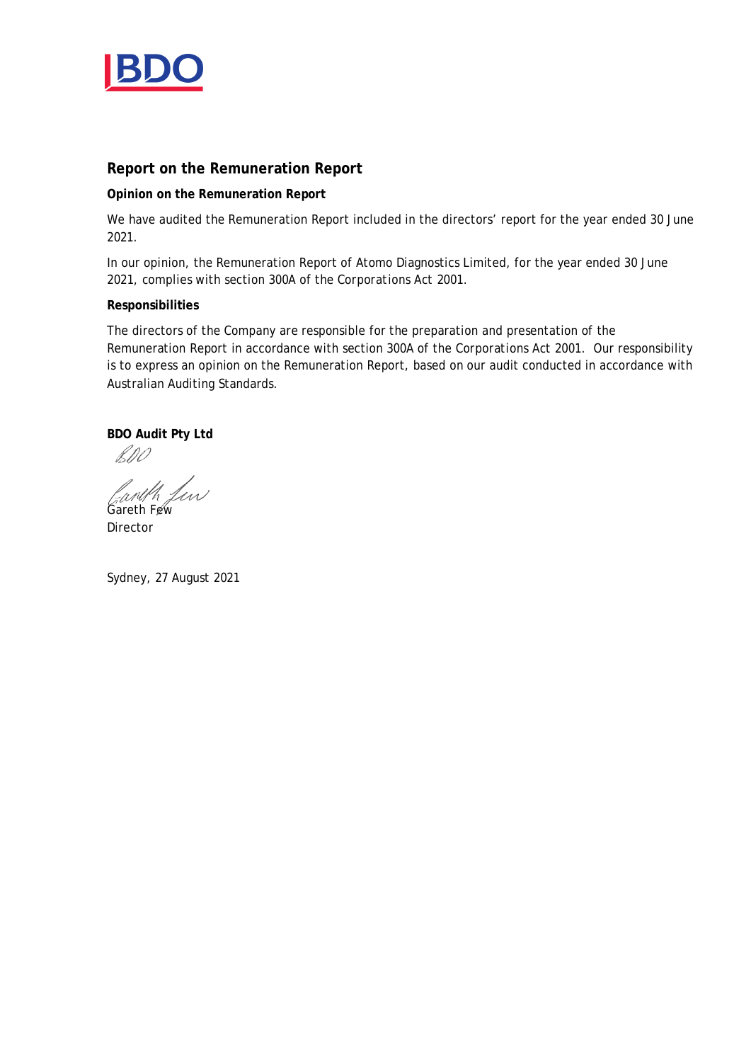## Report on the Remuneration Report

**Opinion on the Remuneration Report**

We have audited the Remuneration Report included in the directors' report for the year ended 30 June 2021.

In our opinion, the Remuneration Report of Atomo Diagnostics Limited, for the year ended 30 June 2021, complies with section 300A of the *Corporations Act 2001*.

**Responsibilities**

The directors of the Company are responsible for the preparation and presentation of the Remuneration Report in accordance with section 300A of the *Corporations Act 2001*. Our responsibility is to express an opinion on the Remuneration Report, based on our audit conducted in accordance with Australian Auditing Standards.

**BDO Audit Pty Ltd**

Gareth Few
Director

Sydney, 27 August 2021